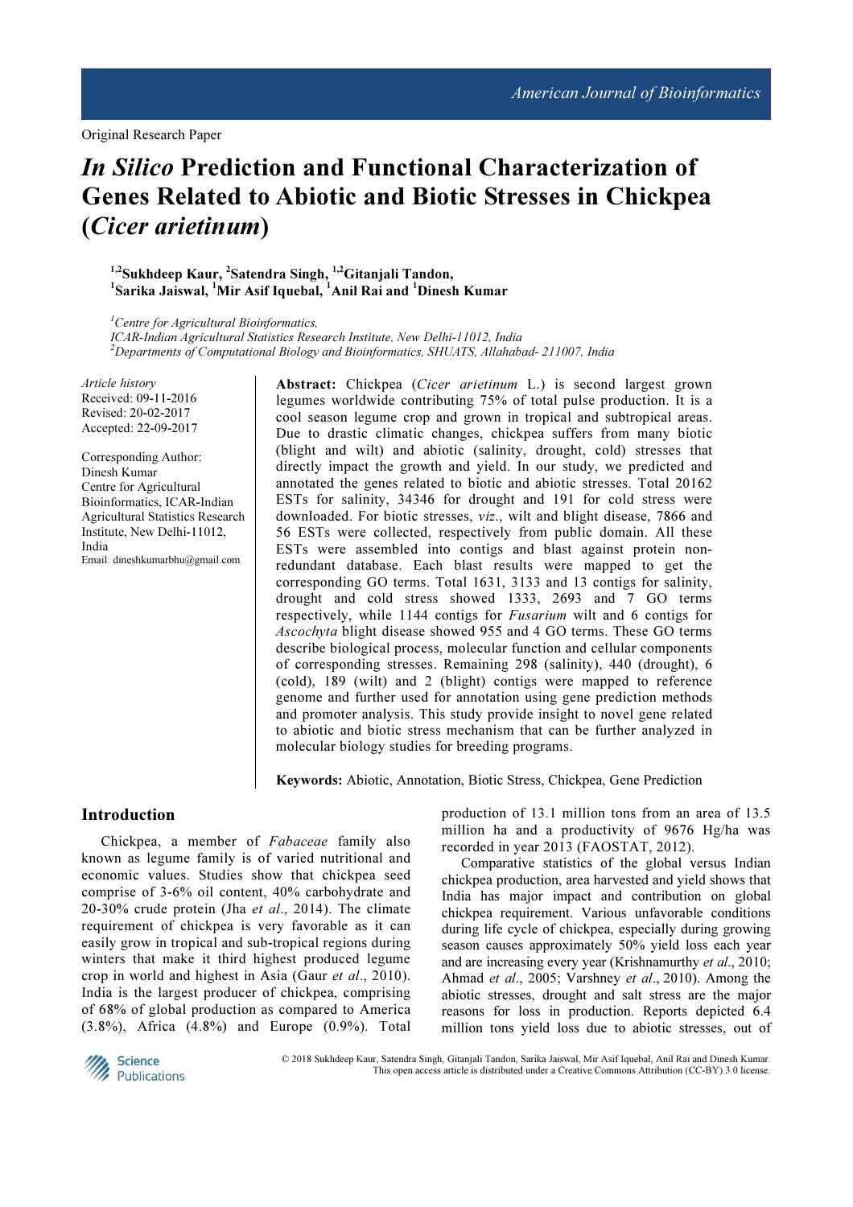Original Research Paper

# *In Silico* Prediction and Functional Characterization of Genes Related to Abiotic and Biotic Stresses in Chickpea (*Cicer arietinum*)

[1,2]**Sukhdeep Kaur,** [2]**Satendra Singh,** [1,2]**Gitanjali Tandon,**
[1]**Sarika Jaiswal,** [1]**Mir Asif Iquebal,** [1]**Anil Rai and** [1]**Dinesh Kumar**

[1]*Centre for Agricultural Bioinformatics,*
*ICAR-Indian Agricultural Statistics Research Institute, New Delhi-11012, India*
[2]*Departments of Computational Biology and Bioinformatics, SHUATS, Allahabad- 211007, India*

*Article history*
Received: 09-11-2016
Revised: 20-02-2017
Accepted: 22-09-2017

Corresponding Author:
Dinesh Kumar
Centre for Agricultural Bioinformatics, ICAR-Indian Agricultural Statistics Research Institute, New Delhi-11012, India
Email: dineshkumarbhu@gmail.com

**Abstract:** Chickpea (*Cicer arietinum* L.) is second largest grown legumes worldwide contributing 75% of total pulse production. It is a cool season legume crop and grown in tropical and subtropical areas. Due to drastic climatic changes, chickpea suffers from many biotic (blight and wilt) and abiotic (salinity, drought, cold) stresses that directly impact the growth and yield. In our study, we predicted and annotated the genes related to biotic and abiotic stresses. Total 20162 ESTs for salinity, 34346 for drought and 191 for cold stress were downloaded. For biotic stresses, *viz*., wilt and blight disease, 7866 and 56 ESTs were collected, respectively from public domain. All these ESTs were assembled into contigs and blast against protein non-redundant database. Each blast results were mapped to get the corresponding GO terms. Total 1631, 3133 and 13 contigs for salinity, drought and cold stress showed 1333, 2693 and 7 GO terms respectively, while 1144 contigs for *Fusarium* wilt and 6 contigs for *Ascochyta* blight disease showed 955 and 4 GO terms. These GO terms describe biological process, molecular function and cellular components of corresponding stresses. Remaining 298 (salinity), 440 (drought), 6 (cold), 189 (wilt) and 2 (blight) contigs were mapped to reference genome and further used for annotation using gene prediction methods and promoter analysis. This study provide insight to novel gene related to abiotic and biotic stress mechanism that can be further analyzed in molecular biology studies for breeding programs.

**Keywords:** Abiotic, Annotation, Biotic Stress, Chickpea, Gene Prediction

## Introduction

Chickpea, a member of *Fabaceae* family also known as legume family is of varied nutritional and economic values. Studies show that chickpea seed comprise of 3-6% oil content, 40% carbohydrate and 20-30% crude protein (Jha *et al*., 2014). The climate requirement of chickpea is very favorable as it can easily grow in tropical and sub-tropical regions during winters that make it third highest produced legume crop in world and highest in Asia (Gaur *et al*., 2010). India is the largest producer of chickpea, comprising of 68% of global production as compared to America (3.8%), Africa (4.8%) and Europe (0.9%). Total production of 13.1 million tons from an area of 13.5 million ha and a productivity of 9676 Hg/ha was recorded in year 2013 (FAOSTAT, 2012).

Comparative statistics of the global versus Indian chickpea production, area harvested and yield shows that India has major impact and contribution on global chickpea requirement. Various unfavorable conditions during life cycle of chickpea, especially during growing season causes approximately 50% yield loss each year and are increasing every year (Krishnamurthy *et al*., 2010; Ahmad *et al*., 2005; Varshney *et al*., 2010). Among the abiotic stresses, drought and salt stress are the major reasons for loss in production. Reports depicted 6.4 million tons yield loss due to abiotic stresses, out of

© 2018 Sukhdeep Kaur, Satendra Singh, Gitanjali Tandon, Sarika Jaiswal, Mir Asif Iquebal, Anil Rai and Dinesh Kumar. This open access article is distributed under a Creative Commons Attribution (CC-BY) 3.0 license.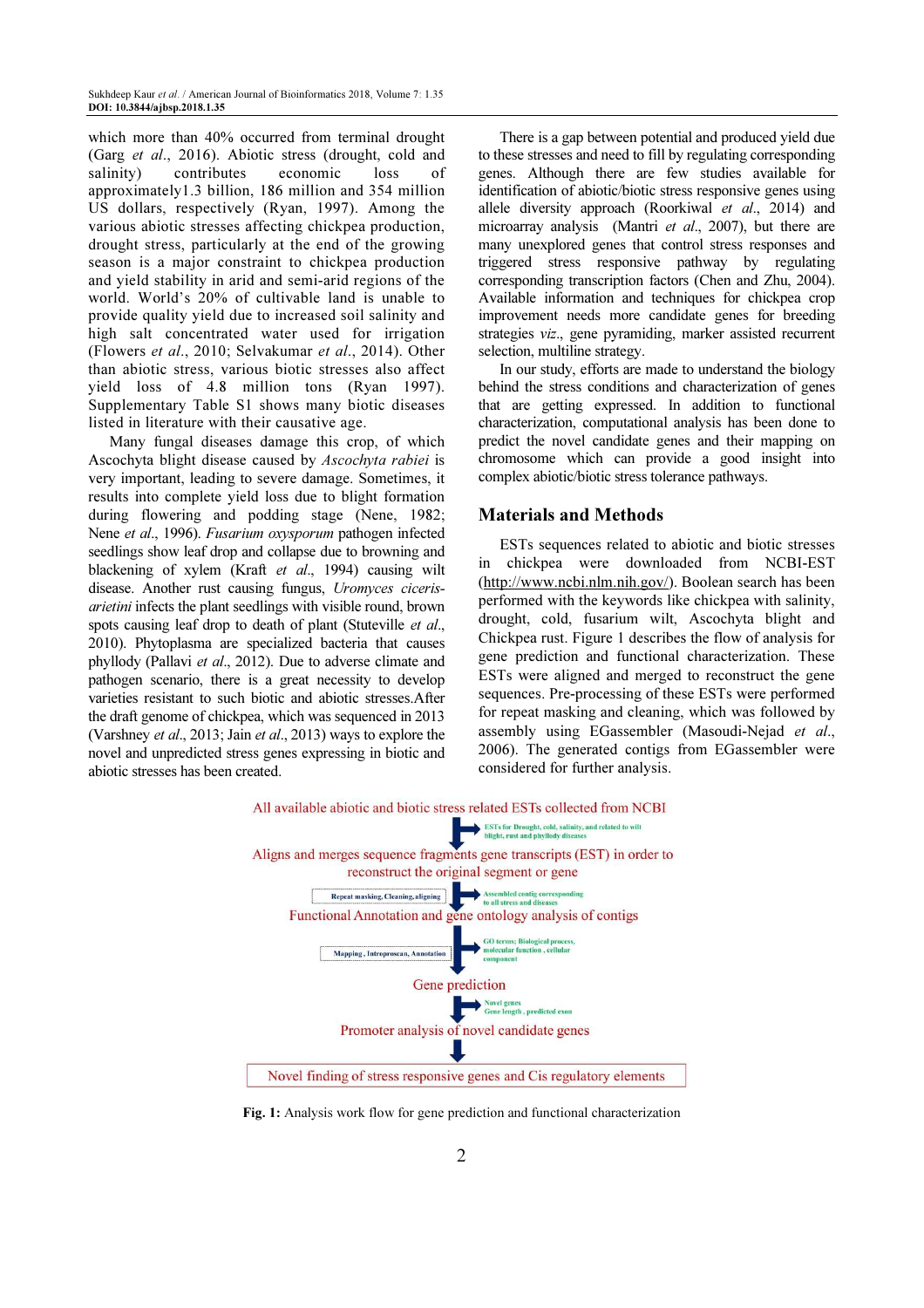which more than 40% occurred from terminal drought (Garg *et al*., 2016). Abiotic stress (drought, cold and salinity) contributes economic loss of approximately1.3 billion, 186 million and 354 million US dollars, respectively (Ryan, 1997). Among the various abiotic stresses affecting chickpea production, drought stress, particularly at the end of the growing season is a major constraint to chickpea production and yield stability in arid and semi-arid regions of the world. World's 20% of cultivable land is unable to provide quality yield due to increased soil salinity and high salt concentrated water used for irrigation (Flowers *et al*., 2010; Selvakumar *et al*., 2014). Other than abiotic stress, various biotic stresses also affect yield loss of 4.8 million tons (Ryan 1997). Supplementary Table S1 shows many biotic diseases listed in literature with their causative age.

Many fungal diseases damage this crop, of which Ascochyta blight disease caused by *Ascochyta rabiei* is very important, leading to severe damage. Sometimes, it results into complete yield loss due to blight formation during flowering and podding stage (Nene, 1982; Nene *et al*., 1996). *Fusarium oxysporum* pathogen infected seedlings show leaf drop and collapse due to browning and blackening of xylem (Kraft *et al*., 1994) causing wilt disease. Another rust causing fungus, *Uromyces ciceris-arietini* infects the plant seedlings with visible round, brown spots causing leaf drop to death of plant (Stuteville *et al*., 2010). Phytoplasma are specialized bacteria that causes phyllody (Pallavi *et al*., 2012). Due to adverse climate and pathogen scenario, there is a great necessity to develop varieties resistant to such biotic and abiotic stresses.After the draft genome of chickpea, which was sequenced in 2013 (Varshney *et al*., 2013; Jain *et al*., 2013) ways to explore the novel and unpredicted stress genes expressing in biotic and abiotic stresses has been created.

There is a gap between potential and produced yield due to these stresses and need to fill by regulating corresponding genes. Although there are few studies available for identification of abiotic/biotic stress responsive genes using allele diversity approach (Roorkiwal *et al*., 2014) and microarray analysis (Mantri *et al*., 2007), but there are many unexplored genes that control stress responses and triggered stress responsive pathway by regulating corresponding transcription factors (Chen and Zhu, 2004). Available information and techniques for chickpea crop improvement needs more candidate genes for breeding strategies *viz*., gene pyramiding, marker assisted recurrent selection, multiline strategy.

In our study, efforts are made to understand the biology behind the stress conditions and characterization of genes that are getting expressed. In addition to functional characterization, computational analysis has been done to predict the novel candidate genes and their mapping on chromosome which can provide a good insight into complex abiotic/biotic stress tolerance pathways.

## Materials and Methods

ESTs sequences related to abiotic and biotic stresses in chickpea were downloaded from NCBI-EST (http://www.ncbi.nlm.nih.gov/). Boolean search has been performed with the keywords like chickpea with salinity, drought, cold, fusarium wilt, Ascochyta blight and Chickpea rust. Figure 1 describes the flow of analysis for gene prediction and functional characterization. These ESTs were aligned and merged to reconstruct the gene sequences. Pre-processing of these ESTs were performed for repeat masking and cleaning, which was followed by assembly using EGassembler (Masoudi-Nejad *et al*., 2006). The generated contigs from EGassembler were considered for further analysis.

All available abiotic and biotic stress related ESTs collected from NCBI

ESTs for Drought, cold, salinity, and related to wilt blight, rust and phyllody diseases

Aligns and merges sequence fragments gene transcripts (EST) in order to reconstruct the original segment or gene

Repeat masking, Cleaning, aligning

Assembled contig corresponding to all stress and diseases

Functional Annotation and gene ontology analysis of contigs

Mapping, Introproscan, Annotation

GO terms; Biological process, molecular function, cellular component

Gene prediction

Novel genes
Gene length, predicted exon

Promoter analysis of novel candidate genes

Novel finding of stress responsive genes and Cis regulatory elements

**Fig. 1:** Analysis work flow for gene prediction and functional characterization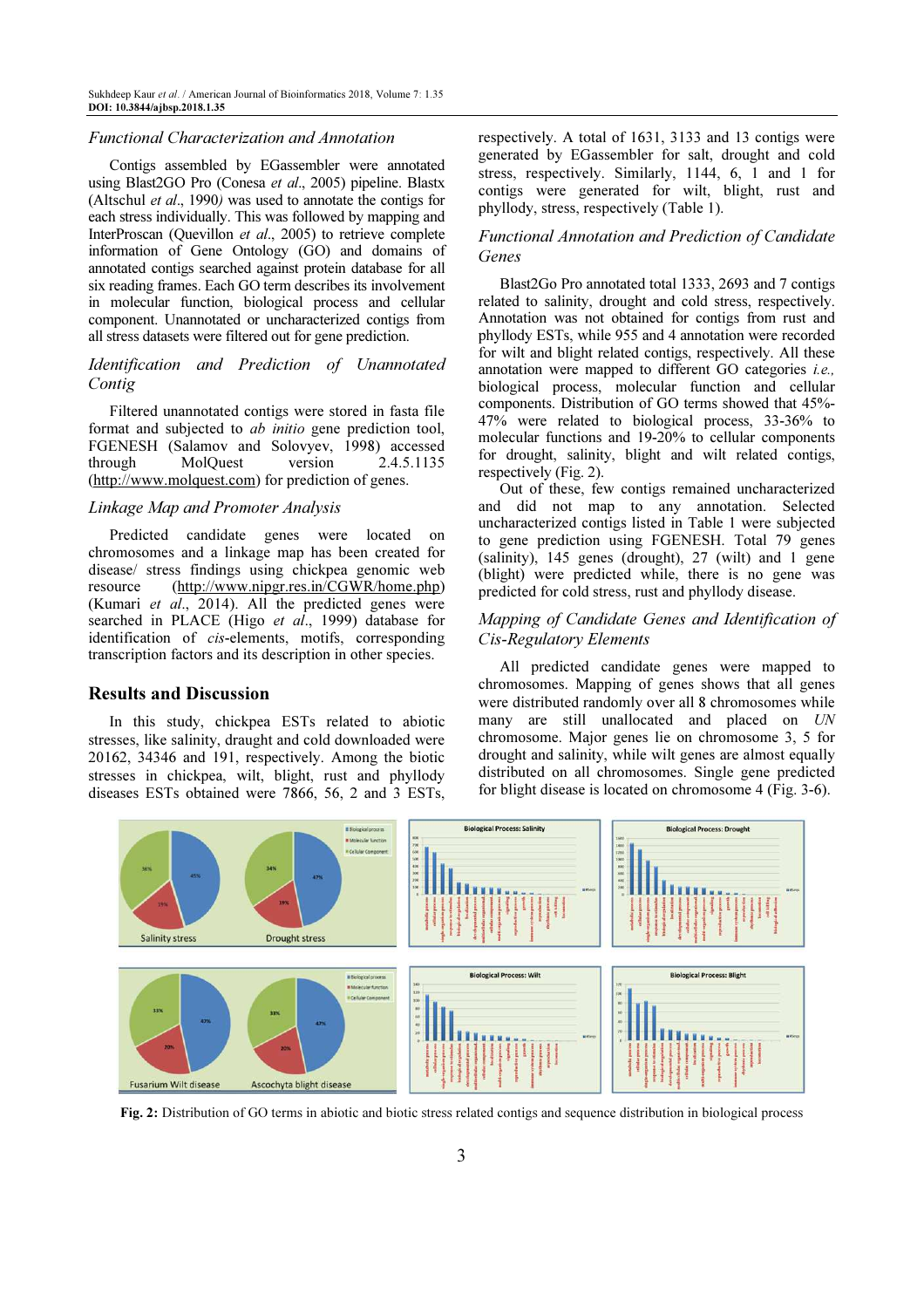### *Functional Characterization and Annotation*

Contigs assembled by EGassembler were annotated using Blast2GO Pro (Conesa *et al*., 2005) pipeline. Blastx (Altschul *et al*., 1990*)* was used to annotate the contigs for each stress individually. This was followed by mapping and InterProscan (Quevillon *et al*., 2005) to retrieve complete information of Gene Ontology (GO) and domains of annotated contigs searched against protein database for all six reading frames. Each GO term describes its involvement in molecular function, biological process and cellular component. Unannotated or uncharacterized contigs from all stress datasets were filtered out for gene prediction.

### *Identification and Prediction of Unannotated Contig*

Filtered unannotated contigs were stored in fasta file format and subjected to *ab initio* gene prediction tool, FGENESH (Salamov and Solovyev, 1998) accessed through MolQuest version 2.4.5.1135 (http://www.molquest.com) for prediction of genes.

### *Linkage Map and Promoter Analysis*

Predicted candidate genes were located on chromosomes and a linkage map has been created for disease/ stress findings using chickpea genomic web resource (http://www.nipgr.res.in/CGWR/home.php) (Kumari *et al*., 2014). All the predicted genes were searched in PLACE (Higo *et al*., 1999) database for identification of *cis*-elements, motifs, corresponding transcription factors and its description in other species.

## Results and Discussion

In this study, chickpea ESTs related to abiotic stresses, like salinity, draught and cold downloaded were 20162, 34346 and 191, respectively. Among the biotic stresses in chickpea, wilt, blight, rust and phyllody diseases ESTs obtained were 7866, 56, 2 and 3 ESTs, respectively. A total of 1631, 3133 and 13 contigs were generated by EGassembler for salt, drought and cold stress, respectively. Similarly, 1144, 6, 1 and 1 for contigs were generated for wilt, blight, rust and phyllody, stress, respectively (Table 1).

### *Functional Annotation and Prediction of Candidate Genes*

Blast2Go Pro annotated total 1333, 2693 and 7 contigs related to salinity, drought and cold stress, respectively. Annotation was not obtained for contigs from rust and phyllody ESTs, while 955 and 4 annotation were recorded for wilt and blight related contigs, respectively. All these annotation were mapped to different GO categories *i.e.,* biological process, molecular function and cellular components. Distribution of GO terms showed that 45%-47% were related to biological process, 33-36% to molecular functions and 19-20% to cellular components for drought, salinity, blight and wilt related contigs, respectively (Fig. 2).

Out of these, few contigs remained uncharacterized and did not map to any annotation. Selected uncharacterized contigs listed in Table 1 were subjected to gene prediction using FGENESH. Total 79 genes (salinity), 145 genes (drought), 27 (wilt) and 1 gene (blight) were predicted while, there is no gene was predicted for cold stress, rust and phyllody disease.

### *Mapping of Candidate Genes and Identification of Cis-Regulatory Elements*

All predicted candidate genes were mapped to chromosomes. Mapping of genes shows that all genes were distributed randomly over all 8 chromosomes while many are still unallocated and placed on *UN* chromosome. Major genes lie on chromosome 3, 5 for drought and salinity, while wilt genes are almost equally distributed on all chromosomes. Single gene predicted for blight disease is located on chromosome 4 (Fig. 3-6).

**Fig. 2:** Distribution of GO terms in abiotic and biotic stress related contigs and sequence distribution in biological process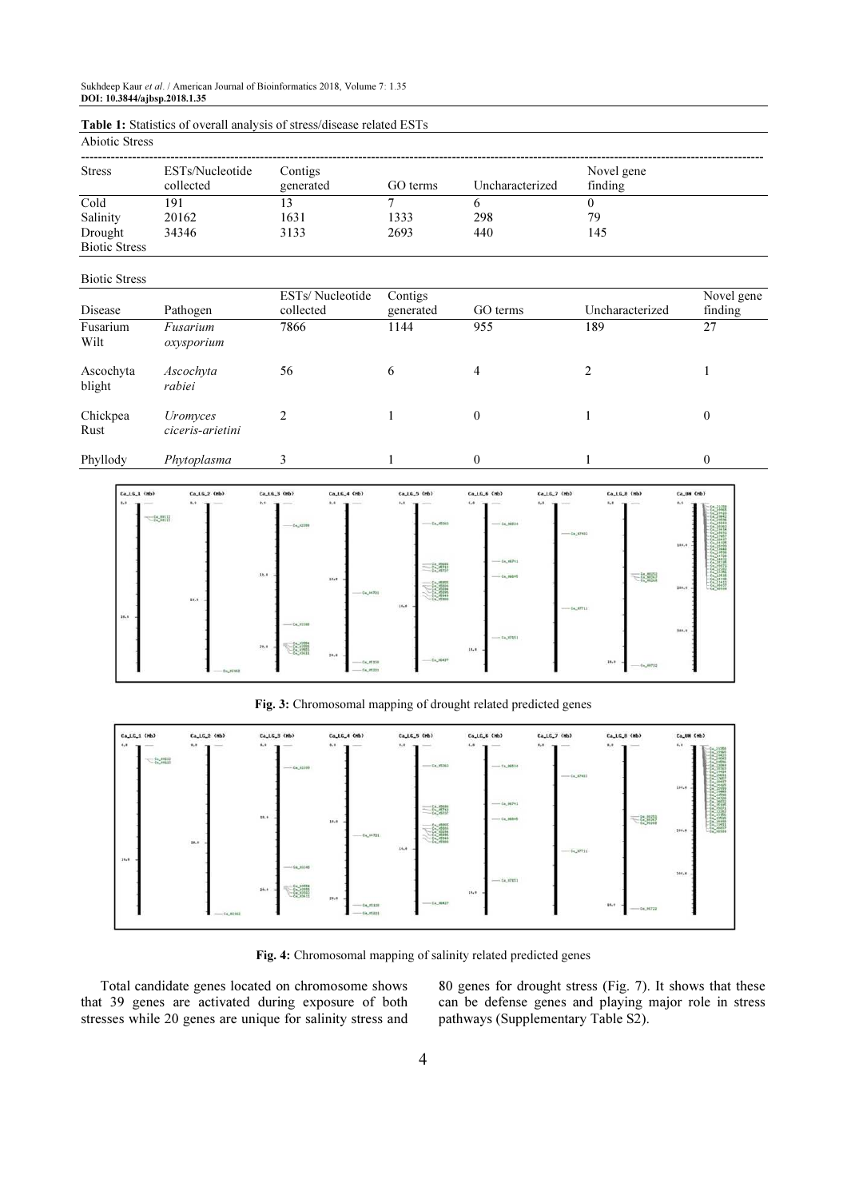**Table 1:** Statistics of overall analysis of stress/disease related ESTs

Abiotic Stress

| Stress | ESTs/Nucleotide collected | Contigs generated | GO terms | Uncharacterized | Novel gene finding |
|---|---|---|---|---|---|
| Cold | 191 | 13 | 7 | 6 | 0 |
| Salinity | 20162 | 1631 | 1333 | 298 | 79 |
| Drought | 34346 | 3133 | 2693 | 440 | 145 |

Biotic Stress

| Disease | Pathogen | ESTs/ Nucleotide collected | Contigs generated | GO terms | Uncharacterized | Novel gene finding |
|---|---|---|---|---|---|---|
| Fusarium Wilt | *Fusarium oxysporium* | 7866 | 1144 | 955 | 189 | 27 |
| Ascochyta blight | *Ascochyta rabiei* | 56 | 6 | 4 | 2 | 1 |
| Chickpea Rust | *Uromyces ciceris-arietini* | 2 | 1 | 0 | 1 | 0 |
| Phyllody | *Phytoplasma* | 3 | 1 | 0 | 1 | 0 |

**Fig. 3:** Chromosomal mapping of drought related predicted genes

**Fig. 4:** Chromosomal mapping of salinity related predicted genes

Total candidate genes located on chromosome shows that 39 genes are activated during exposure of both stresses while 20 genes are unique for salinity stress and 80 genes for drought stress (Fig. 7). It shows that these can be defense genes and playing major role in stress pathways (Supplementary Table S2).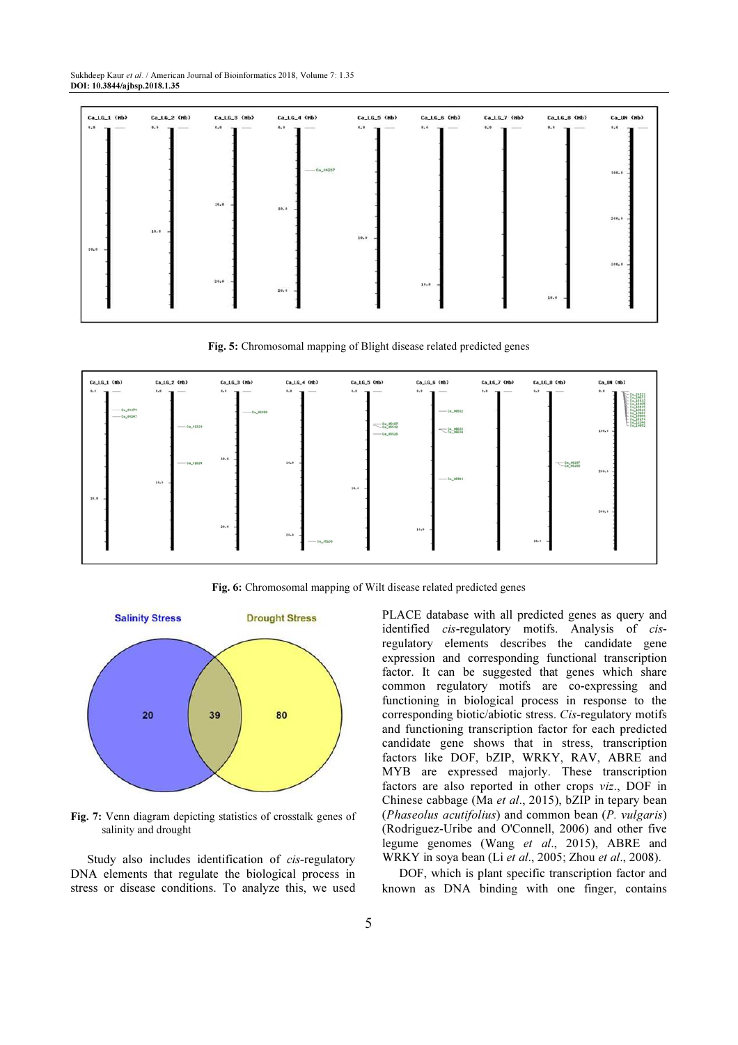**Fig. 5:** Chromosomal mapping of Blight disease related predicted genes

**Fig. 6:** Chromosomal mapping of Wilt disease related predicted genes

**Fig. 7:** Venn diagram depicting statistics of crosstalk genes of salinity and drought

Study also includes identification of *cis*-regulatory DNA elements that regulate the biological process in stress or disease conditions. To analyze this, we used PLACE database with all predicted genes as query and identified *cis*-regulatory motifs. Analysis of *cis*-regulatory elements describes the candidate gene expression and corresponding functional transcription factor. It can be suggested that genes which share common regulatory motifs are co-expressing and functioning in biological process in response to the corresponding biotic/abiotic stress. *Cis*-regulatory motifs and functioning transcription factor for each predicted candidate gene shows that in stress, transcription factors like DOF, bZIP, WRKY, RAV, ABRE and MYB are expressed majorly. These transcription factors are also reported in other crops *viz*., DOF in Chinese cabbage (Ma *et al*., 2015), bZIP in tepary bean (*Phaseolus acutifolius*) and common bean (*P. vulgaris*) (Rodriguez-Uribe and O'Connell, 2006) and other five legume genomes (Wang *et al*., 2015), ABRE and WRKY in soya bean (Li *et al*., 2005; Zhou *et al*., 2008).

DOF, which is plant specific transcription factor and known as DNA binding with one finger, contains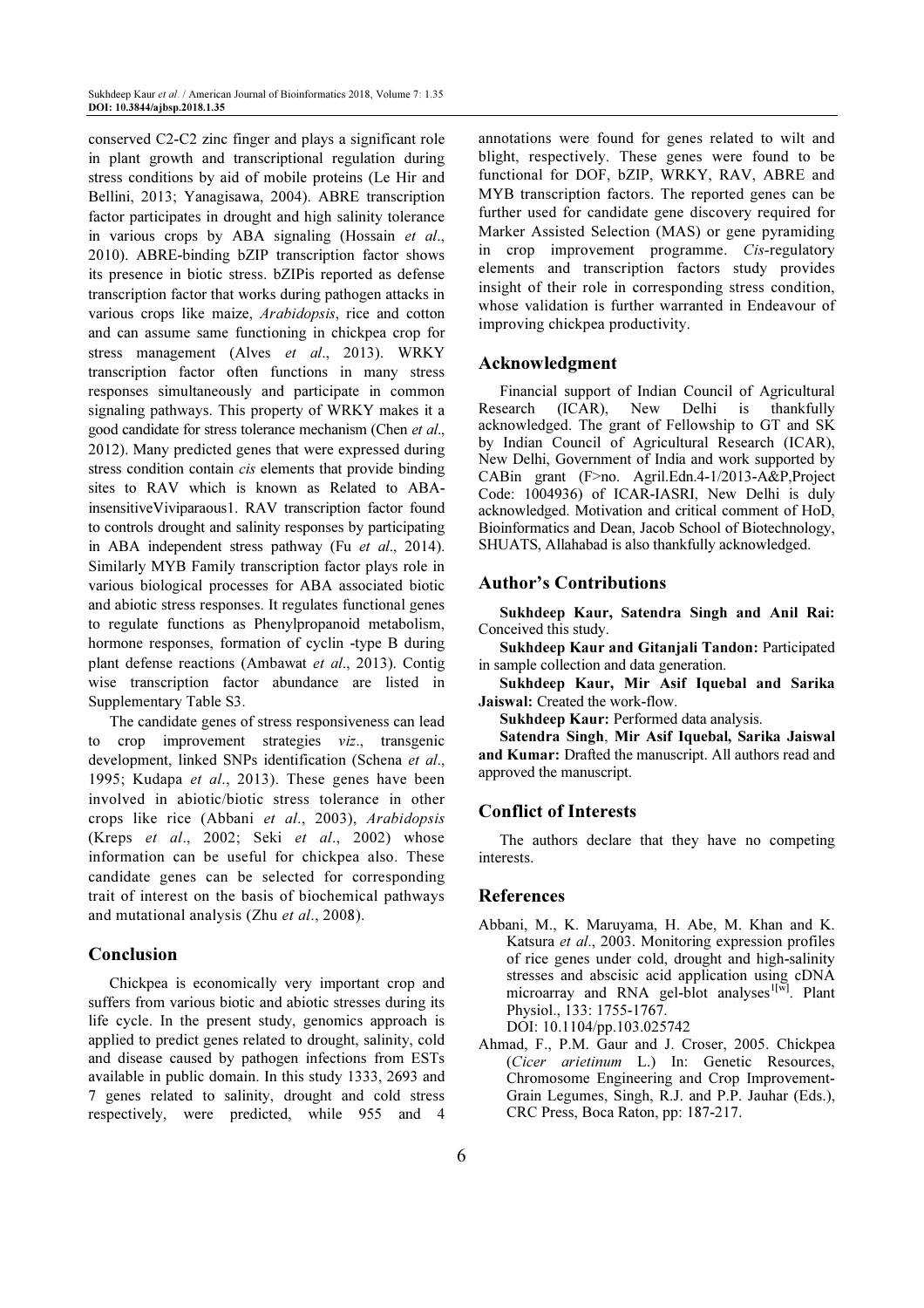conserved C2-C2 zinc finger and plays a significant role in plant growth and transcriptional regulation during stress conditions by aid of mobile proteins (Le Hir and Bellini, 2013; Yanagisawa, 2004). ABRE transcription factor participates in drought and high salinity tolerance in various crops by ABA signaling (Hossain *et al*., 2010). ABRE-binding bZIP transcription factor shows its presence in biotic stress. bZIPis reported as defense transcription factor that works during pathogen attacks in various crops like maize, *Arabidopsis*, rice and cotton and can assume same functioning in chickpea crop for stress management (Alves *et al*., 2013). WRKY transcription factor often functions in many stress responses simultaneously and participate in common signaling pathways. This property of WRKY makes it a good candidate for stress tolerance mechanism (Chen *et al*., 2012). Many predicted genes that were expressed during stress condition contain *cis* elements that provide binding sites to RAV which is known as Related to ABA-insensitiveViviparaous1. RAV transcription factor found to controls drought and salinity responses by participating in ABA independent stress pathway (Fu *et al*., 2014). Similarly MYB Family transcription factor plays role in various biological processes for ABA associated biotic and abiotic stress responses. It regulates functional genes to regulate functions as Phenylpropanoid metabolism, hormone responses, formation of cyclin -type B during plant defense reactions (Ambawat *et al*., 2013). Contig wise transcription factor abundance are listed in Supplementary Table S3.

The candidate genes of stress responsiveness can lead to crop improvement strategies *viz*., transgenic development, linked SNPs identification (Schena *et al*., 1995; Kudapa *et al*., 2013). These genes have been involved in abiotic/biotic stress tolerance in other crops like rice (Abbani *et al*., 2003), *Arabidopsis* (Kreps *et al*., 2002; Seki *et al*., 2002) whose information can be useful for chickpea also. These candidate genes can be selected for corresponding trait of interest on the basis of biochemical pathways and mutational analysis (Zhu *et al*., 2008).

## Conclusion

Chickpea is economically very important crop and suffers from various biotic and abiotic stresses during its life cycle. In the present study, genomics approach is applied to predict genes related to drought, salinity, cold and disease caused by pathogen infections from ESTs available in public domain. In this study 1333, 2693 and 7 genes related to salinity, drought and cold stress respectively, were predicted, while 955 and 4 annotations were found for genes related to wilt and blight, respectively. These genes were found to be functional for DOF, bZIP, WRKY, RAV, ABRE and MYB transcription factors. The reported genes can be further used for candidate gene discovery required for Marker Assisted Selection (MAS) or gene pyramiding in crop improvement programme. *Cis*-regulatory elements and transcription factors study provides insight of their role in corresponding stress condition, whose validation is further warranted in Endeavour of improving chickpea productivity.

## Acknowledgment

Financial support of Indian Council of Agricultural Research (ICAR), New Delhi is thankfully acknowledged. The grant of Fellowship to GT and SK by Indian Council of Agricultural Research (ICAR), New Delhi, Government of India and work supported by CABin grant (F>no. Agril.Edn.4-1/2013-A&P,Project Code: 1004936) of ICAR-IASRI, New Delhi is duly acknowledged. Motivation and critical comment of HoD, Bioinformatics and Dean, Jacob School of Biotechnology, SHUATS, Allahabad is also thankfully acknowledged.

## Author's Contributions

**Sukhdeep Kaur, Satendra Singh and Anil Rai:** Conceived this study.

**Sukhdeep Kaur and Gitanjali Tandon:** Participated in sample collection and data generation.

**Sukhdeep Kaur, Mir Asif Iquebal and Sarika Jaiswal:** Created the work-flow.

**Sukhdeep Kaur:** Performed data analysis.

**Satendra Singh**, **Mir Asif Iquebal, Sarika Jaiswal and Kumar:** Drafted the manuscript. All authors read and approved the manuscript.

## Conflict of Interests

The authors declare that they have no competing interests.

## References

Abbani, M., K. Maruyama, H. Abe, M. Khan and K. Katsura *et al*., 2003. Monitoring expression profiles of rice genes under cold, drought and high-salinity stresses and abscisic acid application using cDNA microarray and RNA gel-blot analyses[1[w]]. Plant Physiol., 133: 1755-1767. DOI: 10.1104/pp.103.025742

Ahmad, F., P.M. Gaur and J. Croser, 2005. Chickpea (*Cicer arietinum* L.) In: Genetic Resources, Chromosome Engineering and Crop Improvement-Grain Legumes, Singh, R.J. and P.P. Jauhar (Eds.), CRC Press, Boca Raton, pp: 187-217.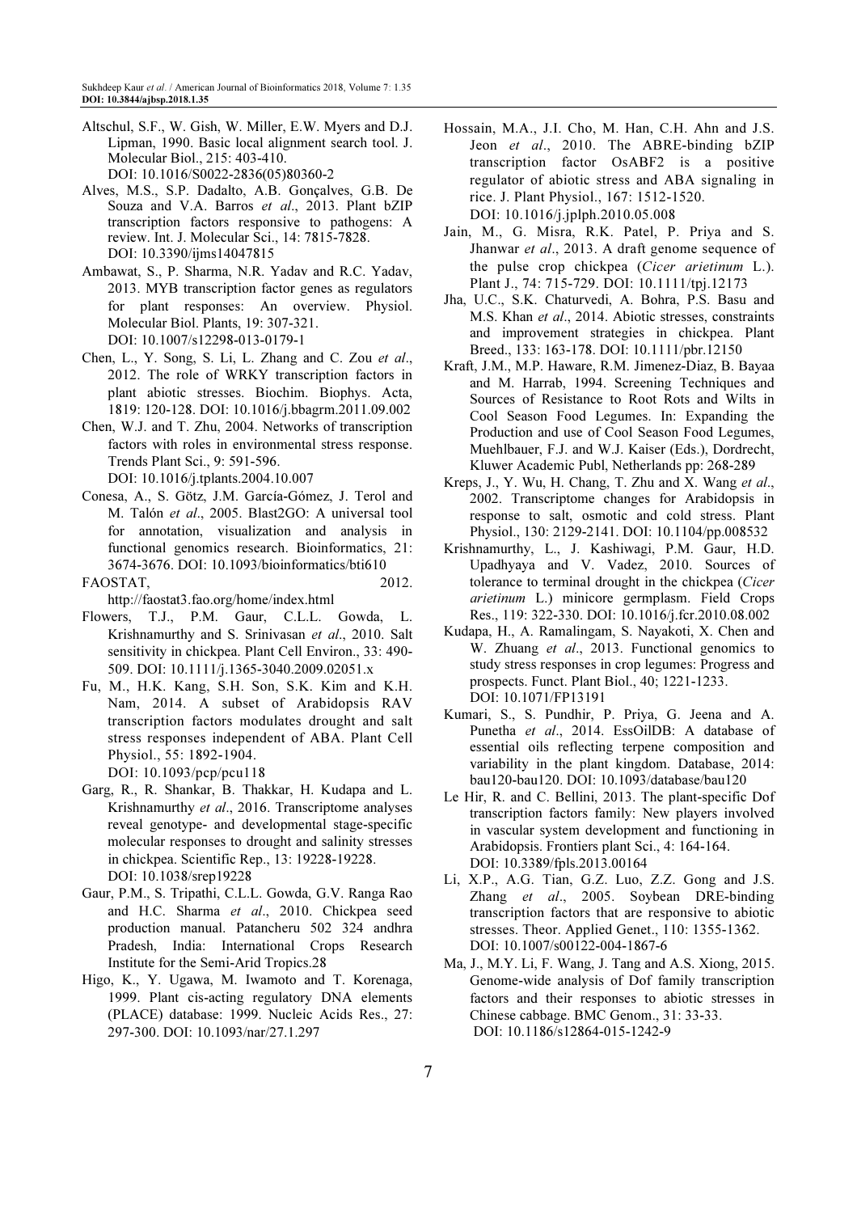Altschul, S.F., W. Gish, W. Miller, E.W. Myers and D.J. Lipman, 1990. Basic local alignment search tool. J. Molecular Biol., 215: 403-410. DOI: 10.1016/S0022-2836(05)80360-2

Alves, M.S., S.P. Dadalto, A.B. Gonçalves, G.B. De Souza and V.A. Barros *et al*., 2013. Plant bZIP transcription factors responsive to pathogens: A review. Int. J. Molecular Sci., 14: 7815-7828. DOI: 10.3390/ijms14047815

Ambawat, S., P. Sharma, N.R. Yadav and R.C. Yadav, 2013. MYB transcription factor genes as regulators for plant responses: An overview. Physiol. Molecular Biol. Plants, 19: 307-321. DOI: 10.1007/s12298-013-0179-1

Chen, L., Y. Song, S. Li, L. Zhang and C. Zou *et al*., 2012. The role of WRKY transcription factors in plant abiotic stresses. Biochim. Biophys. Acta, 1819: 120-128. DOI: 10.1016/j.bbagrm.2011.09.002

Chen, W.J. and T. Zhu, 2004. Networks of transcription factors with roles in environmental stress response. Trends Plant Sci., 9: 591-596. DOI: 10.1016/j.tplants.2004.10.007

Conesa, A., S. Götz, J.M. García-Gómez, J. Terol and M. Talón *et al*., 2005. Blast2GO: A universal tool for annotation, visualization and analysis in functional genomics research. Bioinformatics, 21: 3674-3676. DOI: 10.1093/bioinformatics/bti610

FAOSTAT, 2012. http://faostat3.fao.org/home/index.html

Flowers, T.J., P.M. Gaur, C.L.L. Gowda, L. Krishnamurthy and S. Srinivasan *et al*., 2010. Salt sensitivity in chickpea. Plant Cell Environ., 33: 490-509. DOI: 10.1111/j.1365-3040.2009.02051.x

Fu, M., H.K. Kang, S.H. Son, S.K. Kim and K.H. Nam, 2014. A subset of Arabidopsis RAV transcription factors modulates drought and salt stress responses independent of ABA. Plant Cell Physiol., 55: 1892-1904. DOI: 10.1093/pcp/pcu118

Garg, R., R. Shankar, B. Thakkar, H. Kudapa and L. Krishnamurthy *et al*., 2016. Transcriptome analyses reveal genotype- and developmental stage-specific molecular responses to drought and salinity stresses in chickpea. Scientific Rep., 13: 19228-19228. DOI: 10.1038/srep19228

Gaur, P.M., S. Tripathi, C.L.L. Gowda, G.V. Ranga Rao and H.C. Sharma *et al*., 2010. Chickpea seed production manual. Patancheru 502 324 andhra Pradesh, India: International Crops Research Institute for the Semi-Arid Tropics.28

Higo, K., Y. Ugawa, M. Iwamoto and T. Korenaga, 1999. Plant cis-acting regulatory DNA elements (PLACE) database: 1999. Nucleic Acids Res., 27: 297-300. DOI: 10.1093/nar/27.1.297

Hossain, M.A., J.I. Cho, M. Han, C.H. Ahn and J.S. Jeon *et al*., 2010. The ABRE-binding bZIP transcription factor OsABF2 is a positive regulator of abiotic stress and ABA signaling in rice. J. Plant Physiol., 167: 1512-1520. DOI: 10.1016/j.jplph.2010.05.008

Jain, M., G. Misra, R.K. Patel, P. Priya and S. Jhanwar *et al*., 2013. A draft genome sequence of the pulse crop chickpea (*Cicer arietinum* L.). Plant J., 74: 715-729. DOI: 10.1111/tpj.12173

Jha, U.C., S.K. Chaturvedi, A. Bohra, P.S. Basu and M.S. Khan *et al*., 2014. Abiotic stresses, constraints and improvement strategies in chickpea. Plant Breed., 133: 163-178. DOI: 10.1111/pbr.12150

Kraft, J.M., M.P. Haware, R.M. Jimenez-Diaz, B. Bayaa and M. Harrab, 1994. Screening Techniques and Sources of Resistance to Root Rots and Wilts in Cool Season Food Legumes. In: Expanding the Production and use of Cool Season Food Legumes, Muehlbauer, F.J. and W.J. Kaiser (Eds.), Dordrecht, Kluwer Academic Publ, Netherlands pp: 268-289

Kreps, J., Y. Wu, H. Chang, T. Zhu and X. Wang *et al*., 2002. Transcriptome changes for Arabidopsis in response to salt, osmotic and cold stress. Plant Physiol., 130: 2129-2141. DOI: 10.1104/pp.008532

Krishnamurthy, L., J. Kashiwagi, P.M. Gaur, H.D. Upadhyaya and V. Vadez, 2010. Sources of tolerance to terminal drought in the chickpea (*Cicer arietinum* L.) minicore germplasm. Field Crops Res., 119: 322-330. DOI: 10.1016/j.fcr.2010.08.002

Kudapa, H., A. Ramalingam, S. Nayakoti, X. Chen and W. Zhuang *et al*., 2013. Functional genomics to study stress responses in crop legumes: Progress and prospects. Funct. Plant Biol., 40; 1221-1233. DOI: 10.1071/FP13191

Kumari, S., S. Pundhir, P. Priya, G. Jeena and A. Punetha *et al*., 2014. EssOilDB: A database of essential oils reflecting terpene composition and variability in the plant kingdom. Database, 2014: bau120-bau120. DOI: 10.1093/database/bau120

Le Hir, R. and C. Bellini, 2013. The plant-specific Dof transcription factors family: New players involved in vascular system development and functioning in Arabidopsis. Frontiers plant Sci., 4: 164-164. DOI: 10.3389/fpls.2013.00164

Li, X.P., A.G. Tian, G.Z. Luo, Z.Z. Gong and J.S. Zhang *et al*., 2005. Soybean DRE-binding transcription factors that are responsive to abiotic stresses. Theor. Applied Genet., 110: 1355-1362. DOI: 10.1007/s00122-004-1867-6

Ma, J., M.Y. Li, F. Wang, J. Tang and A.S. Xiong, 2015. Genome-wide analysis of Dof family transcription factors and their responses to abiotic stresses in Chinese cabbage. BMC Genom., 31: 33-33. DOI: 10.1186/s12864-015-1242-9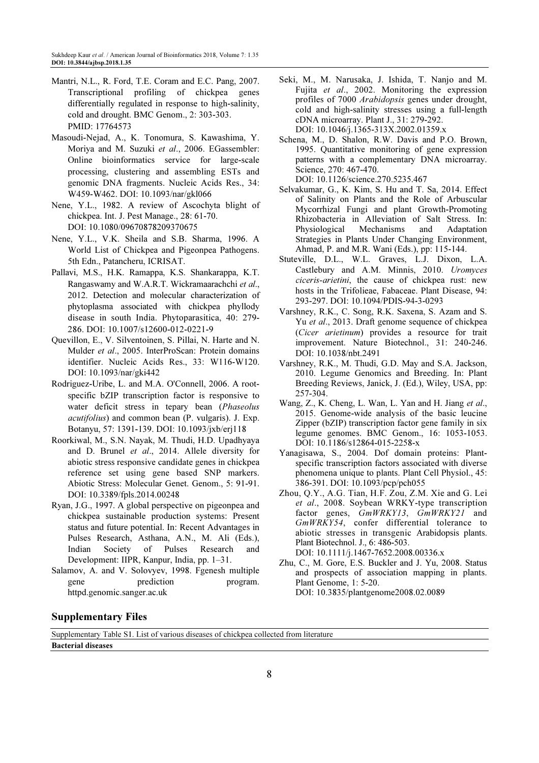Mantri, N.L., R. Ford, T.E. Coram and E.C. Pang, 2007. Transcriptional profiling of chickpea genes differentially regulated in response to high-salinity, cold and drought. BMC Genom., 2: 303-303. PMID: 17764573

Masoudi-Nejad, A., K. Tonomura, S. Kawashima, Y. Moriya and M. Suzuki *et al*., 2006. EGassembler: Online bioinformatics service for large-scale processing, clustering and assembling ESTs and genomic DNA fragments. Nucleic Acids Res., 34: W459-W462. DOI: 10.1093/nar/gkl066

Nene, Y.L., 1982. A review of Ascochyta blight of chickpea. Int. J. Pest Manage., 28: 61-70. DOI: 10.1080/09670878209370675

Nene, Y.L., V.K. Sheila and S.B. Sharma, 1996. A World List of Chickpea and Pigeonpea Pathogens. 5th Edn., Patancheru, ICRISAT.

Pallavi, M.S., H.K. Ramappa, K.S. Shankarappa, K.T. Rangaswamy and W.A.R.T. Wickramaarachchi *et al*., 2012. Detection and molecular characterization of phytoplasma associated with chickpea phyllody disease in south India. Phytoparasitica, 40: 279-286. DOI: 10.1007/s12600-012-0221-9

Quevillon, E., V. Silventoinen, S. Pillai, N. Harte and N. Mulder *et al*., 2005. InterProScan: Protein domains identifier. Nucleic Acids Res., 33: W116-W120. DOI: 10.1093/nar/gki442

Rodriguez-Uribe, L. and M.A. O'Connell, 2006. A root-specific bZIP transcription factor is responsive to water deficit stress in tepary bean (*Phaseolus acutifolius*) and common bean (P. vulgaris). J. Exp. Botanyu, 57: 1391-139. DOI: 10.1093/jxb/erj118

Roorkiwal, M., S.N. Nayak, M. Thudi, H.D. Upadhyaya and D. Brunel *et al*., 2014. Allele diversity for abiotic stress responsive candidate genes in chickpea reference set using gene based SNP markers. Abiotic Stress: Molecular Genet. Genom., 5: 91-91. DOI: 10.3389/fpls.2014.00248

Ryan, J.G., 1997. A global perspective on pigeonpea and chickpea sustainable production systems: Present status and future potential. In: Recent Advantages in Pulses Research, Asthana, A.N., M. Ali (Eds.), Indian Society of Pulses Research and Development: IIPR, Kanpur, India, pp. 1–31.

Salamov, A. and V. Solovyev, 1998. Fgenesh multiple gene prediction program. httpd.genomic.sanger.ac.uk

Seki, M., M. Narusaka, J. Ishida, T. Nanjo and M. Fujita *et al*., 2002. Monitoring the expression profiles of 7000 *Arabidopsis* genes under drought, cold and high-salinity stresses using a full-length cDNA microarray. Plant J., 31: 279-292. DOI: 10.1046/j.1365-313X.2002.01359.x

Schena, M., D. Shalon, R.W. Davis and P.O. Brown, 1995. Quantitative monitoring of gene expression patterns with a complementary DNA microarray. Science, 270: 467-470. DOI: 10.1126/science.270.5235.467

Selvakumar, G., K. Kim, S. Hu and T. Sa, 2014. Effect of Salinity on Plants and the Role of Arbuscular Mycorrhizal Fungi and plant Growth-Promoting Rhizobacteria in Alleviation of Salt Stress. In: Physiological Mechanisms and Adaptation Strategies in Plants Under Changing Environment, Ahmad, P. and M.R. Wani (Eds.), pp: 115-144.

Stuteville, D.L., W.L. Graves, L.J. Dixon, L.A. Castlebury and A.M. Minnis, 2010. *Uromyces ciceris-arietini*, the cause of chickpea rust: new hosts in the Trifolieae, Fabaceae. Plant Disease, 94: 293-297. DOI: 10.1094/PDIS-94-3-0293

Varshney, R.K., C. Song, R.K. Saxena, S. Azam and S. Yu *et al*., 2013. Draft genome sequence of chickpea (*Cicer arietinum*) provides a resource for trait improvement. Nature Biotechnol., 31: 240-246. DOI: 10.1038/nbt.2491

Varshney, R.K., M. Thudi, G.D. May and S.A. Jackson, 2010. Legume Genomics and Breeding. In: Plant Breeding Reviews, Janick, J. (Ed.), Wiley, USA, pp: 257-304.

Wang, Z., K. Cheng, L. Wan, L. Yan and H. Jiang *et al*., 2015. Genome-wide analysis of the basic leucine Zipper (bZIP) transcription factor gene family in six legume genomes. BMC Genom., 16: 1053-1053. DOI: 10.1186/s12864-015-2258-x

Yanagisawa, S., 2004. Dof domain proteins: Plant-specific transcription factors associated with diverse phenomena unique to plants. Plant Cell Physiol., 45: 386-391. DOI: 10.1093/pcp/pch055

Zhou, Q.Y., A.G. Tian, H.F. Zou, Z.M. Xie and G. Lei *et al*., 2008. Soybean WRKY-type transcription factor genes, *GmWRKY13*, *GmWRKY21* and *GmWRKY54*, confer differential tolerance to abiotic stresses in transgenic Arabidopsis plants. Plant Biotechnol. J., 6: 486-503. DOI: 10.1111/j.1467-7652.2008.00336.x

Zhu, C., M. Gore, E.S. Buckler and J. Yu, 2008. Status and prospects of association mapping in plants. Plant Genome, 1: 5-20. DOI: 10.3835/plantgenome2008.02.0089

## Supplementary Files

Supplementary Table S1. List of various diseases of chickpea collected from literature

| Bacterial diseases |
| --- |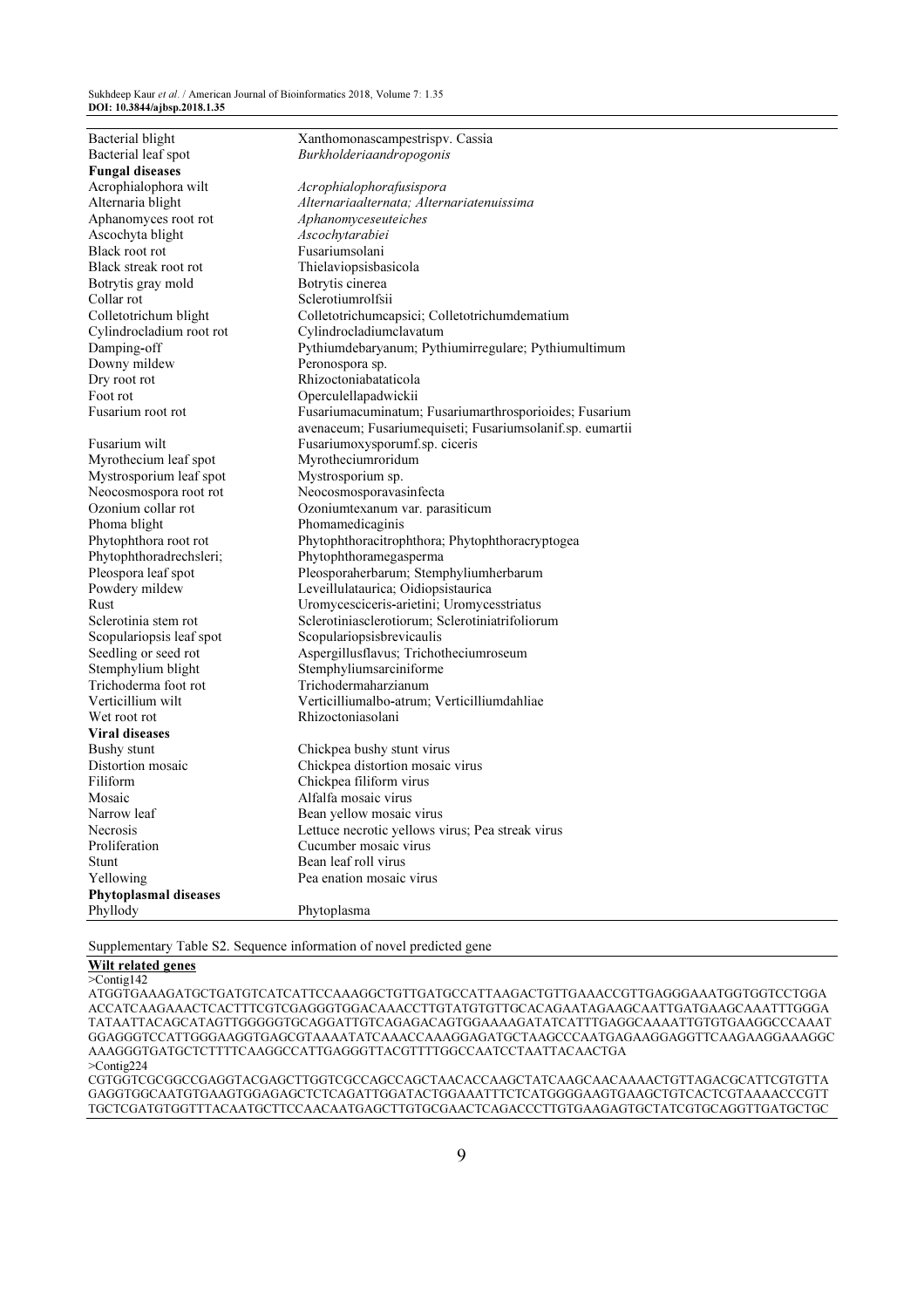| | |
|---|---|
| Bacterial blight | Xanthomonascampestrispv. Cassia |
| Bacterial leaf spot | *Burkholderiaandropogonis* |
| **Fungal diseases** | |
| Acrophialophora wilt | *Acrophialophorafusispora* |
| Alternaria blight | *Alternariaalternata; Alternariatenuissima* |
| Aphanomyces root rot | *Aphanomyceseuteiches* |
| Ascochyta blight | *Ascochytarabiei* |
| Black root rot | Fusariumsolani |
| Black streak root rot | Thielaviopsisbasicola |
| Botrytis gray mold | Botrytis cinerea |
| Collar rot | Sclerotiumrolfsii |
| Colletotrichum blight | Colletotrichumcapsici; Colletotrichumdematium |
| Cylindrocladium root rot | Cylindrocladiumclavatum |
| Damping-off | Pythiumdebaryanum; Pythiumirregulare; Pythiumultimum |
| Downy mildew | Peronospora sp. |
| Dry root rot | Rhizoctoniabataticola |
| Foot rot | Operculellapadwickii |
| Fusarium root rot | Fusariumacuminatum; Fusariumarthrosporioides; Fusarium avenaceum; Fusariumequiseti; Fusariumsolanif.sp. eumartii |
| Fusarium wilt | Fusariumoxysporumf.sp. ciceris |
| Myrothecium leaf spot | Myrotheciumroridum |
| Mystrosporium leaf spot | Mystrosporium sp. |
| Neocosmospora root rot | Neocosmosporavasinfecta |
| Ozonium collar rot | Ozoniumtexanum var. parasiticum |
| Phoma blight | Phomamedicaginis |
| Phytophthora root rot | Phytophthoracitrophthora; Phytophthoracryptogea |
| Phytophthoradrechsleri; | Phytophthoramegasperma |
| Pleospora leaf spot | Pleosporaherbarum; Stemphyliumherbarum |
| Powdery mildew | Leveillulataurica; Oidiopsistaurica |
| Rust | Uromycesciceris-arietini; Uromycesstriatus |
| Sclerotinia stem rot | Sclerotiniasclerotiorum; Sclerotiniatrifoliorum |
| Scopulariopsis leaf spot | Scopulariopsisbrevicaulis |
| Seedling or seed rot | Aspergillusflavus; Trichotheciumroseum |
| Stemphylium blight | Stemphyliumsarciniforme |
| Trichoderma foot rot | Trichodermaharzianum |
| Verticillium wilt | Verticilliumalbo-atrum; Verticilliumdahliae |
| Wet root rot | Rhizoctoniasolani |
| **Viral diseases** | |
| Bushy stunt | Chickpea bushy stunt virus |
| Distortion mosaic | Chickpea distortion mosaic virus |
| Filiform | Chickpea filiform virus |
| Mosaic | Alfalfa mosaic virus |
| Narrow leaf | Bean yellow mosaic virus |
| Necrosis | Lettuce necrotic yellows virus; Pea streak virus |
| Proliferation | Cucumber mosaic virus |
| Stunt | Bean leaf roll virus |
| Yellowing | Pea enation mosaic virus |
| **Phytoplasmal diseases** | |
| Phyllody | Phytoplasma |

Supplementary Table S2. Sequence information of novel predicted gene

**Wilt related genes**

```
>Contig142
ATGGTGAAAGATGCTGATGTCATCATTCCAAAGGCTGTTGATGCCATTAAGACTGTTGAAACCGTTGAGGGAAATGGTGGTCCTGGA
ACCATCAAGAAACTCACTTTCGTCGAGGGTGGACAAACCTTGTATGTGTTGCACAGAATAGAAGCAATTGATGAAGCAAATTTGGGA
TATAATTACAGCATAGTTGGGGGTGCAGGATTGTCAGAGACAGTGGAAAAGATATCATTTGAGGCAAAATTGTGTGAAGGCCCAAAT
GGAGGGTCCATTGGGAAGGTGAGCGTAAAATATCAAACCAAAGGAGATGCTAAGCCCAATGAGAAGGAGGTTCAAGAAGGAAAGGC
AAAGGGTGATGCTCTTTTCAAGGCCATTGAGGGTTACGTTTTGGCCAATCCTAATTACAACTGA
>Contig224
CGTGGTCGCGGCCGAGGTACGAGCTTGGTCGCCAGCCAGCTAACACCAAGCTATCAAGCAACAAAACTGTTAGACGCATTCGTGTTA
GAGGTGGCAATGTGAAGTGGAGAGCTCTCAGATTGGATACTGGAAATTTCTCATGGGGAAGTGAAGCTGTCACTCGTAAAACCCGTT
TGCTCGATGTGGTTTACAATGCTTCCAACAATGAGCTTGTGCGAACTCAGACCCTTGTGAAGAGTGCTATCGTGCAGGTTGATGCTGC
```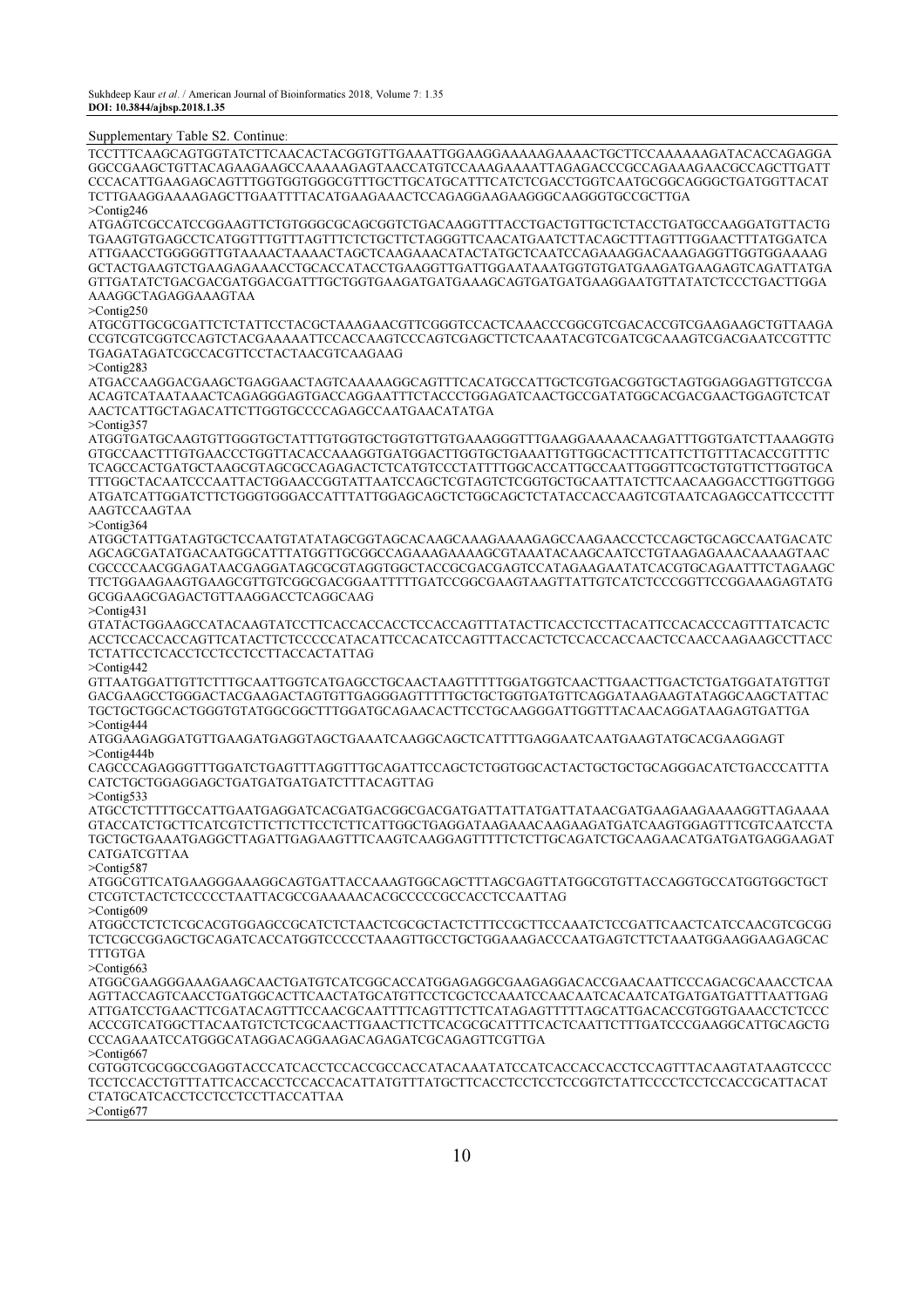Supplementary Table S2. Continue:

TCCTTTCAAGCAGTGGTATCTTCAACACTACGGTGTTGAAATTGGAAGGAAAAAGAAAACTGCTTCCAAAAAAGATACACCAGAGGA
GGCCGAAGCTGTTACAGAAGAAGCCAAAAAGAGTAACCATGTCCAAAGAAAATTAGAGACCCGCCAGAAAGAACGCCAGCTTGATT
CCCACATTGAAGAGCAGTTTGGTGGTGGGCGTTTGCTTGCATGCATTTCATCTCGACCTGGTCAATGCGGCAGGGCTGATGGTTACAT
TCTTGAAGGAAAAGAGCTTGAATTTTACATGAAGAAACTCCAGAGGAAGAAGGGCAAGGGTGCCGCTTGA

>Contig246

ATGAGTCGCCATCCGGAAGTTCTGTGGGCGCAGCGGTCTGACAAGGTTTACCTGACTGTTGCTCTACCTGATGCCAAGGATGTTACTG
TGAAGTGTGAGCCTCATGGTTTGTTTAGTTTCTCTGCTTCTAGGGTTCAACATGAATCTTACAGCTTTAGTTTGGAACTTTATGGATCA
ATTGAACCTGGGGGTTGTAAAACTAAAACTAGCTCAAGAAACATACTATGCTCAATCCAGAAAGGACAAAGAGGTTGGTGGAAAAG
GCTACTGAAGTCTGAAGAGAAACCTGCACCATACCTGAAGGTTGATTGGAATAAATGGTGTGATGAAGATGAAGAGTCAGATTATGA
GTTGATATCTGACGACGATGGACGATTTGCTGGTGAAGATGATGAAAGCAGTGATGATGAAGGAATGTTATATCTCCCTGACTTGGA
AAAGGCTAGAGGAAAGTAA

>Contig250

ATGCGTTGCGCGATTCTCTATTCCTACGCTAAAGAACGTTCGGGTCCACTCAAACCCGGCGTCGACACCGTCGAAGAAGCTGTTAAGA
CCGTCGTCGGTCCAGTCTACGAAAAATTCCACCAAGTCCCAGTCGAGCTTCTCAAATACGTCGATCGCAAAGTCGACGAATCCGTTTC
TGAGATAGATCGCCACGTTCCTACTAACGTCAAGAAG

>Contig283

ATGACCAAGGACGAAGCTGAGGAACTAGTCAAAAAGGCAGTTTCACATGCCATTGCTCGTGACGGTGCTAGTGGAGGAGTTGTCCGA
ACAGTCATAATAAACTCAGAGGGAGTGACCAGGAATTTCTACCCTGGAGATCAACTGCCGATATGGCACGACGAACTGGAGTCTCAT
AACTCATTGCTAGACATTCTTGGTGCCCCAGAGCCAATGAACATATGA

>Contig357

ATGGTGATGCAAGTGTTGGGTGCTATTTGTGGTGCTGGTGTTGTGAAAGGGTTTGAAGGAAAAACAAGATTTGGTGATCTTAAAGGTG
GTGCCAACTTTGTGAACCCTGGTTACACCAAAGGTGATGGACTTGGTGCTGAAATTGTTGGCACTTTCATTCTTGTTTACACCGTTTTC
TCAGCCACTGATGCTAAGCGTAGCGCCAGAGACTCTCATGTCCCTATTTTGGCACCATTGCCAATTGGGTTCGCTGTGTTCTTGGTGCA
TTTGGCTACAATCCCAATTACTGGAACCGGTATTAATCCAGCTCGTAGTCTCGGTGCTGCAATTATCTTCAACAAGGACCTTGGTTGGG
ATGATCATTGGATCTTCTGGGTGGGACCATTTATTGGAGCAGCTCTGGCAGCTCTATACCACCAAGTCGTAATCAGAGCCATTCCCTTT
AAGTCCAAGTAA

>Contig364

ATGGCTATTGATAGTGCTCCAATGTATATAGCGGTAGCACAAGCAAAGAAAAGAGCCAAGAACCCTCCAGCTGCAGCCAATGACATC
AGCAGCGATATGACAATGGCATTTATGGTTGCGGCCAGAAAGAAAAGCGTAAATACAAGCAATCCTGTAAGAGAAACAAAAGTAAC
CGCCCCAACGGAGATAACGAGGATAGCGCGTAGGTGGCTACCGCGACGAGTCCATAGAAGAATATCACGTGCAGAATTTCTAGAAGC
TTCTGGAAGAAGTGAAGCGTTGTCGGCGACGGAATTTTTGATCCGGCGAAGTAAGTTATTGTCATCTCCCGGTTCCGGAAAGAGTATG
GCGGAAGCGAGACTGTTAAGGACCTCAGGCAAG

>Contig431

GTATACTGGAAGCCATACAAGTATCCTTCACCACCACCTCCACCAGTTTATACTTCACCTCCTTACATTCCACACCCAGTTTATCACTC
ACCTCCACCACCAGTTCATACTTCTCCCCCATACATTCCACATCCAGTTTACCACTCTCCACCACCAACTCCAACCAAGAAGCCTTACC
TCTATTCCTCACCTCCTCCTCCTTACCACTATTAG

>Contig442

GTTAATGGATTGTTCTTTGCAATTGGTCATGAGCCTGCAACTAAGTTTTTGGATGGTCAACTTGAACTTGACTCTGATGGATATGTTGT
GACGAAGCCTGGGACTACGAAGACTAGTGTTGAGGGAGTTTTTGCTGCTGGTGATGTTCAGGATAAGAAGTATAGGCAAGCTATTAC
TGCTGCTGGCACTGGGTGTATGGCGGCTTTGGATGCAGAACACTTCCTGCAAGGGATTGGTTTACAACAGGATAAGAGTGATTGA

>Contig444

ATGGAAGAGGATGTTGAAGATGAGGTAGCTGAAATCAAGGCAGCTCATTTTGAGGAATCAATGAAGTATGCACGAAGGAGT

>Contig444b

CAGCCCAGAGGGTTTGGATCTGAGTTTAGGTTTGCAGATTCCAGCTCTGGTGGCACTACTGCTGCTGCAGGGACATCTGACCCATTTA
CATCTGCTGGAGGAGCTGATGATGATGATCTTTACAGTTAG

>Contig533

ATGCCTCTTTTGCCATTGAATGAGGATCACGATGACGGCGACGATGATTATTATGATTATAACGATGAAGAAGAAAAGGTTAGAAAA
GTACCATCTGCTTCATCGTCTTCTTCTTCCTCTTCATTGGCTGAGGATAAGAAACAAGAAGATGATCAAGTGGAGTTTCGTCAATCCTA
TGCTGCTGAAATGAGGCTTAGATTGAGAAGTTTCAAGTCAAGGAGTTTTTCTCTTGCAGATCTGCAAGAACATGATGATGAGGAAGAT
CATGATCGTTAA

>Contig587

ATGGCGTTCATGAAGGGAAAGGCAGTGATTACCAAAGTGGCAGCTTTAGCGAGTTATGGCGTGTTACCAGGTGCCATGGTGGCTGCT
CTCGTCTACTCTCCCCCTAATTACGCCGAAAAACACGCCCCCGCCACCTCCAATTAG

>Contig609

ATGGCCTCTCTCGCACGTGGAGCCGCATCTCTAACTCGCGCTACTCTTTCCGCTTCCAAATCTCCGATTCAACTCATCCAACGTCGCGG
TCTCGCCGGAGCTGCAGATCACCATGGTCCCCCTAAAGTTGCCTGCTGGAAAGACCCAATGAGTCTTCTAAATGGAAGGAAGAGCAC
TTTGTGA

>Contig663

ATGGCGAAGGGAAAGAAGCAACTGATGTCATCGGCACCATGGAGAGGCGAAGAGGACACCGAACAATTCCCAGACGCAAACCTCAA
AGTTACCAGTCAACCTGATGGCACTTCAACTATGCATGTTCCTCGCTCCAAATCCAACAATCACAATCATGATGATGATTTAATTGAG
ATTGATCCTGAACTTCGATACAGTTTCCAACGCAATTTTCAGTTTCTTCATAGAGTTTTTAGCATTGACACCGTGGTGAAACCTCTCCC
ACCCGTCATGGCTTACAATGTCTCTCGCAACTTGAACTTCTTCACGCGCATTTTCACTCAATTCTTTGATCCCGAAGGCATTGCAGCTG
CCCAGAAATCCATGGGCATAGGACAGGAAGACAGAGATCGCAGAGTTCGTTGA

>Contig667

CGTGGTCGCGGCCGAGGTACCCATCACCTCCACCGCCACCATACAAATATCCATCACCACCACCTCCAGTTTACAAGTATAAGTCCCC
TCCTCCACCTGTTTATTCACCACCTCCACCACATTATGTTTATGCTTCACCTCCTCCTCCGGTCTATTCCCCTCCTCCACCGCATTACAT
CTATGCATCACCTCCTCCTCCTTACCATTAA

>Contig677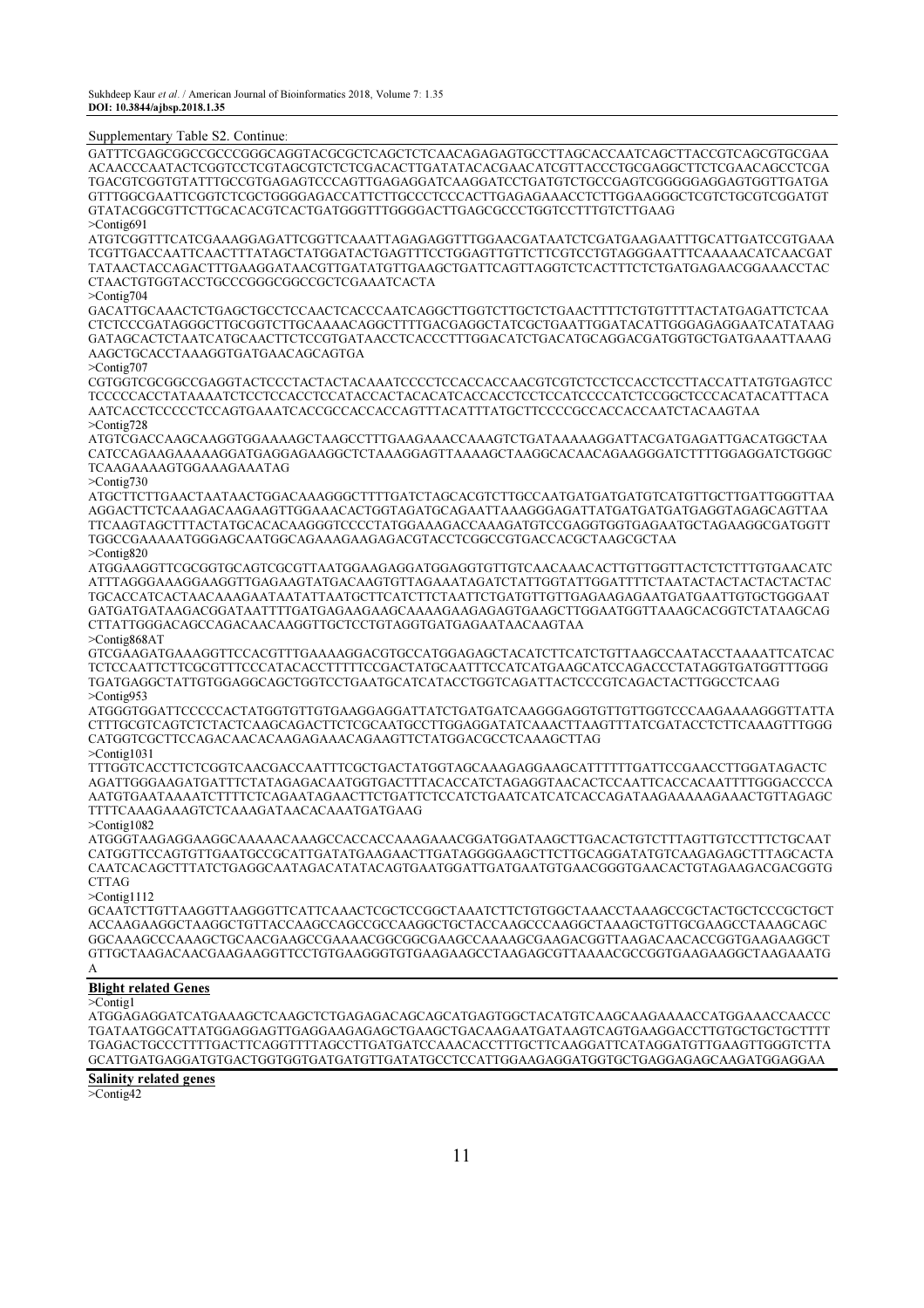Supplementary Table S2. Continue:

GATTTCGAGCGGCCGCCCGGGCAGGTACGCGCTCAGCTCTCAACAGAGAGTGCCTTAGCACCAATCAGCTTACCGTCAGCGTGCGAA
ACAACCCAATACTCGGTCCTCGTAGCGTCTCTCGACACTTGATATACACGAACATCGTTACCCTGCGAGGCTTCTCGAACAGCCTCGA
TGACGTCGGTGTATTTGCCGTGAGAGTCCCAGTTGAGAGGATCAAGGATCCTGATGTCTGCCGAGTCGGGGGAGGAGTGGTTGATGA
GTTTGGCGAATTCGGTCTCGCTGGGGAGACCATTCTTGCCCTCCCACTTGAGAGAAACCTCTTGGAAGGGCTCGTCTGCGTCGGATGT
GTATACGGCGTTCTTGCACACGTCACTGATGGGTTTGGGGACTTGAGCGCCCTGGTCCTTTGTCTTGAAG

>Contig691

ATGTCGGTTTCATCGAAAGGAGATTCGGTTCAAATTAGAGAGGTTTGGAACGATAATCTCGATGAAGAATTTGCATTGATCCGTGAAA
TCGTTGACCAATTCAACTTTATAGCTATGGATACTGAGTTTCCTGGAGTTGTTCTTCGTCCTGTAGGGAATTTCAAAAACATCAACGAT
TATAACTACCAGACTTTGAAGGATAACGTTGATATGTTGAAGCTGATTCAGTTAGGTCTCACTTTCTCTGATGAGAACGGAAACCTAC
CTAACTGTGGTACCTGCCCGGGCGGCCGCTCGAAATCACTA

>Contig704

GACATTGCAAACTCTGAGCTGCCTCCAACTCACCCAATCAGGCTTGGTCTTGCTCTGAACTTTTCTGTGTTTTACTATGAGATTCTCAA
CTCTCCCGATAGGGCTTGCGGTCTTGCAAAACAGGCTTTTGACGAGGCTATCGCTGAATTGGATACATTGGGAGAGGAATCATATAAG
GATAGCACTCTAATCATGCAACTTCTCCGTGATAACCTCACCCTTTGGACATCTGACATGCAGGACGATGGTGCTGATGAAATTAAAG
AAGCTGCACCTAAAGGTGATGAACAGCAGTGA

>Contig707

CGTGGTCGCGGCCGAGGTACTCCCTACTACTACAAATCCCCTCCACCACCAACGTCGTCTCCTCCACCTCCTTACCATTATGTGAGTCC
TCCCCCACCTATAAAATCTCCTCCACCTCCATACCACTACACATCACCACCTCCTCCATCCCATCTCCGGCTCCCACATACATTTACA
AATCACCTCCCCCTCCAGTGAAATCACCGCCACCACCAGTTTACATTTATGCTTCCCCGCCACCACCAATCTACAAGTAA

>Contig728

ATGTCGACCAAGCAAGGTGGAAAAGCTAAGCCTTTGAAGAAACCAAAGTCTGATAAAAAGGATTACGATGAGATTGACATGGCTAA
CATCCAGAAGAAAAAGGATGAGGAGAAGGCTCTAAAGGAGTTAAAAGCTAAGGCACAACAGAAGGGATCTTTTGGAGGATCTGGGC
TCAAGAAAAGTGGAAAGAAATAG

>Contig730

ATGCTTCTTGAACTAATAACTGGACAAAGGGCTTTTGATCTAGCACGTCTTGCCAATGATGATGATGTCATGTTGCTTGATTGGGTTAA
AGGACTTCTCAAAGACAAGAAGTTGGAAACACTGGTAGATGCAGAATTAAAGGGAGATTATGATGATGATGAGGTAGAGCAGTTAA
TTCAAGTAGCTTTACTATGCACACAAGGGTCCCCTATGGAAAGACCAAAGATGTCCGAGGTGGTGAGAATGCTAGAAGGCGATGGTT
TGGCCGAAAAATGGGAGCAATGGCAGAAAGAAGAGACGTACCTCGGCCGTGACCACGCTAAGCGCTAA

>Contig820

ATGGAAGGTTCGCGGTGCAGTCGCGTTAATGGAAGAGGATGGAGGTGTTGTCAACAAACACTTGTTGGTTACTCTCTTTGTGAACATC
ATTTAGGGAAAGGAAGGTTGAGAAGTATGACAAGTGTTAGAAATAGATCTATTGGTATTGGATTTTCTAATACTACTACTACTACTAC
TGCACCATCACTAACAAAGAATAATATTAATGCTTCATCTTCTAATTCTGATGTTGTTGAGAAGAGAATGATGAATTGTGCTGGGAAT
GATGATGATAAGACGGATAATTTTGATGAGAAGAAGCAAAAGAAGAGAGTGAAGCTTGGAATGGTTAAAGCACGGTCTATAAGCAG
CTTATTGGGACAGCCAGACAACAAGGTTGCTCCTGTAGGTGATGAGAATAACAAGTAA

>Contig868AT

GTCGAAGATGAAAGGTTCCACGTTTGAAAAGGACGTGCCATGGAGAGCTACATCTTCATCTGTTAAGCCAATACCTAAAATTCATCAC
TCTCCAATTCTTCGCGTTTCCCATACACCTTTTTCCGACTATGCAATTTCCATCATGAAGCATCCAGACCCTATAGGTGATGGTTTGGG
TGATGAGGCTATTGTGGAGGCAGCTGGTCCTGAATGCATCATACCTGGTCAGATTACTCCCGTCAGACTACTTGGCCTCAAG

>Contig953

ATGGGTGGATTCCCCCACTATGGTGTTGTGAAGGAGGATTATCTGATGATCAAGGGAGGTGTTGTTGGTCCCAAGAAAAGGGTTATTA
CTTTGCGTCAGTCTCTACTCAAGCAGACTTCTCGCAATGCCTTGGAGGATATCAAACTTAAGTTTATCGATACCTCTTCAAAGTTTGGG
CATGGTCGCTTCCAGACAACACAAGAGAAACAGAAGTTCTATGGACGCCTCAAAGCTTAG

>Contig1031

TTTGGTCACCTTCTCGGTCAACGACCAATTTCGCTGACTATGGTAGCAAAGAGGAAGCATTTTTTGATTCCGAACCTTGGATAGACTC
AGATTGGGAAGATGATTTCTATAGAGACAATGGTGACTTTACACCATCTAGAGGTAACACTCCAATTCACCACAATTTTGGGACCCCA
AATGTGAATAAAATCTTTTCTCAGAATAGAACTTCTGATTCTCCATCTGAATCATCATCACCAGATAAGAAAAAGAAACTGTTAGAGC
TTTTCAAAGAAAGTCTCAAAGATAACACAAATGATGAAG

>Contig1082

ATGGGTAAGAGGAAGGCAAAAACAAAGCCACCACCAAAGAAACGGATGGATAAGCTTGACACTGTCTTTAGTTGTCCTTTCTGCAAT
CATGGTTCCAGTGTTGAATGCCGCATTGATATGAAGAACTTGATAGGGGAAGCTTCTTGCAGGATATGTCAAGAGAGCTTTAGCACTA
CAATCACAGCTTTATCTGAGGCAATAGACATATACAGTGAATGGATTGATGAATGTGAACGGGTGAACACTGTAGAAGACGACGGTG
CTTAG

>Contig1112

GCAATCTTGTTAAGGTTAAGGGTTCATTCAAACTCGCTCCGGCTAAATCTTCTGTGGCTAAACCTAAAGCCGCTACTGCTCCCGCTGCT
ACCAAGAAGGCTAAGGCTGTTACCAAGCCAGCCGCCAAGGCTGCTACCAAGCCCAAGGCTAAAGCTGTTGCGAAGCCTAAAGCAGC
GGCAAAGCCCAAAGCTGCAACGAAGCCGAAAACGGCGGCGAAGCCAAAAGCGAAGACGGTTAAGACAACACCGGTGAAGAAGGCT
GTTGCTAAGACAACGAAGAAGGTTCCTGTGAAGGGTGTGAAGAAGCCTAAGAGCGTTAAAACGCCGGTGAAGAAGGCTAAGAAATG
A

**Blight related Genes**

>Contig1

ATGGAGAGGATCATGAAAGCTCAAGCTCTGAGAGACAGCAGCATGAGTGGCTACATGTCAAGCAAGAAAACCATGGAAACCAACCC
TGATAATGGCATTATGGAGGAGTTGAGGAAGAGAGCTGAAGCTGACAAGAATGATAAGTCAGTGAAGGACCTTGTGCTGCTGCTTTT
TGAGACTGCCCTTTTGACTTCAGGTTTTAGCCTTGATGATCCAAACACCTTTGCTTCAAGGATTCATAGGATGTTGAAGTTGGGTCTTA
GCATTGATGAGGATGTGACTGGTGGTGATGATGTTGATATGCCTCCATTGGAAGAGGATGGTGCTGAGGAGAGCAAGATGGAGGAA

**Salinity related genes**

>Contig42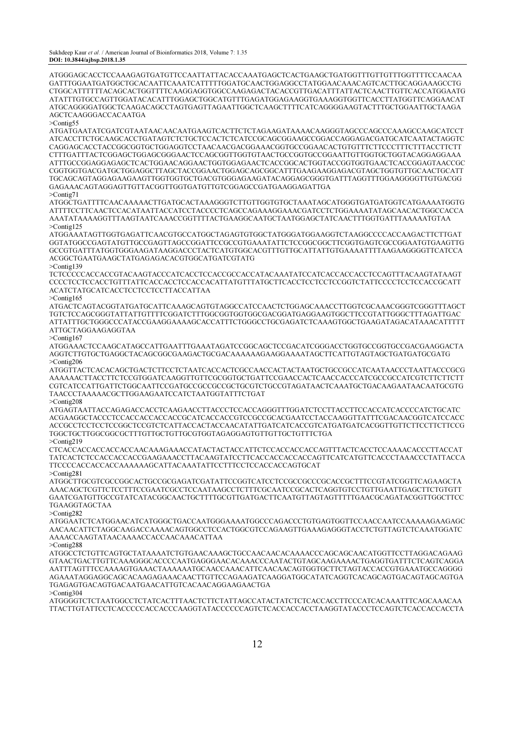ATGGGAGCACCTCCAAAGAGTGATGTTCCAATTATTACACCAAATGAGCTCACTGAAGCTGATGGTTTGTTGTTTGGTTTCCAACAA
GATTTGGAATGATGGCTGCACAATTCAAATCATTTTTGGATGCAACTGGAGGCCTATGGAACAAACAGTCACTTGCAGGAAAGCCTG
CTGGCATTTTTTACAGCACTGGTTTTCAAGGAGGTGGCCAAGAGACTACACCGTTGACATTTATTACTCAACTTGTTCACCATGGAATG
ATATTTGTGCCAGTTGGATACACATTTGGAGCTGGCATGTTTGAGATGGAGAAGGTGAAAGGTGGTTCACCTTATGGTTCAGGAACAT
ATGCAGGGGATGGCTCAAGACAGCCTAGTGAGTTAGAATTGGCTCAAGCTTTTCATCAGGGGAAGTACTTTGCTGGAATTGCTAAGA
AGCTCAAGGGACCACAATGA

>Contig55

ATGATGAATATCGATCGTAATAACAACAATGAAGTCACTTCTCTAGAAGATAAAACAAGGGTAGCCCAGCCCAAAGCCAAGCATCCT
ATCACCTTCTGCAAGCACCTGATAGTCTCTGCTCCACTCTCATCCGCAGCGGAAGCCGGACCAGGAGACGATGCATCAATACTAGGTC
CAGGAGCACCTACCGGCGGTGCTGGAGGTCCTAACAACGACGGAAACGGTGCCGGAACACTGTGTTTCTTCCCTTTCTTTACCTTCTT
CTTTGATTTACTCGGAGCTGGAGCGGGAACTCCAGCGGTTGGTGTAACTGCCGGTGCCGGAATTGTTGGTGCTGGTACAGGAGGAAA
ATTTGCCGGAGGAGAGCTCACTGGAACAGGAACTGGTGGAGAACTCACCGGCACTGGTACCGGTGGTGAACTCACCGGAGTAACCGC
CGGTGGTGACGATGCTGGAGGCTTAGCTACCGGAACTGGAGCAGCGGCATTTGAAGAAGGAGACGTAGCTGGTGTTGCAACTGCATT
TGCAGCAGTAGGAGAAGAAGTTGGTGGTGCTGACGTGGGAGAAGATACAGGAGCGGGTGATTTAGGTTTGGAAGGGGTTGTGACGG
GAGAAACAGTAGGAGTTGTTACGGTTGGTGATGTTGTCGGAGCCGATGAAGGAGATTGA

>Contig71

ATGGCTGATTTTCAACAAAAACTTGATGCACTAAAGGGTCTTGTTGGTGTGCTAAATAGCATGGGTGATGATGGTCATGAAAATGGTG
ATTTTCCTTCAACTCCACATAATTACCATCCTACCCCTCAGCCAGAAAGGAAACGATCCTCTGGAAAATATAGCAACACTGGCCACCA
AAATATAAAAGGTTTAAGTAATCAAACCGGTTTTACTGAAGGCAATGCTAATGGAGCTATCAACTTTGGTGATTTAAAAATGTAA

>Contig125

ATGGAAATAGTTGGTGAGATTCAACGTGCCATGGCTAGAGTGTGGCTATGGGATGGAAGGTCTAAGGCCCCACCAAGACTTCTTGAT
GGTATGGCCGAGTATGTTGCCGAGTTAGCCGGATTCCGCCGTGAAATATTCTCCGGCGGCTTCGGTGAGTCGCCGGAATGTGAAGTTG
GCCGTGATTTATGGTGGGAAGATAAGGACCCTACTCATGTGGCACGTTTGTTGCATTATTGTGAAAATTTTAAGAAGGGGTTCATCCA
ACGGCTGAATGAAGCTATGAGAGACACGTGGCATGATCGTATG

>Contig139

TCTCCCCCACCACCGTACAAGTACCCATCACCTCCACCGCCACCATACAAATATCCATCACCACCACCTCCAGTTTACAAGTATAAGT
CCCCTCCTCCACCTGTTTATTCACCACCTCCACCACATTATGTTTATGCTTCACCTCCTCCTCCGGTCTATTCCCCTCCTCCACCGCATT
ACATCTATGCATCACCTCCTCCTCCTTACCATTAA

>Contig165

ATGACTCAGTACGGTATGATGCATTCAAAGCAGTGTAGGCCATCCAACTCTGGAGCAAACCTTGGTCGCAAACGGGTCGGGTTTAGCT
TGTCTCCAGCGGGTATTATTGTTTTCGGATCTTTGGCGGTGGTGGCGACGGATGAGGAAGTGGCTTCCGTATTGGGCTTTAGATTGAC
ATTATTTGCTGGGCCCATACCGAAGGAAAAGCACCATTTCTGGGCCTGCGAGATCTCAAAGTGGCTGAAGATAGACATAAACATTTTT
ATTGCTAGGAAGAGGTAA

>Contig167

ATGGAAACTCCAAGCATAGCCATTGAATTTGAAATAGATCCGGCAGCTCCGACATCGGGACCTGGTGCCGGTGCCGACGAAGGACTA
AGGTCTTGTGCTGAGGCTACAGCGGCGAAGACTGCGACAAAAAAGAAGGAAAATAGCTTCATTGTAGTAGCTGATGATGCGATG

>Contig206

ATGGTTACTCACACAGCTGACTCTTCCTCTAATCACCACTCGCCAACCACTACTAATGCTGCCGCCATCAATAACCCTAATTACCCGCG
AAAAAACTTACCTTCTCCGTGGATCAAGGTTGTTCGCGGTGCTGATTCCGAACCACTCAACCACCCATCGCCGCCATCGTCTTCTTCTT
CGTCATCCATTGATTCTGGCAATTCCGATGCCGCCGCCGCTGCGTCTGCCGTAGATAACTCAAATGCTGACAAGAATAACAATGCGTG
TAACCCTAAAAACGCTTGGAAGAATCCATCTAATGGTATTTCTGAT

>Contig208

ATGAGTAATTACCAGAGACCACCTCAAGAACCTTACCCTCCACCAGGGTTTGGATCTCCTTACCTTCCACCATCACCCCATCTGCATC
ACGAAGGCTACCCTCCACCACCACCACCGCATCACCACCGTCCGCCGCACGAATCCTACCAAGGTTATTTCGACAACGGTCATCCACC
ACCGCCTCCTCCTCCGGCTCCGTCTCATTACCACTACCAACATATTGATCATCACCGTCATGATGATCACGGTTGTTCTTCCTTCTTCCG
TGGCTGCTTGGCGGCGCTTTGTTGCTGTTGCGTGGTAGAGGAGTGTTGTTGCTGTTTCTGA

>Contig219

CTCACCACCACCACCACCAACAAAGAAACCATACTACTACCATTCTCCACCACCACCAGTTTACTCACCTCCAAAACACCCTTACCAT
TATCACTCTCCACCACCACCGAAGAAACCTTACAAGTATCCTTCACCACCACCACCAGTTCATCATGTTCACCCTAAACCCTATTACCA
TTCCCCACCACCACCAAAAAAGCATTACAAATATTCCTTCCTCCACCACCAGTGCAT

>Contig281

ATGGCTTGCGTCGCCGGCACTGCCGCGAGATCGATATTCCGGTCATCCTCCGCCGCCCGCACCGCTTTCCGTATCGGTTCAGAAGCTA
AAACAGCTCGTTCTCCTTTCCGAATCGCCTCCAATAAGCCTCTTTCGCAATCCGCACTCAGGTGTCCTGTTGAATTGAGCTTCTGTGTT
GAATCGATGTTGCCGTATCATACGGCAACTGCTTTTGCGTTGATGACTTCAATGTTAGTAGTTTTTGAACGCAGATACGGTTGGCTTCC
TGAAGGTAGCTAA

>Contig282

ATGGAATCTCATGGAACATCATGGGCTGACCAATGGGAAAATGGCCCAGACCCTGTGAGTGGTTCCAACCAATCCAAAAAGAAGAGC
AACAACATTCTAGGCAAGACCAAAACAGTGGCCTCCACTGGCGTCCAGAAGTTGAAAGAGGGTACCTCTGTTAGTCTCAAATGGATC
AAAACCAAGTATAACAAAACCACCAACAAACATTAA

>Contig288

ATGGCCTCTGTTCAGTGCTATAAAATCTGTGAACAAAGCTGCCAACAACACAAAACCCAGCAGCAACATGGTTCCTTAGGACAGAAG
GTAACTGACTTGTTCAAAGGGCACCCCAATGAGGGAACACAAACCCAATACTGTAGCAAGAAAACTGAGGTGATTTCTCAGTCAGGA
AATTTAGTTTCCAAAAGTGAAACTAAAAAATGCAACCAAACATTCAACAACAGTGGTGCTTCTAGTACCACCGTGAAATGCCAGGGG
AGAAATAGGAGGCAGCACAAGAGAAACAACTTGTTCCAGAAGATCAAGGATGGCATATCAGGTCACAGCAGTGACAGTAGCAGTGA
TGAGAGTGACAGTGACAATGAACATTGTCACAACAGGAAGAACTGA

>Contig304

ATGGGGTCTCTAATGGCCTCTATCACTTTAACTCTTCTATTAGCCATACTATCTCTCACCACCTTCCCATCACAAATTTCAGCAAACAA
TTACTTGTATTCCTCACCCCCACCACCCAAGGTATACCCCCCAGTCTCACCACCACCTAAGGTATACCCTCCAGTCTCACCACCACCTA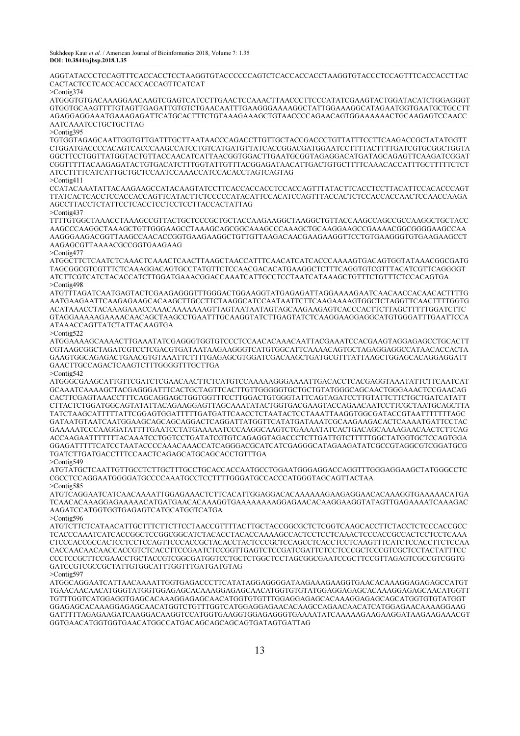AGGTATACCCTCCAGTTTCACCACCTCCTAAGGTGTACCCCCCAGTCTCACCACCACCTAAGGTGTACCCTCCAGTTTCACCACCTTAC
CACTACTCCTCACCACCACCACCAGTTCATCAT

>Contig374

ATGGGTGTGACAAAGGAACAAGTCGAGTCATCCTTGAACTCCAAACTTAACCCTTCCCATATCGAAGTACTGGATACATCTGGAGGGT
GTGGTGCAAGTTTTGTAGTTGAGATTGTGTCTGAACAATTTGAAGGGAAAAGGCTATTGGAAAGGCATAGAATGGTGAATGCTGCCTT
AGAGGAGGAAATGAAAGAGATTCATGCACTTTCTGTAAAGAAAGCTGTAACCCCAGAACAGTGGAAAAAACTGCAAGAGTCCAACC
AATCAAATCCTGCTGCTTAG

>Contig395

TGTGGTAGAGCAATTGGTGTTGATTTGCTTAATAACCCAGACCTTGTTGCTACCGACCCTGTTATTTCCTTCAAGACCGCTATATGGTT
CTGGATGACCCCACAGTCACCCAAGCCATCCTGTCATGATGTTATCACCGGACGATGGAATCCTTTTACTTTTGATCGTGCGGCTGGTA
GGCTTCCTGGTTATGGTACTGTTACCAACATCATTAACGGTGGACTTGAATGCGGTAGAGGACATGATAGCAGAGTTCAAGATCGGAT
CGGTTTTTACAAGAGATACTGTGACATCTTTGGTATTGTTTACGGAGATAACATTGACTGTGCTTTTCAAACACCATTTGCTTTTTCTCT
ATCCTTTTCATCATTGCTGCTCCAATCCAAACCATCCACACCTAGTCAGTAG

>Contig411

CCATACAAATATTACAAGAAGCCATACAAGTATCCTTCACCACCACCTCCACCAGTTTATACTTCACCTCCTTACATTCCACACCCAGT
TTATCACTCACCTCCACCACCAGTTCATACTTCTCCCCCATACATTCCACATCCAGTTTACCACTCTCCACCACCAACTCCAACCAAGA
AGCCTTACCTCTATTCCTCACCTCCTCCTCCTTACCACTATTAG

>Contig437

TTTTGTGGCTAAACCTAAAGCCGTTACTGCTCCCGCTGCTACCAAGAAGGCTAAGGCTGTTACCAAGCCAGCCGCCAAGGCTGCTACC
AAGCCCAAGGCTAAAGCTGTTGGGAAGCCTAAAGCAGCGGCAAAGCCCAAAGCTGCAAGGAAGCCGAAAACGGCGGGGAAGCCAA
AAGGGAAGACGGTTAAGCCAACACCGGTGAAGAAGGCTGTTGTTAAGACAACGAAGAAGGTTCCTGTGAAGGGTGTGAAGAAGCCT
AAGAGCGTTAAAACGCCGGTGAAGAAG

>Contig477

ATGGCTTCTCAATCTCAAACTCAAACTCAACTTAAGCTAACCATTTCAACATCATCACCCAAAAGTGACAGTGGTATAAACGGCGATG
TAGCGGCGTCGTTTCTCAAAGGACAGTGCCTATGTTCTCCAACGACACATGAAGGCTCTTTCAGGTGTCGTTTACATCGTTCAGGGGT
ATCTTCGTCATCTACACCATCTTGGATGAAACGGACCAAATCATTGCCTCCTAATCATAAAGCTGTTTCTGTTCTCCACAGTGA

>Contig498

ATGTTTAGATCAATGAGTACTCGAAGAGGGTTTGGGACTGGAAGGTATGAGAGATTAGGAAAAGAATCAACAACCACAACACTTTTG
AATGAAGAATTCAAGAGAAGCACAAGCTTGCCTTCTAAGGCATCCAATAATTCTTCAAGAAAAGTGGCTCTAGGTTCAACTTTTGGTG
ACATAAACCTACAAAGAAACCAAACAAAAAAAGTTAGTAATAATAGTAGCAAGAAGAGTCACCCACTTCTTAGCTTTTTGGATCTTC
GTAGGAAAAAGAAAACAACAGCTAAGCCTGAATTTGCAAGGTATCTTGAGTATCTCAAGGAAGGAGGCATGTGGGATTTGAATTCCA
ATAAACCAGTTATCTATTACAAGTGA

>Contig522

ATGGAAAAGCAAAACTTGAAATATCGAGGGTGGTGTCCCTCCAACACAAACAATTACGAAATCCACGAAGTAGGAGAGCCTGCACTT
CGTAAGCGGCTAGATCGTCCTCGACGTGATAATAAGAAGGGTCATGTGGCATTCAAAACAGTGCTAGAGGAGGCCATAACACCACTA
GAAGTGGCAGAGACTGAACGTGTAAATTCTTTTGAGAGCGTGGATCGACAAGCTGATGCGTTTATTAAGCTGGAGCACAGGAGGATT
GAACTTGCCAGACTCAAGTCTTTGGGGTTTGCTTGA

>Contig542

ATGGGCGAAGCATTGTTCGATCTCGAACAACTTCTCATGTCCAAAAAGGGAAAATTGACACCTCACGAGGTAAATATTCTTCAATCAT
GCAAATCAAAAGCTACGAGGGATTTCACTGCTAGTTCACTTGTTGGGGGTGCTGCTGTATGGGCAGCAACTGGGAAACTCCGAACAG
CACTTCGAGTAAACCTTTCAGCAGGAGCTGGTGGTTTCCTTGGACTGTGGGTATTCAGTAGATCCTTGTATTCTTCTGCTGATCATATT
CTTACTCTGGATGGCAGTATATTACAGAAGGAGTTAGCAAATATACTGGTGACGAAGTACCAGAACAATCCTTCGCTAATGCAGCTTA
TATCTAAGCATTTTTATTCGGAGTGGATTTTTGATGATTCAACCTCTAATACTCCTAAATTAAGGTGGCGATACCGTAATTTTTTTAGC
GATAATGTAATCAATGGAAGCAGCAGCAGGACTCAGGATTATGGTTCATATGATAAATCGCAAGAAGACACTCAAAATGATTCCTAC
GAAAAATCCCAAGGATATTTTGAATCCTATGAAAAATCCCAAGGCAAGTCTGAAAATATCACTGACAGCAAAAGAACAACTCTTCAG
ACCAAGAATTTTTTTACAAATCCTGGTCCTGATATCGTGTCAGAGGTAGACCCTCTTGATTGTCTTTTTGGCTATGGTGCTCCAGTGGA
GGAGATTTTTCATCCTAATACCCCAAACAAACCATCAGGGACGCATCATCGAGGGCATAGAAGATATCGCCGTAGGCGTCGGATGCG
TGATCTTGATGACCTTCCAACTCAGAGCATGCAGCACCTGTTTGA

>Contig549

ATGTATGCTCAATTGTTGCCTCTTGCTTTGCCTGCACCACCAATGCCTGGAATGGGAGGACCAGGTTTGGGAGGAAGCTATGGGCCTC
CGCCTCCAGGAATGGGGATGCCCCAAATGCCTCCTTTTGGGATGCCACCCATGGGTAGCAGTTACTAA

>Contig585

ATGTCAGGAATCATCAACAAAATTGGAGAAACTCTTCACATTGGAGGACACAAAAAAGAAGAGGAACACAAAGGTGAAAAACATGA
TCAACACAAAGGAGAAAAACATGATGAACACAAAGGTGAAAAAAAAGGAGAACACAAGGAAGGTATAGTTGAGAAAATCAAAGAC
AAGATCCATGGTGGTGAGAGTCATGCATGGTCATGA

>Contig596

ATGTCTTCTCATAACATTGCTTTCTTCTTCCTAACCGTTTTACTTGCTACCGGCGCTCTCGGTCAAGCACCTTCTACCTCTCCCACCGCC
TCACCCAAATCATCACCGGCTCCGGCGGCATCTACACCTACACCAAAAGCCACTCCTCCTCAAACTCCCACCGCCACTCCTCCTCAAA
CTCCCACCGCCACTCCTCCTCCAGTTCCCACCGCTACACCTACTCCCGCTCCAGCCTCACCTCCTCAAGTTTCATCTCCACCTTCTCCAA
CACCAACAACAACCACCGTCTCACCTTCTCCGAATCTCCGGTTGAGTCTCCGATCGATTCTCCTCCCGCTCCCGTCGCTCCTACTATTTCC
CCCTCCGCTTCCGAACCTGCTACCGTCGGCGATGGTCCTGCTCTGGCTCCTAGCGGCGAATCCGCTTCCGTTAGAGTCGCCGTCGGTG
GATCCGTCGCCGCTATTGTGGCATTTGGTTTGATGATGTAG

>Contig597

ATGGCAGGAATCATTAACAAAATTGGTGAGACCCTTCATATAGGAGGGGATAAGAAAGAAGGTGAACACAAAGGAGAGAGCCATGT
TGAACAACAACATGGGTATGGTGGAGAGCACAAAGGAGAGCAACATGGTGTGTATGGAGGAGAGCACAAAGGAGAGCAACATGGTT
TGTTTGGTCATGGAGGTGAGCACAAAGGAGAGCAACATGGTGTGTTTGGAGGAGAGCACAAAGGAGAGCAGCATGGTGTGTATGGT
GGAGAGCACAAAGGAGAGCAACATGGTCTGTTTGGTCATGGAGGAGAACACAAGCCAGAACAACATCATGGAGAACAAAAGGAAG
GATTTTTAGAGAAGATCAAGGACAAGGTCCATGGTGAAGGTGGAGAGGGTGAAAATATCAAAAAGAAGAAGGATAAGAAGAAACGT
GGTGAACATGGTGGTGAACATGGCCATGACAGCAGCAGCAGTGATAGTGATTAG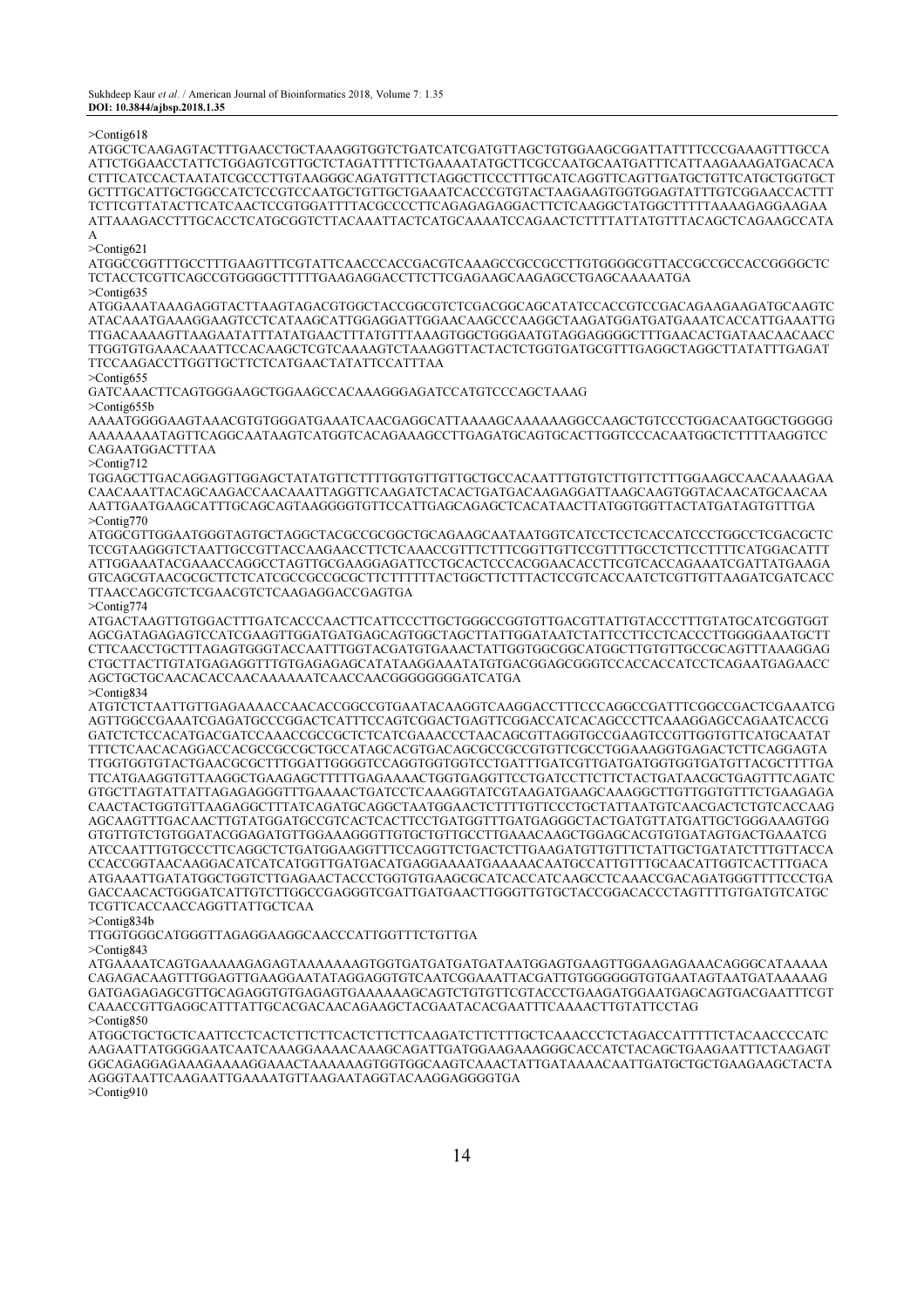>Contig618

ATGGCTCAAGAGTACTTTGAACCTGCTAAAGGTGGTCTGATCATCGATGTTAGCTGTGGAAGCGGATTATTTTCCCGAAAGTTTGCCA
ATTCTGGAACCTATTCTGGAGTCGTTGCTCTAGATTTTTCTGAAAATATGCTTCGCCAATGCAATGATTTCATTAAGAAAGATGACACA
CTTTCATCCACTAATATCGCCCTTGTAAGGGCAGATGTTTCTAGGCTTCCCTTTGCATCAGGTTCAGTTGATGCTGTTCATGCTGGTGCT
GCTTTGCATTGCTGGCCATCTCCGTCCAATGCTGTTGCTGAAATCACCCGTGTACTAAGAAGTGGTGGAGTATTTGTCGGAACCACTTT
TCTTCGTTATACTTCATCAACTCCGTGGATTTTACGCCCCTTCAGAGAGAGGACTTCTCAAGGCTATGGCTTTTTAAAAGAGGAAGAA
ATTAAAGACCTTTGCACCTCATGCGGTCTTACAAATTACTCATGCAAAATCCAGAACTCTTTTATTATGTTTACAGCTCAGAAGCCATA
A

>Contig621

ATGGCCGGTTTGCCTTTGAAGTTTCGTATTCAACCCACCGACGTCAAAGCCGCCGCCTTGTGGGGCGTTACCGCCGCCACCGGGGCTC
TCTACCTCGTTCAGCCGTGGGGCTTTTTGAAGAGGACCTTCTTCGAGAAGCAAGAGCCTGAGCAAAAATGA

>Contig635

ATGGAAATAAAGAGGTACTTAAGTAGACGTGGCTACCGGCGTCTCGACGGCAGCATATCCACCGTCCGACAGAAGAAGATGCAAGTC
ATACAAATGAAAGGAAGTCCTCATAAGCATTGGAGGATTGGAACAAGCCCAAGGCTAAGATGGATGATGAAATCACCATTGAAATTG
TTGACAAAAGTTAAGAATATTTATATGAACTTTATGTTTAAAGTGGCTGGGAATGTAGGAGGGGCTTTGAACACTGATAACAACAACC
TTGGTGTGAAACAAATTCCACAAGCTCGTCAAAAGTCTAAAGGTTACTACTCTGGTGATGCGTTTGAGGCTAGGCTTATATTTGAGAT
TTCCAAGACCTTGGTTGCTTCTCATGAACTATATTCCATTTAA

>Contig655

GATCAAACTTCAGTGGGAAGCTGGAAGCCACAAAGGGAGATCCATGTCCCAGCTAAAG

>Contig655b

AAAATGGGGAAGTAAACGTGTGGGATGAAATCAACGAGGCATTAAAAGCAAAAAAGGCCAAGCTGTCCCTGGACAATGGCTGGGGG
AAAAAAAATAGTTCAGGCAATAAGTCATGGTCACAGAAAGCCTTGAGATGCAGTGCACTTGGTCCCACAATGGCTCTTTTAAGGTCC
CAGAATGGACTTTAA

>Contig712

TGGAGCTTGACAGGAGTTGGAGCTATATGTTCTTTTGGTGTTGTTGCTGCCACAATTTGTGTCTTGTTCTTTGGAAGCCAACAAAAGAA
CAACAAATTACAGCAAGACCAACAAATTAGGTTCAAGATCTACACTGATGACAAGAGGATTAAGCAAGTGGTACAACATGCAACAA
AATTGAATGAAGCATTTGCAGCAGTAAGGGGTGTTCCATTGAGCAGAGCTCACATAACTTATGGTGGTTACTATGATAGTGTTTGA

>Contig770

ATGGCGTTGGAATGGGTAGTGCTAGGCTACGCCGCGGCTGCAGAAGCAATAATGGTCATCCTCCTCACCATCCCTGGCCTCGACGCTC
TCCGTAAGGGTCTAATTGCCGTTACCAAGAACCTTCTCAAACCGTTTCTTTCGGTTGTTCCGTTTTGCCTCTTCCTTTTCATGGACATTT
ATTGGAAATACGAAACCAGGCCTAGTTGCGAAGGAGATTCCTGCACTCCCGACGAACCACCTTCGTCACCAGAAATCGATTATGAAGA
GTCAGCGTAACGCGCTTCTCATCGCCGCCGCGCTTCTTTTTTACTGGCTTCTTTACTCCGTCACCAATCTCGTTGTTAAGATCGATCACC
TTAACCAGCGTCTCGAACGTCTCAAGAGGACCGAGTGA

>Contig774

ATGACTAAGTTGTGGACTTTGATCACCCAACTTCATTCCCTTGCTGGGCCGGTGTTGACGTTATTGTACCCTTTGTATGCATCGGTGGT
AGCGATAGAGAGTCCATCGAAGTTGGATGATGAGCAGTGGCTAGCTTATTGGATAATCTATTCCTTCCTCACCCTTGGGGAAATGCTT
CTTCAACCTGCTTTAGAGTGGGTACCAATTTGGTACGATGTGAAACTATTGGTGGCGGCATGGCTTGTGTTGCCGCAGTTTAAAGGAG
CTGCTTACTTGTATGAGAGGTTGTGAGAGAGCATATAAGGAAATATGTGACGGAGCGGGTCCACCACCATCCTCAGAATGAGAACC
AGCTGCTGCAACACACCAACAAAAAATCAACCAACGGGGGGGGGATCATGA

>Contig834

ATGTCTCTAATTGTTGAGAAAACCAACACCGGCCGTGAATACAAGGTCAAGGACCTTTCCCAGGCCGATTTCGGCCGACTCGAAATCG
AGTTGGCCGAAATCGAGATGCCCGGACTCATTTCCAGTCGGACTGAGTTCGGACCATCACAGCCCTTCAAAGGAGCCAGAATCACCG
GATCTCTCCACATGACGATCCAAACCGCCGCTCTCATCGAAACCCTAACAGCGTTAGGTGCCGAAGTCCGTTGGTGTTCATGCAATAT
TTTCTCAACACAGGACCACGCCGCCGCTGCCATAGCACGTGACAGCGCCGCCGTGTTCGCCTGGAAAGGTGAGACTCTTCAGGAGTA
TTGGTGGTGTACTGAACGCGCTTTGGATTGGGGTCCAGGTGGTGGTCCTGATTTGATCGTTGATGATGGTGGTGATGTTACGCTTTTGA
TTCATGAAGGTGTTAAGGCTGAAGAGCTTTTTGAGAAAACTGGTGAGGTTCCTGATCCTTCTTCTACTGATAACGCTGAGTTTCAGATC
GTGCTTAGTATTATTAGAGAGGGTTTGAAAACTGATCCTCAAAGGTATCGTAAGATGAAGCAAAGGCTTGTTGGTGTTTCTGAAGAGA
CAACTACTGGTGTTAAGAGGCTTTATCAGATGCAGGCTAATGGAACTCTTTTGTTCCCTGCTATTAATGTCAACGACTCTGTCACCAAG
AGCAAGTTTGACAACTTGTATGGATGCCGTCACTCACTTCCTGATGGTTTGATGAGGGCTACTGATGTTATGATTGCTGGGAAAGTGG
GTGTTGTCTGTGGATACGGAGATGTTGGAAAGGGTTGTGCTGTTGCCTTGAAACAAGCTGGAGCACGTGTGATAGTGACTGAAATCG
ATCCAATTTGTGCCCTTCAGGCTCTGATGGAAGGTTTCCAGGTTCTGACTCTTGAAGATGTTGTTTCTATTGCTGATATCTTTGTTACCA
CCACCGGTAACAAGGACATCATCATGGTTGATGACATGAGGAAAATGAAAAACAATGCCATTGTTTGCAACATTGGTCACTTTGACA
ATGAAATTGATATGGCTGGTCTTGAGAACTACCCTGGTGTGAAGCGCATCACCATCAAGCCTCAAACCGACAGATGGGTTTTCCCTGA
GACCAACACTGGGATCATTGTCTTGGCCGAGGGTCGATTGATGAACTTGGGTTGTGCTACCGGACACCCTAGTTTTGTGATGTCATGC
TCGTTCACCAACCAGGTTATTGCTCAA

>Contig834b

TTGGTGGGCATGGGTTAGAGGAAGGCAACCCATTGGTTTCTGTTGA

>Contig843

ATGAAAATCAGTGAAAAAGAGAGTAAAAAAAGTGGTGATGATGATGATAATGGAGTGAAGTTGGAAGAGAAACAGGGCATAAAAA
CAGAGACAAGTTTGGAGTTGAAGGAATATAGGAGGTGTCAATCGGAAATTACGATTGTGGGGGGTGTGAATAGTAATGATAAAAAG
GATGAGAGAGCGTTGCAGAGGTGTGAGAGTGAAAAAAGCAGTCTGTGTTCGTACCCTGAAGATGGAATGAGCAGTGACGAATTTCGT
CAAACCGTTGAGGCATTTATTGCACGACAACAGAAGCTACGAATACACGAATTCAAAACTTGTATTCCTAG

>Contig850

ATGGCTGCTGCTCAATTCCTCACTCTTCTTCACTCTTCTTCAAGATCTTCTTTGCTCAAACCCTCTAGACCATTTTTCTACAACCCCATC
AAGAATTATGGGGAATCAATCAAAGGAAAACAAAGCAGATTGATGGAAGAAAGGGCACCATCTACAGCTGAAGAATTTCTAAGAGT
GGCAGAGGAGAAAGAAAAGGAAACTAAAAAAGTGGTGGCAAGTCAAACTATTGATAAAACAATTGATGCTGCTGAAGAAGCTACTA
AGGGTAATTCAAGAATTGAAAATGTTAAGAATAGGTACAAGGAGGGGTGA

>Contig910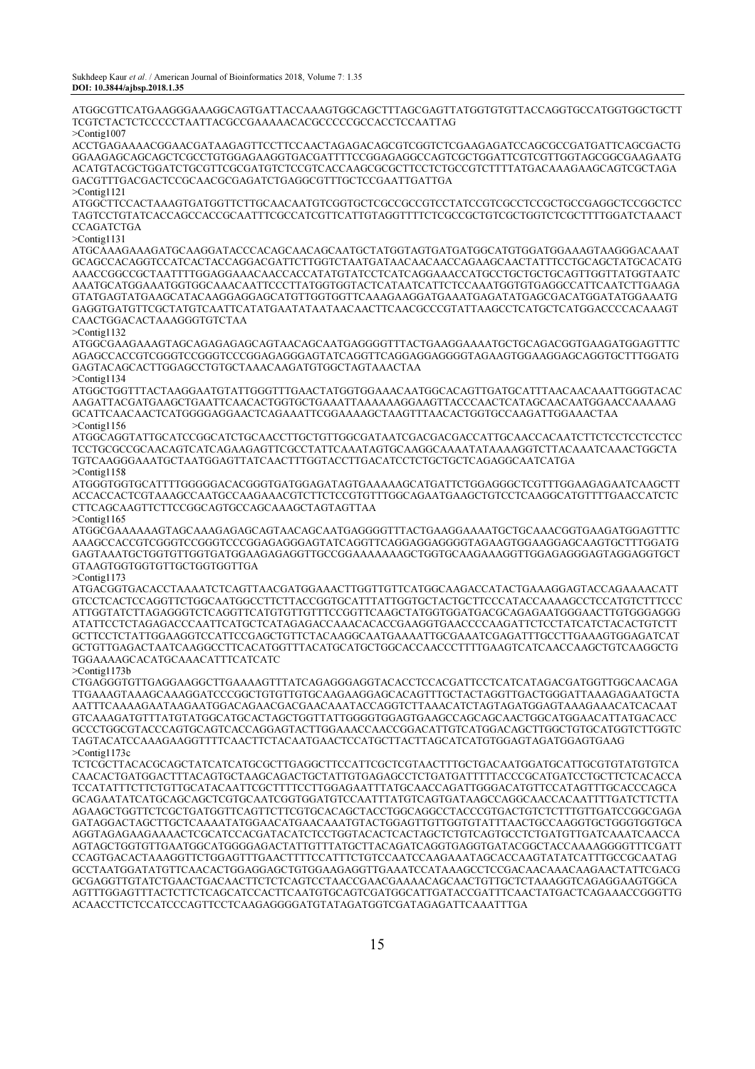ATGGCGTTCATGAAGGGAAAGGCAGTGATTACCAAAGTGGCAGCTTTAGCGAGTTATGGTGTGTTACCAGGTGCCATGGTGGCTGCTT
TCGTCTACTCTCCCCCTAATTACGCCGAAAAACACGCCCCCGCCACCTCCAATTAG

>Contig1007

ACCTGAGAAAACGGAACGATAAGAGTTCCTTCCAACTAGAGACAGCGTCGGTCTCGAAGAGATCCAGCGCCGATGATTCAGCGACTG
GGAAGAGCAGCAGCTCGCCTGTGGAGAAGGTGACGATTTTCCGGAGAGGCCAGTCGCTGGATTCGTCGTTGGTAGCGGCGAAGAATG
ACATGTACGCTGGATCTGCGTTCGCGATGTCTCCGTCACCAAGCGCGCTTCCTCTGCCGTCTTTTATGACAAAGAAGCAGTCGCTAGA
GACGTTTGACGACTCCGCAACGCGAGATCTGAGGCGTTTGCTCCGAATTGATTGA

>Contig1121

ATGGCTTCCACTAAAGTGATGGTTCTTGCAACAATGTCGGTGCTCGCCGCCGTCCTATCCGTCGCCTCCGCTGCCGAGGCTCCGGCTCC
TAGTCCTGTATCACCAGCCACCGCAATTTCGCCATCGTTCATTGTAGGTTTTCTCGCCGCTGTCGCTGGTCTCGCTTTTGGATCTAAACT
CCAGATCTGA

>Contig1131

ATGCAAAGAAAGATGCAAGGATACCCACAGCAACAGCAATGCTATGGTAGTGATGATGGCATGTGGATGGAAAGTAAGGGACAAAT
GCAGCCACAGGTCCATCACTACCAGGACGATTCTTGGTCTAATGATAACAACAACCAGAAGCAACTATTTCCTGCAGCTATGCACATG
AAACCGGCCGCTAATTTTGGAGGAAACAACCACCATATGTATCCTCATCAGGAAACCATGCCTGCTGCTGCAGTTGGTTATGGTAATC
AAATGCATGGAAATGGTGGCAAACAATTCCCTTATGGTGGTACTCATAATCATTCTCCAAATGGTGTGAGGCCATTCAATCTTGAAGA
GTATGAGTATGAAGCATACAAGGAGGAGCATGTTGGTGGTTCAAAGAAGGATGAAATGAGATATGAGCGACATGGATATGGAAATG
GAGGTGATGTTCGCTATGTCAATTCATATGAATATAATAACAACTTCAACGCCCGTATTAAGCCTCATGCTCATGGACCCCACAAAGT
CAACTGGACACTAAAGGGTGTCTAA

>Contig1132

ATGGCGAAGAAAGTAGCAGAGAGAGCAGTAACAGCAATGAGGGGTTTACTGAAGGAAAATGCTGCAGACGGTGAAGATGGAGTTTC
AGAGCCACCGTCGGGTCCGGGTCCCGGAGAGGGAGTATCAGGTTCAGGAGGAGGGGTAGAAGTGGAAGGAGCAGGTGCTTTGGATG
GAGTACAGCACTTGGAGCCTGTGCTAAACAAGATGTGGCTAGTAAACTAA

>Contig1134

ATGGCTGGTTTACTAAGGAATGTATTGGGTTTGAACTATGGTGGAAACAATGGCACAGTTGATGCATTTAACAACAAATTGGGTACAC
AAGATTACGATGAAGCTGAATTCAACACTGGTGCTGAAATTAAAAAAGGAAGTTACCCAACTCATAGCAACAATGGAACCAAAAAG
GCATTCAACAACTCATGGGGAGGAACTCAGAAATTCGGAAAAGCTAAGTTTAACACTGGTGCCAAGATTGGAAACTAA

>Contig1156

ATGGCAGGTATTGCATCCGGCATCTGCAACCTTGCTGTTGGCGATAATCGACGACGACCATTGCAACCACAATCTTCTCCTCCTCCTCC
TCCTGCGCCGCAACAGTCATCAGAAGAGTTCGCCTATTCAAATAGTGCAAGGCAAAATATAAAAGGTCTTACAAATCAAACTGGCTA
TGTCAAGGGAAATGCTAATGGAGTTATCAACTTTGGTACCTTGACATCCTCTGCTGCTCAGAGGCAATCATGA

>Contig1158

ATGGGTGGTGCATTTTGGGGGACACGGGTGATGGAGATAGTGAAAAAGCATGATTCTGGAGGGCTCGTTTGGAAGAGAATCAAGCTT
ACCACCACTCGTAAAGCCAATGCCAAGAAACGTCTTCTCCGTGTTTGGCAGAATGAAGCTGTCCTCAAGGCATGTTTTGAACCATCTC
CTTCAGCAAGTTCTTCCGGCAGTGCCAGCAAAGCTAGTAGTTAA

>Contig1165

ATGGCGAAAAAAGTAGCAAAGAGAGCAGTAACAGCAATGAGGGGTTTACTGAAGGAAAATGCTGCAAACGGTGAAGATGGAGTTTC
AAAGCCACCGTCGGGTCCGGGTCCCGGAGAGGGAGTATCAGGTTCAGGAGGAGGGGTAGAAGTGGAAGGAGCAAGTGCTTTGGATG
GAGTAAATGCTGGTGTTGGTGATGGAAGAGAGGTTGCCGGAAAAAAAAGCTGGTGCAAGAAAGGTTGGAGAGGGAGTAGGAGGTGCT
GTAAGTGGTGGTGTTGCTGGTGGTTGA

>Contig1173

ATGACGGTGACACCTAAAATCTCAGTTAACGATGGAAACTTGGTTGTTCATGGCAAGACCATACTGAAAGGAGTACCAGAAAACATT
GTCCTCACTCCAGGTTCTGGCAATGGCCTTCTTACCGGTGCATTTATTGGTGCTACTGCTTCCCATACCAAAAGCCTCCATGTCTTTCCC
ATTGGTATCTTAGAGGGTCTCAGGTTCATGTGTTGTTTCCGGTTCAAGCTATGGTGGATGACGCAGAGAATGGGAACTTGTGGGAGGG
ATATTCCTCTAGAGACCCAATTCATGCTCATAGAGACCAAACACACCGAAGGTGAACCCCAAGATTCTCCTATCATCTACACTGTCTT
GCTTCCTCTATTGGAAGGTCCATTCCGAGCTGTTCTACAAGGCAATGAAAATTGCGAAATCGAGATTTGCCTTGAAAGTGGAGATCAT
GCTGTTGAGACTAATCAAGGCCTTCACATGGTTTACATGCATGCTGGCACCAACCCTTTTGAAGTCATCAACCAAGCTGTCAAGGCTG
TGGAAAAGCACATGCAAACATTTCATCATC

>Contig1173b

CTGAGGGTGTTGAGGAAGGCTTGAAAAGTTTATCAGAGGGAGGTACACCTCCACGATTCCTCATCATAGACGATGGTTGGCAACAGA
TTGAAAGTAAAGCAAAGGATCCCGGCTGTGTTGTGCAAGAAGGAGCACAGTTTGCTACTAGGTTGACTGGGATTAAAGAGAATGCTA
AATTCAAAAGAATAAGAATGGACAGAACGACGAACAAATACCAGGTCTTAAACATCTAGTAGATGGAGTAAAGAAACATCACAAT
GTCAAAGATGTTTATGTATGGCATGCACTAGCTGGTTATTGGGGTGGAGTGAAGCCAGCAGCAACTGGCATGGAACATTATGACACC
GCCCTGGCGTACCCAGTGCAGTCACCAGGAGTACTTGGAAACCAACCGGACATTGTCATGGACAGCTTGGCTGTGCATGGTCTTGGTC
TAGTACATCCAAAGAAGGTTTTCAACTTCTACAATGAACTCCATGCTTACTTAGCATCATGTGGAGTAGATGGAGTGAAG

>Contig1173c

TCTCGCTTACACGCAGCTATCATCATGCGCTTGAGGCTTCCATTCGCTCGTAACTTTGCTGACAATGGATGCATTGCGTGTATGTGTCA
CAACACTGATGGACTTTACAGTGCTAAGCAGACTGCTATTGTGAGAGCCTCTGATGATTTTTACCCGCATGATCCTGCTTCTCACACCA
TCCATATTTCTTCTGTTGCATACAATTCGCTTTTCCTTGGAGAATTTATGCAACCAGATTGGGACATGTTCCATAGTTTGCACCCAGCA
GCAGAATATCATGCAGCAGCTCGTGCAATCGGTGGATGTCCAATTTATGTCAGTGATAAGCCAGGCAACCACAATTTTGATCTTCTTA
AGAAGCTGGTTCTCGCTGATGGTTCAGTTCTTCGTGCACAGCTACCTGGCAGGCCTACCCGTGACTGTCTCTTTGTTGATCCGGCGAGA
GATAGGACTAGCTTGCTCAAAATATGGAACATGAACAAATGTACTGGAGTTGTTGGTGTATTTAACTGCCAAGGTGCTGGGTGGTGCA
AGGTAGAGAAGAAAACTCGCATCCACGATACATCTCCTGGTACACTCACTAGCTCTGTCAGTGCCTCTGATGTTGATCAAATCAACCA
AGTAGCTGGTGTTGAATGGCATGGGGAGACTATTGTTTATGCTTACAGATCAGGTGAGGTGATACGGCTACCAAAAGGGGTTTCGATT
CCAGTGACACTAAAGGTTCTGGAGTTTGAACTTTTCCATTTCTGTCCAATCCAAGAAATAGCACCAAGTATATCATTTGCCGCAATAG
GCCTAATGGATATGTTCAACACTGGAGGAGCTGTGGAAGAGGTTGAAATCCATAAAGCCTCCGACAACAAACAAGAACTATTCGACG
GCGAGGTTGTATCTGAACTGACAACTTCTCTCAGTCCTAACCGAACGAAAACAGCAACTGTTGCTCTAAAGGTCAGAGGAAGTGGCA
AGTTTGGAGTTTACTCTTCTCAGCATCCACTTCAATGTGCAGTCGATGGCATTGATACCGATTTCAACTATGACTCAGAAACCGGGTTG
ACAACCTTCTCCATCCCAGTTCCTCAAGAGGGGATGTATAGATGGTCGATAGAGATTCAAATTTGA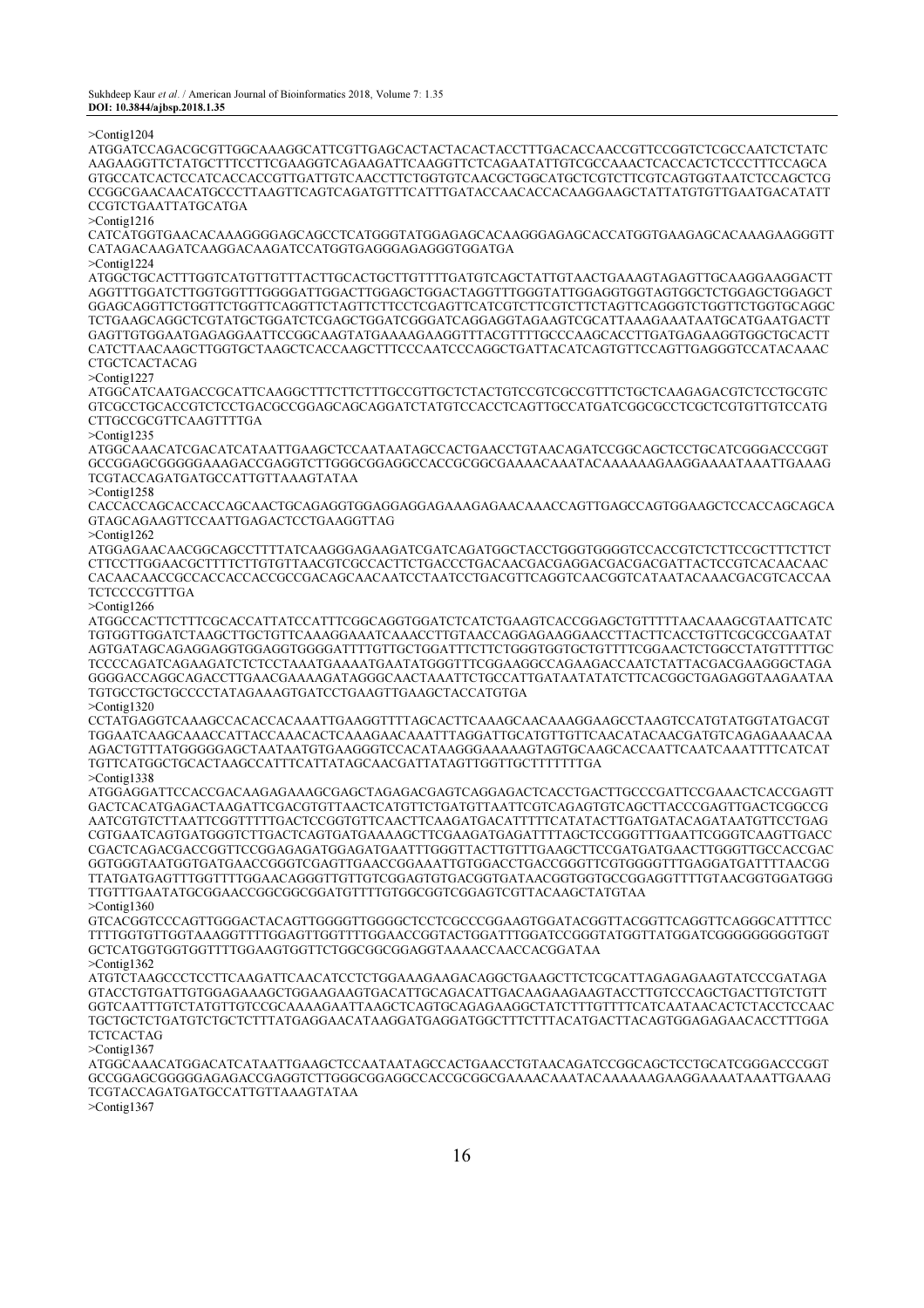>Contig1204

ATGGATCCAGACGCGTTGGCAAAGGCATTCGTTGAGCACTACTACACTACCTTTGACACCAACCGTTCCGGTCTCGCCAATCTCTATC
AAGAAGGTTCTATGCTTTCCTTCGAAGGTCAGAAGATTCAAGGTTCTCAGAATATTGTCGCCAAACTCACCACTCTCCCTTTCCAGCA
GTGCCATCACTCCATCACCACCGTTGATTGTCAACCTTCTGGTGTCAACGCTGGCATGCTCGTCTTCGTCAGTGGTAATCTCCAGCTCG
CCGGCGAACAACATGCCCTTAAGTTCAGTCAGATGTTTCATTTGATACCAACACCACAAGGAAGCTATTATGTGTTGAATGACATATT
CCGTCTGAATTATGCATGA

>Contig1216

CATCATGGTGAACACAAAGGGGAGCAGCCTCATGGGTATGGAGAGCACAAGGGAGAGCACCATGGTGAAGAGCACAAAGAAGGGTT
CATAGACAAGATCAAGGACAAGATCCATGGTGAGGGAGAGGGTGGATGA

>Contig1224

ATGGCTGCACTTTGGTCATGTTGTTTACTTGCACTGCTTGTTTTGATGTCAGCTATTGTAACTGAAAGTAGAGTTGCAAGGAAGGACTT
AGGTTTGGATCTTGGTGGTTTGGGGATTGGACTTGGAGCTGGACTAGGTTTGGGTATTGGAGGTGGTAGTGGCTCTGGAGCTGGAGCT
GGAGCAGGTTCTGGTTCTGGTTCAGGTTCTAGTTCTTCCTCGAGTTCATCGTCTTCGTCTTCTAGTTCAGGGTCTGGTTCTGGTGCAGGC
TCTGAAGCAGGCTCGTATGCTGGATCTCGAGCTGGATCGGGATCAGGAGGTAGAAGTCGCATTAAAGAAATAATGCATGAATGACTT
GAGTTGTGGAATGAGAGGAATTCCGGCAAGTATGAAAAGAAGGTTTACGTTTTGCCCAAGCACCTTGATGAGAAGGTGGCTGCACTT
CATCTTAACAAGCTTGGTGCTAAGCTCACCAAGCTTTCCCAATCCCAGGCTGATTACATCAGTGTTCCAGTTGAGGGTCCATACAAAC
CTGCTCACTACAG

>Contig1227

ATGGCATCAATGACCGCATTCAAGGCTTTCTTCTTTGCCGTTGCTCTACTGTCCGTCGCCGTTTCTGCTCAAGAGACGTCTCCTGCGTC
GTCGCCTGCACCGTCTCCTGACGCCGGAGCAGCAGGATCTATGTCCACCTCAGTTGCCATGATCGGCGCCTCGCTCGTGTTGTCCATG
CTTGCCGCGTTCAAGTTTTGA

>Contig1235

ATGGCAAACATCGACATCATAATTGAAGCTCCAATAATAGCCACTGAACCTGTAACAGATCCGGCAGCTCCTGCATCGGGACCCGGT
GCCGGAGCGGGGGAAAGACCGAGGTCTTGGGCGGAGGCCACCGCGGCGAAAACAAATACAAAAAAGAAGGAAAATAAATTGAAAG
TCGTACCAGATGATGCCATTGTTAAAGTATAA

>Contig1258

CACCACCAGCACCACCAGCAACTGCAGAGGTGGAGGAGGAGAAAGAGAACAAACCAGTTGAGCCAGTGGAAGCTCCACCAGCAGCA
GTAGCAGAAGTTCCAATTGAGACTCCTGAAGGTTAG

>Contig1262

ATGGAGAACAACGGCAGCCTTTTATCAAGGGAGAAGATCGATCAGATGGCTACCTGGGTGGGGTCCACCGTCTCTTCCGCTTTCTTCT
CTTCCTTGGAACGCTTTTCTTGTGTTAACGTCGCCACTTCTGACCCTGACAACGACGAGGACGACGACGATTACTCCGTCACAACAAC
CACAACAACCGCCACCACCACCGCCGACAGCAACAATCCTAATCCTGACGTTCAGGTCAACGGTCATAATACAAACGACGTCACCAA
TCTCCCCGTTTGA

>Contig1266

ATGGCCACTTCTTTCGCACCATTATCCATTTCGGCAGGTGGATCTCATCTGAAGTCACCGGAGCTGTTTTTAACAAAGCGTAATTCATC
TGTGGTTGGATCTAAGCTTGCTGTTCAAAGGAAATCAAACCTTGTAACCAGGAGAAGGAACCTTACTTCACCTGTTCGCGCCGAATAT
AGTGATAGCAGAGGAGGTGGAGGTGGGGATTTTGTTGCTGGATTTCTTCTGGGTGGTGCTGTTTTCGGAACTCTGGCCTATGTTTTTGC
TCCCCAGATCAGAAGATCTCTCCTAAATGAAAATGAATATGGGTTTCGGAAGGCCAGAAGACCAATCTATTACGACGAAGGGCTAGA
GGGGACCAGGCAGACCTTGAACGAAAAGATAGGGCAACTAAATTCTGCCATTGATAATATATCTTCACGGCTGAGAGGTAAGAATAA
TGTGCCTGCTGCCCCTATAGAAAGTGATCCTGAAGTTGAAGCTACCATGTGA

>Contig1320

CCTATGAGGTCAAAGCCACACCACAAATTGAAGGTTTTAGCACTTCAAAGCAACAAAGGAAGCCTAAGTCCATGTATGGTATGACGT
TGGAATCAAGCAAACCATTACCAAACACTCAAAGAACAAATTTAGGATTGCATGTTGTTCAACATACAACGATGTCAGAGAAAACAA
AGACTGTTTATGGGGGAGCTAATAATGTGAAGGGTCCACATAAGGGAAAAAGTAGTGCAAGCACCAATTCAATCAAATTTTCATCAT
TGTTCATGGCTGCACTAAGCCATTTCATTATAGCAACGATTATAGTTGGTTGCTTTTTTTGA

>Contig1338

ATGGAGGATTCCACCGACAAGAGAAAGCGAGCTAGAGACGAGTCAGGAGACTCACCTGACTTGCCCGATTCCGAAACTCACCGAGTT
GACTCACATGAGACTAAGATTCGACGTGTTAACTCATGTTCTGATGTTAATTCGTCAGAGTGTCAGCTTACCCGAGTTGACTCGGCCG
AATCGTGTCTTAATTCGGTTTTTGACTCCGGTGTTCAACTTCAAGATGACATTTTTCATATACTTGATGATACAGATAATGTTCCTGAG
CGTGAATCAGTGATGGGTCTTGACTCAGTGATGAAAAGCTTCGAAGATGAGATTTTAGCTCCGGGTTTGAATTCGGGTCAAGTTGACC
CGACTCAGACGACCGGTTCCGGAGAGATGGAGATGAATTTGGGTTACTTGTTTGAAGCTTCCGATGATGAACTTGGGTTGCCACCGAC
GGTGGGTAATGGTGATGAACCGGGTCGAGTTGAACCGGAAATTGTGGACCTGACCGGGTTCGTGGGGTTTGAGGATGATTTTAACGG
TTATGATGAGTTTGGTTTTGGAACAGGGTTGTTGTCGGAGTGTGACGGTGATAACGGTGGTGCCGGAGGTTTTGTAACGGTGGATGGG
TTGTTGAATATGCGGAACCGGCGGCGGATGTTTTGTGGCGGTCGGAGTCGTTACAAGCTATGTAA

>Contig1360

GTCACGGTCCCAGTTGGGACTACAGTTGGGGTTGGGGCTCCTCGCCCGGAAGTGGATACGGTTACGGTTCAGGTTCAGGGCATTTTCC
TTTTGGTGTTGGTAAAGGTTTTGGAGTTGGTTTTGGAACCGGTACTGGATTTGGATCCGGGTATGGTTATGGATCGGGGGGGGGTGGT
GCTCATGGTGGTGGTTTTGGAAGTGGTTCTGGCGGCGGAGGTAAAACCAACCACGGATAA

>Contig1362

ATGTCTAAGCCCTCCTTCAAGATTCAACATCCTCTGGAAAGAAGACAGGCTGAAGCTTCTCGCATTAGAGAGAAGTATCCCGATAGA
GTACCTGTGATTGTGGAGAAAGCTGGAAGAAGTGACATTGCAGACATTGACAAGAAGAAGTACCTTGTCCCAGCTGACTTGTCTGTT
GGTCAATTTGTCTATGTTGTCCGCAAAAGAATTAAGCTCAGTGCAGAGAAGGCTATCTTTGTTTTCATCAATAACACTCTACCTCCAAC
TGCTGCTCTGATGTCTGCTCTTTATGAGGAACATAAGGATGAGGATGGCTTTCTTTACATGACTTACAGTGGAGAGAACACCTTTGGA
TCTCACTAG

>Contig1367

ATGGCAAACATGGACATCATAATTGAAGCTCCAATAATAGCCACTGAACCTGTAACAGATCCGGCAGCTCCTGCATCGGGACCCGGT
GCCGGAGCGGGGGAGAGACCGAGGTCTTGGGCGGAGGCCACCGCGGCGAAAACAAATACAAAAAAGAAGGAAAATAAATTGAAAG
TCGTACCAGATGATGCCATTGTTAAAGTATAA

>Contig1367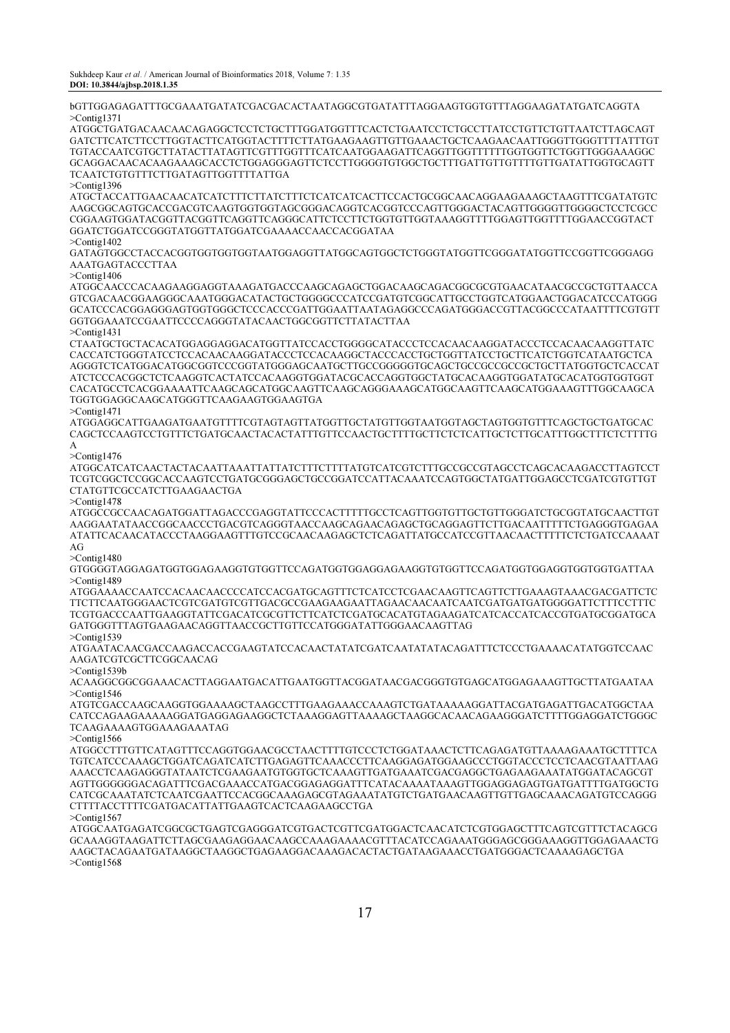bGTTGGAGAGATTTGCGAAATGATATCGACGACACTAATAGGCGTGATATTTAGGAAGTGGTGTTTAGGAAGATATGATCAGGTA

>Contig1371

ATGGCTGATGACAACAACAGAGGCTCCTCTGCTTTGGATGGTTTCACTCTGAATCCTCTGCCTTATCCTGTTCTGTTAATCTTAGCAGT
GATCTTCATCTTCCTTGGTACTTCATGGTACTTTTCTTATGAAGAAGTTGTTGAAACTGCTCAAGAACAATTGGGTTGGGTTTTATTTGT
TGTACCAATCGTGCTTATACTTATAGTTCGTTTGGTTTCATCAATGGAAGATTCAGGTTGGTTTTTGGTGGTTCTGGTTGGGAAAGGC
GCAGGACAACACAAGAAAGCACCTCTGGAGGGAGTTCTCCTTGGGGTGTGGCTGCTTTGATTGTTGTTTTGTTGATATTGGTGCAGTT
TCAATCTGTGTTTCTTGATAGTTGGTTTTATTGA

>Contig1396

ATGCTACCATTGAACAACATCATCTTTCTTATCTTTCTCATCATCACTTCCACTGCGGCAACAGGAAGAAAGCTAAGTTTCGATATGTC
AAGCGGCAGTGCACCGACGTCAAGTGGTGGTAGCGGGACAGGTCACGGTCCCAGTTGGGACTACAGTTGGGGTTGGGGCTCCTCGCC
CGGAAGTGGATACGGTTACGGTTCAGGTTCAGGGCATTCTCCTTCTGGTGTTGGTAAAGGTTTTGGAGTTGGTTTTGGAACCGGTACT
GGATCTGGATCCGGGTATGGTTATGGATCGAAAACCAACCACGGATAA

>Contig1402

GATAGTGGCCTACCACGGTGGTGGTGGTAATGGAGGTTATGGCAGTGGCTCTGGGTATGGTTCGGGATATGGTTCCGGTTCGGGAGG
AAATGAGTACCCTTAA

>Contig1406

ATGGCAACCCACAAGAAGGAGGTAAAGATGACCCAAGCAGAGCTGGACAAGCAGACGGCGCGTGAACATAACGCCGCTGTTAACCA
GTCGACAACGGAAGGGCAAATGGGACATACTGCTGGGGCCCATCCGATGTCGGCATTGCCTGGTCATGGAACTGGACATCCCATGGG
GCATCCCACGGAGGGAGTGGTGGGCTCCCACCCGATTGGAATTAATAGAGGCCCAGATGGGACCGTTACGGCCCATAATTTTCGTGTT
GGTGGAAATCCGAATTCCCCAGGGTATACAACTGGCGGTTCTTATACTTAA

>Contig1431

CTAATGCTGCTACACATGGAGGAGGACATGGTTATCCACCTGGGGCATACCCTCCACAACAAGGATACCCTCCACAACAAGGTTATC
CACCATCTGGGTATCCTCCACAACAAGGATACCCTCCACAAGGCTACCCACCTGCTGGTTATCCTGCTTCATCTGGTCATAATGCTCA
AGGGTCTCATGGACATGGCGGTCCCGGTATGGGAGCAATGCTTGCCGGGGGTGCAGCTGCCGCCGCCGCTGCTTATGGTGCTCACCAT
ATCTCCCACGGCTCTCAAGGTCACTATCCACAAGGTGGATACGCACCAGGTGGCTATGCACAAGGTGGATATGCACATGGTGGTGGT
CACATGCCTCACGGAAAATTCAAGCAGCATGGCAAGTTCAAGCAGGGAAAGCATGGCAAGTTCAAGCATGGAAAGTTTGGCAAGCA
TGGTGGAGGCAAGCATGGGTTCAAGAAGTGGAAGTGA

>Contig1471

ATGGAGGCATTGAAGATGAATGTTTTCGTAGTAGTTATGGTTGCTATGTTGGTAATGGTAGCTAGTGGTGTTTCAGCTGCTGATGCAC
CAGCTCCAAGTCCTGTTTCTGATGCAACTACACTATTTGTTCCAACTGCTTTTGCTTCTCTCATTGCTCTTGCATTTGGCTTTCTCTTTTG
A

>Contig1476

ATGCATCATCAACTACTACAATTAAATTATTATCTTTCTTTTATGTCATCGTCTTTGCCGCCGTAGCCTCAGCACAAGACCTTAGTCCT
TCGTCGGCTCCGGCACCAAGTCCTGATGCGGGAGCTGCCGGATCCATTACAAATCCAGTGGCTATGATTGGAGCCTCGATCGTGTTGT
CTATGTTCGCCATCTTGAAGAACTGA

>Contig1478

ATGGCCGCCAACAGATGGATTAGACCCGAGGTATTCCCACTTTTTGCCTCAGTTGGTGTTGCTGTTGGGATCTGCGGTATGCAACTTGT
AAGGAATATAACCGGCAACCCTGACGTCAGGGTAACCAAGCAGAACAGAGCTGCAGGAGTTCTTGACAATTTTTCTGAGGGTGAGAA
ATATTCACAACATACCCTAAGGAAGTTTGTCCGCAACAAGAGCTCTCAGATTATGCCATCCGTTAACAACTTTTTCTCTGATCCAAAAT
AG

>Contig1480

GTGGGGTAGGAGATGGTGGAGAAGGTGTGGTTCCAGATGGTGGAGGAGAAGGTGTGGTTCCAGATGGTGGAGGTGGTGGTGATTAA

>Contig1489

ATGGAAAACCAATCCACAACAACCCCATCCACGATGCAGTTTCTCATCCTCGAACAAGTTCAGTTCTTGAAAGTAAACGACGATTCTC
TTCTTCAATGGGAACTCGTCGATGTCGTTGACGCCGAAGAAGAATTAGAACAACAATCAATCGATGATGATGGGGATTCTTTCCTTTC
TCGTGACCCAATTGAAGGTATTCGACATCGCGTTCTTCATCTCGATGCACATGTAGAAGATCATCACCATCACCGTGATGCGGATGCA
GATGGGTTTAGTGAAGAACAGGTTAACCGCTTGTTCCATGGGATATTGGGAACAAGTTAG

>Contig1539

ATGAATACAACGACCAAGACCACCGAAGTATCCACAACTATATCGATCAATATATACAGATTTCTCCCTGAAAACATATGGTCCAAC
AAGATCGTCGCTTCGGCAACAG

>Contig1539b

ACAAGGCGGCGGAAACACTTAGGAATGACATTGAATGGTTACGGATAACGACGGGTGTGAGCATGGAGAAAGTTGCTTATGAATAA

>Contig1546

ATGTCGACCAAGCAAGGTGGAAAAGCTAAGCCTTTGAAGAAACCAAAGTCTGATAAAAAGGATTACGATGAGATTGACATGGCTAA
CATCCAGAAGAAAAAGGATGAGGAGAAGGCTCTAAAGGAGTTAAAAGCTAAGGCACAACAGAAGGGATCTTTGGAGGATCTGGGC
TCAAGAAAAGTGGAAAGAAATAG

>Contig1566

ATGGCCTTTGTTCATAGTTTCCAGGTGGAACGCCTAACTTTTGTCCCTCTGGATAAACTCTTCAGAGATGTTAAAAGAAATGCTTTTCA
TGTCATCCCAAAGCTGGATCAGATCATCTTGAGAGTTCAAACCCTTCAAGGAGATGGAAGCCCTGGTACCCTCCTCAACGTAATTAAG
AAACCTCAAGAGGGTATAATCTCGAAGAATGTGGTGCTCAAAGTTGATGAAATCGACGAGGCTGAGAAGAAATATGGATACAGCGT
AGTTGGGGGGACAGATTTCGACGAAACCATGACGGAGAGGATTTCATACAAAATAAAGTTGGAGGAGAGTGATGATTTTGATGGCTG
CATCGCAAATATCTCAATCGAATTCCACGGCAAAGAGCGTAGAAATATGTCTGATGAACAAGTTGTTGAGCAAACAGATGTCCAGGG
CTTTTACCTTTTCGATGACATTATTGAAGTCACTCAAGAAGCCTGA

>Contig1567

ATGGCAATGAGATCGGCGCTGAGTCGAGGGATCGTGACTCGTTCGATGGACTCAACATCTCGTGGAGCTTTCAGTCGTTTCTACAGCG
GCAAAGGTAAGATTCTTAGCGAAGAGGAACAAGCCAAAGAAAACGTTTACATCCAGAAATGGGAGCGGGAAAGGTTGGAGAAACTG
AAGCTACAGAATGATAAGGCTAAGGCTGAGAAGGACAAAGACACTACTGATAAGAAACCTGATGGGACTCAAAAGAGCTGA

>Contig1568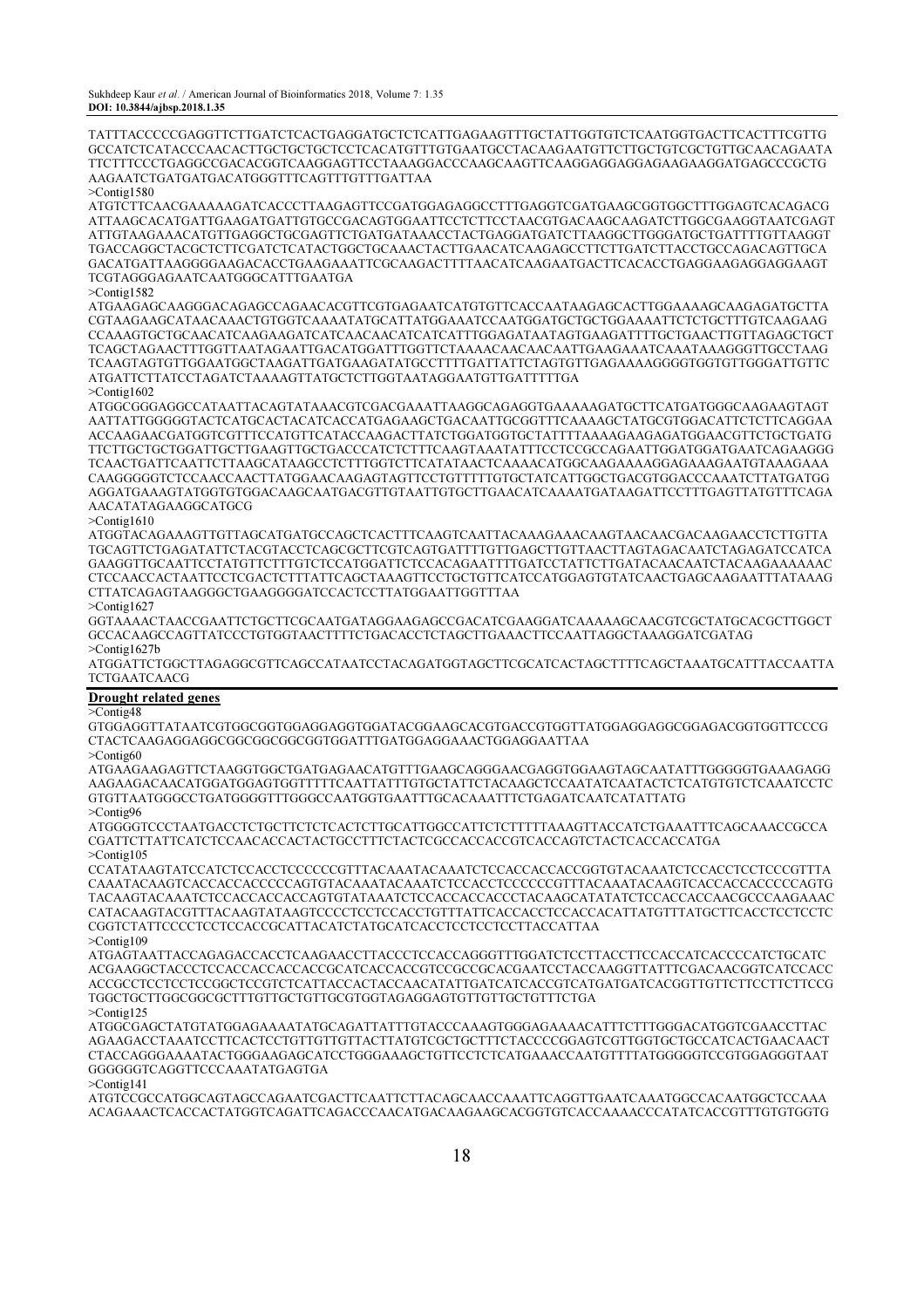TATTTACCCCCGAGGTTCTTGATCTCACTGAGGATGCTCTCATTGAGAAGTTTGCTATTGGTGTCTCAATGGTGACTTCACTTTCGTTG
GCCATCTCATACCCAACACTTGCTGCTGCTCCTCACATGTTTGTGAATGCCTACAAGAATGTTCTTGCTGTCGCTGTTGCAACAGAATA
TTCTTTCCCTGAGGCCGACACGGTCAAGGAGTTCCTAAAGGACCCAAGCAAGTTCAAGGAGGAGGAGAAGAAGGATGAGCCCGCTG
AAGAATCTGATGATGACATGGGTTTCAGTTTGTTTGATTAA

>Contig1580

ATGTCTTCAACGAAAAAGATCACCCTTAAGAGTTCCGATGGAGAGGCCTTTGAGGTCGATGAAGCGGTGGCTTTGGAGTCACAGACG
ATTAAGCACATGATTGAAGATGATTGTGCCGACAGTGGAATTCCTCTTCCTAACGTGACAAGCAAGATCTTGGCGAAGGTAATCGAGT
ATTGTAAGAAACATGTTGAGGCTGCGAGTTCTGATGATAAACCTACTGAGGATGATCTTAAGGCTTGGGATGCTGATTTTGTTAAGGT
TGACCAGGCTACGCTCTTCGATCTCATACTGGCTGCAAACTACTTGAACATCAAGAGCCTTCTTGATCTTACCTGCCAGACAGTTGCA
GACATGATTAAGGGGAAGACACCTGAAGAAATTCGCAAGACTTTTAACATCAAGAATGACTTCACACCTGAGGAAGAGGAGGAAGT
TCGTAGGGAGAATCAATGGGCATTTGAATGA

>Contig1582

ATGAAGAGCAAGGGACAGAGCCAGAACACGTTCGTGAGAATCATGTGTTCACCAATAAGAGCACTTGGAAAAGCAAGAGATGCTTA
CGTAAGAAGCATAACAAACTGTGGTCAAAATATGCATTATGGAAATCCAATGGATGCTGCTGGAAAATTCTCTGCTTTGTCAAGAAG
CCAAAGTGCTGCAACATCAAGAAGATCATCAACAACATCATCATTTGGAGATAATAGTGAAGATTTTGCTGAACTTGTTAGAGCTGCT
TCAGCTAGAACTTTGGTTAATAGAATTGACATGGATTTGGTTCTAAAACAACAACAATTGAAGAAATCAAATAAAGGGTTGCCTAAG
TCAAGTAGTGTTGGAATGGCTAAGATTGATGAAGATATGCCTTTTGATTATTCTAGTGTTGAGAAAAGGGGTGGTGTTGGGATTGTTC
ATGATTCTTATCCTAGATCTAAAAGTTATGCTCTTGGTAATAGGAATGTTGATTTTTGA

>Contig1602

ATGGCGGGAGGCCATAATTACAGTATAAACGTCGACGAAATTAAGGCAGAGGTGAAAAAGATGCTTCATGATGGGCAAGAAGTAGT
AATTATTGGGGGTACTCATGCACTACATCACCATGAGAAGCTGACAATTGCGGTTTCAAAAGCTATGCGTGGACATTCTCTTCAGGAA
ACCAAGAACGATGGTCGTTTCCATGTTCATACCAAGACTTATCTGGATGGTGCTATTTTAAAAGAAGAGATGGAACGTTCTGCTGATG
TTCTTGCTGCTGGATTGCTTGAAGTTGCTGACCCATCTCTTTCAAGTAAATATTTCCTCCGCCAGAATTGGATGGATGAATCAGAAGGG
TCAACTGATTCAATTCTTAAGCATAAGCCTCTTTGGTCTTCATATAACTCAAAACATGGCAAGAAAAGGAGAAAGAATGTAAAGAAA
CAAGGGGGTCTCCAACCAACTTATGGAACAAGAGTAGTTCCTGTTTTTGTGCTATCATTGGCTGACGTGGACCCAAATCTTATGATGG
AGGATGAAAGTATGGTGTGGACAAGCAATGACGTTGTAATTGTGCTTGAACATCAAAATGATAAGATTCCTTTGAGTTATGTTTCAGA
AACATATAGAAGGCATGCG

>Contig1610

ATGGTACAGAAAGTTGTTAGCATGATGCCAGCTCACTTTCAAGTCAATTACAAAGAAACAAGTAACAACGACAAGAACCTCTTGTTA
TGCAGTTCTGAGATATTCTACGTACCTCAGCGCTTCGTCAGTGATTTTGTTGAGCTTGTTAACTTAGTAGACAATCTAGAGATCCATCA
GAAGGTTGCAATTCCTATGTTCTTTGTCTCCATGGATTCTCCACAGAATTTTGATCCTATTCTTGATACAACAATCTACAAGAAAAAAC
CTCCAACCACTAATTCCTCGACTCTTTATTCAGCTAAAGTTCCTGCTGTTCATCCATGGAGTGTATCAACTGAGCAAGAATTTATAAAG
CTTATCAGAGTAAGGGCTGAAGGGGATCCACTCCTTATGGAATTGGTTTAA

>Contig1627

GGTAAAACTAACCGAATTCTGCTTCGCAATGATAGGAAGAGCCGACATCGAAGGATCAAAAAGCAACGTCGCTATGCACGCTTGGCT
GCCACAAGCCAGTTATCCCTGTGGTAACTTTTCTGACACCTCTAGCTTGAAACTTCCAATTAGGCTAAAGGATCGATAG

>Contig1627b

ATGGATTCTGGCTTAGAGGCGTTCAGCCATAATCCTACAGATGGTAGCTTCGCATCACTAGCTTTTCAGCTAAATGCATTTACCAATTA
TCTGAATCAACG

## Drought related genes

>Contig48

GTGGAGGTTATAATCGTGGCGGTGGAGGAGGTGGATACGGAAGCACGTGACCGTGGTTATGGAGGAGGCGGAGACGGTGGTTCCCG
CTACTCAAGAGGAGGCGGCGGCGGCGGTGGATTTGATGGAGGAAACTGGAGGAATTAA

>Contig60

ATGAAGAAGAGTTCTAAGGTGGCTGATGAGAACATGTTTGAAGCAGGGAACGAGGTGGAAGTAGCAATATTTGGGGGTGAAAGAGG
AAGAAGACAACATGGATGGAGTGGTTTTTCAATTATTTGTGCTATTCTACAAGCTCCAATATCAATACTCTCATGTGTCTCAAATCCTC
GTGTTAATGGGCTGATGGGGTTTGGGCCAATGGTGAATTTGCACAAATTTCTGAGATCAATCATATTATG

>Contig96

ATGGGGTCCCTAATGACCTCTGCTTCTCTCACTCTTGCATTGGCCATTCTCTTTTAAAGTTACCATCTGAAATTTCAGCAAACCGCCA
CGATTCTTATTCATCTCCAACACCACTACTGCCTTTCTACTCGCCACCACCGTCACCAGTCTACTCACCACCATGA

>Contig105

CCATATAAGTATCCATCTCCACCTCCCCCCGTTTACAAATACAAATCTCCACCACCACCGGTGTACAAATCTCCACCTCCTCCCGTTTA
CAAATACAAGTCACCACCACCCCCAGTGTACAAATACAAATCTCCACCTCCCCCCGTTTACAAATACAAGTCACCACCACCCCCAGTG
TACAAGTACAAATCTCCACCACCACCAGTGTATAAATCTCCACCACCACCCTACAAGCATATATCTCCACCACCAACGCCCAAGAAAC
CATACAAGTACGTTTACAAGTATAAGTCCCCTCCTCCACCTGTTTATTCACCACCTCCACCACCACATTATGTTTATGCTTCACCTCCTCCTC
CGGTCTATTCCCCTCCTCCACCGCATTACATCTATGCATCACCTCCTCCTCCTTACCATTAA

>Contig109

ATGAGTAATTACCAGAGACCACCTCAAGAACCTTACCCTCCACCAGGGTTTGGATCTCCTTACCTTCCACCATCACCCCATCTGCATC
ACGAAGGCTACCCTCCACCACCACCACCGCATCACCACCGTCCGCCGCACGAATCCTACCAAGGTTATTTCGACAACGGTCATCCACC
ACCGCCTCCTCCTCCGGCTCCGTCTCATTACCACTACCAACATATTGATCATCACCGTCATGATGATCACGGTTGTTCTTCCTTCTTCCG
TGGCTGCTTGGCGGCGCTTTGTTGCTGTTGCTGTGGTAGAGGAGTGTTGTTGCTGTTTCTGA

>Contig125

ATGGCGAGCTATGTATGGAGAAAATATGCAGATTATTTGTACCCAAAGTGGGAGAAAACATTTCTTTGGGACATGGTCGAACCTTAC
AGAAGACCTAAATCCTTCACTCCTGTTGTTGTTACTTATGTCGCTGCTTTCTACCCCGGAGTCGTTGGTGCTGCCATCACTGAACAACT
CTACCAGGGAAAATACTGGGAAGAGCATCCTGGGAAAGCTGTTCCTCTCATGAAACCAATGTTTTATGGGGGTCCGTGGAGGGTAAT
GGGGGGTCAGGTTCCCAAATATGAGTGA

>Contig141

ATGTCCGCCATGGCAGTAGCCAGAATCGACTTCAATTCTTACAGCAACCAAATTCAGGTTGAATCAAATGGCCACAATGGCTCCAAA
ACAGAAACTCACCACTATGGTCAGATTCAGACCCAACATGACAAGAAGCACGGTGTCACCAAAACCCATATCACCGTTTGTGTGGTG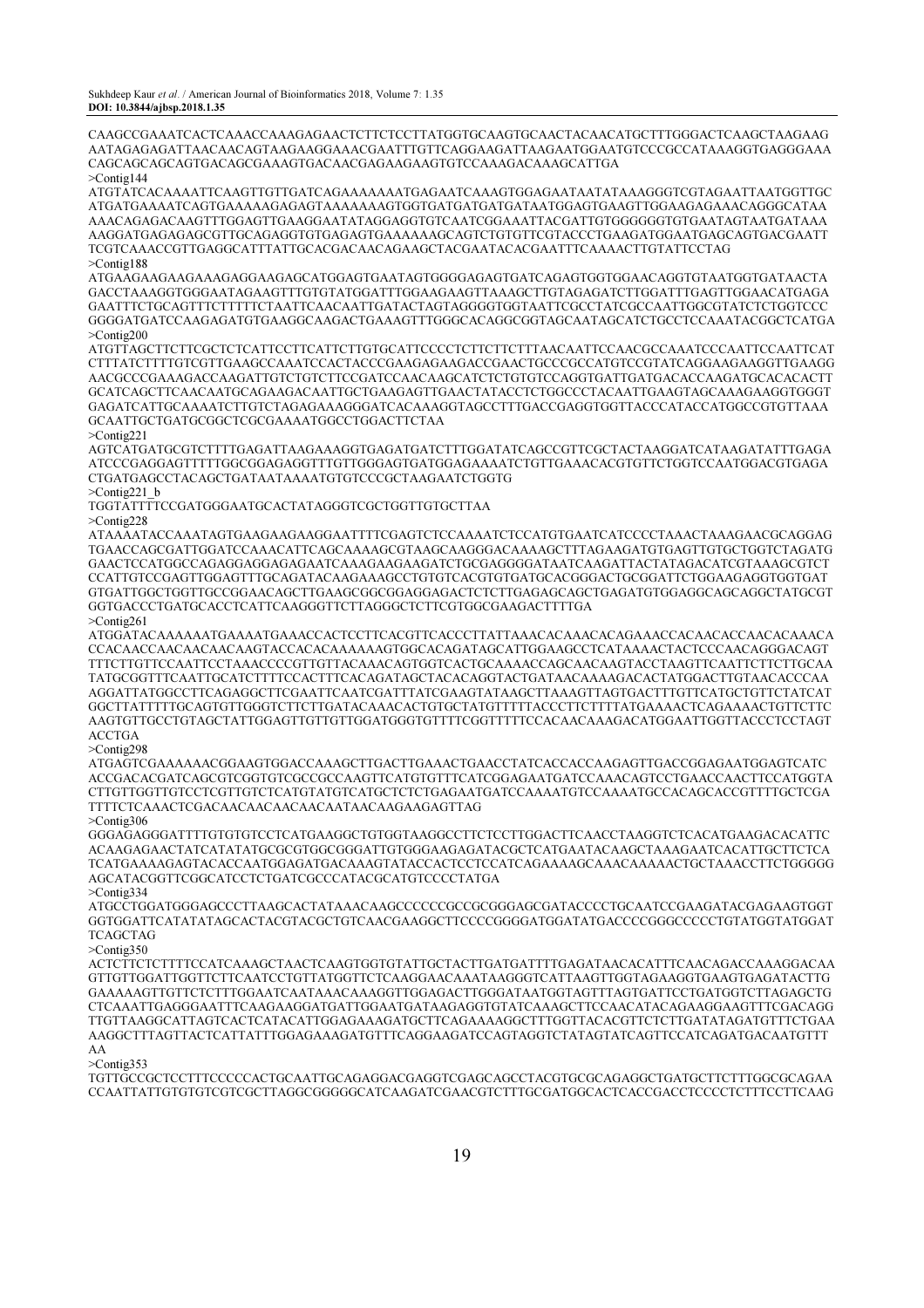CAAGCCGAAATCACTCAAACCAAAGAGAACTCTTCTCCTTATGGTGCAAGTGCAACTACAACATGCTTTGGGACTCAAGCTAAGAAG
AATAGAGAGATTAACAACAGTAAGAAGGAAACGAATTTGTTCAGGAAGATTAAGAATGGAATGTCCCGCCATAAAGGTGAGGGAAA
CAGCAGCAGCAGTGACAGCGAAAGTGACAACGAGAAGAAGTGTCCAAAGACAAAGCATTGA

>Contig144

ATGTATCACAAAATTCAAGTTGTTGATCAGAAAAAAATGAGAATCAAAGTGGAGAATAATATAAAGGGTCGTAGAATTAATGGTTGC
ATGATGAAAATCAGTGAAAAAGAGAGTAAAAAAAGTGGTGATGATGATGATAATGGAGTGAAGTTGGAAGAGAAACAGGGCATAA
AAACAGAGACAAGTTTGGAGTTGAAGGAATATAGGAGGTGTCAATCGGAAATTACGATTGTGGGGGGTGTGAATAGTAATGATAAA
AAGGATGAGAGAGCGTTGCAGAGGTGTGAGAGTGAAAAAAGCAGTCTGTGTTCGTACCCTGAAGATGGAATGAGCAGTGACGAATT
TCGTCAAACCGTTGAGGCATTTATTGCACGACAACAGAAGCTACGAATACACGAATTTCAAAACTTGTATTCCTAG

>Contig188

ATGAAGAAGAAGAAAGAGGAAGAGCATGGAGTGAATAGTGGGGAGAGTGATCAGAGTGGTGGAACAGGTGTAATGGTGATAACTA
GACCTAAAGGTGGGAATAGAAGTTTGTGTATGGATTTGGAAGAAGTTAAAGCTTGTAGAGATCTTGGATTTGAGTTGGAACATGAGA
GAATTTCTGCAGTTTCTTTTTCTAATTCAACAATTGATACTAGTAGGGGTGGTAATTCGCCTATCGCCAATTGGCGTATCTCTGGTCCC
GGGGATGATCCAAGAGATGTGAAGGCAAGACTGAAAGTTTGGGCACAGGCGGTAGCAATAGCATCTGCCTCCAAATACGGCTCATGA

>Contig200

ATGTTAGCTTCTTCGCTCTCATTCCTTCATTCTTGTGCATTCCCCTCTTCTTCTTTAACAATTCCAACGCCAAATCCCAATTCCAATTCAT
CTTTATCTTTTGTCGTTGAAGCCAAATCCACTACCCGAAGAGAAGACCGAACTGCCCGCCATGTCCGTATCAGGAAGAAGGTTGAAGG
AACGCCCGAAAGACCAAGATTGTCTGTCTTCCGATCCAACAAGCATCTCTGTGTCCAGGTGATTGATGACACCAAGATGCACACACTT
GCATCAGCTTCAACAATGCAGAAGACAATTGCTGAAGAGTTGAACTATACCTCTGGCCCTACAATTGAAGTAGCAAAGAAGGTGGGT
GAGATCATTGCAAAATCTTGTCTAGAGAAAGGGATCACAAAGGTAGCCTTTGACCGAGGTGGTTACCCATACCATGGCCGTGTTAAA
GCAATTGCTGATGCGGCTCGCGAAAATGGCCTGGACTTCTAA

>Contig221

AGTCATGATGCGTCTTTTGAGATTAAGAAAGGTGAGATGATCTTTGGATATCAGCCGTTCGCTACTAAGGATCATAAGATATTTGAGA
ATCCCGAGGAGTTTTTGGCGGAGAGGTTTGTTGGGAGTGATGGAGAAAATCTGTTGAAACACGTGTTCTGGTCCAATGGACGTGAGA
CTGATGAGCCTACAGCTGATAATAAAATGTGTCCCGCTAAGAATCTGGTG

>Contig221_b

TGGTATTTTCCGATGGGAATGCACTATAGGGTCGCTGGTTGTGCTTAA

>Contig228

ATAAAATACCAAATAGTGAAGAAGAAGGAATTTTCGAGTCTCCAAAATCTCCATGTGAATCATCCCCTAAACTAAAGAACGCAGGAG
TGAACCAGCGATTGGATCCAAACATTCAGCAAAAGCGTAAGCAAGGGACAAAAGCTTTAGAAGATGTGAGTTGTGCTGGTCTAGATG
GAACTCCATGGCCAGAGGAGGAGAGAATCAAAGAAGAAGATCTGCGAGGGGATAATCAAGATTACTATAGACATCGTAAAGCGTCT
CCATTGTCCGAGTTGGAGTTTGCAGATACAAGAAAGCCTGTGTCACGTGTGATGCACGGGACTGCGGATTCTGGAAGAGGTGGTGAT
GTGATTGGCTGGTTGCCGGAACAGCTTGAAGCGGCGGAGGAGACTCTCTTGAGAGCAGCTGAGATGTGGAGGCAGCAGGCTATGCGT
GGTGACCCTGATGCACCTCATTCAAGGGTTCTTAGGGCTCTTCGTGGCGAAGACTTTTGA

>Contig261

ATGGATACAAAAAATGAAAATGAAACCACTCCTTCACGTTCACCCTTATTAAACACAAACACAGAAACCACAACACCAACACAAACA
CCACAACCAACAACAACAAGTACCACACAAAAAAGTGGCACAGATAGCATTGGAAGCCTCATAAAACTACTCCCAACAGGGACAGT
TTTCTTGTTCCAATTCCTAAACCCCGTTGTTACAAACAGTGGTCACTGCAAAACCAGCAACAAGTACCTAAGTTCAATTCTTCTTGCAA
TATGCGGTTTCAATTGCATCTTTTCCACTTTCACAGATAGCTACACAGGTACTGATAACAAAAGACACTATGGACTTGTAACACCCAA
AGGATTATGGCCTTCAGAGGCTTCGAATTCAATCGATTTATCGAAGTATAAGCTTAAAGTTAGTGACTTTGTTCATGCTGTTCTATCAT
GGCTTATTTTTGCAGTGTTGGGTCTTCTTGATACAAACACTGTGCTATGTTTTTACCCTTCTTTTATGAAAACTCAGAAAACTGTTCTTC
AAGTGTTGCCTGTAGCTATTGGAGTTGTTGTTGGATGGGTGTTTTCGGTTTTTCCACAACAAAGACATGGAATTGGTTACCCTCCTAGT
ACCTGA

>Contig298

ATGAGTCGAAAAAACGGAAGTGGACCAAAGCTTGACTTGAAACTGAACCTATCACCACCAAGAGTTGACCGGAGAATGGAGTCATC
ACCGACACGATCAGCGTCGGTGTCGCCGCCAAGTTCATGTGTTTCATCGGAGAATGATCCAAACAGTCCTGAACCAACTTCCATGGTA
CTTGTTGGTTGTCCTCGTTGTCTCATGTATGTCATGCTCTCTGAGAATGATCCAAAATGTCCAAAATGCCACAGCACCGTTTTGCTCGA
TTTTCTCAAACTCGACAACAACAACAACAATAACAAGAAGAGTTAG

>Contig306

GGGAGAGGGATTTTGTGTGTCCTCATGAAGGCTGTGGTAAGGCCTTCTCCTTGGACTTCAACCTAAGGTCTCACATGAAGACACATTC
ACAAGAGAACTATCATATATGCGCGTGGCGGGATTGTGGGAAGAGATACGCTCATGAATACAAGCTAAAGAATCACATTGCTTCTCA
TCATGAAAAGAGTACACCAATGGAGATGACAAAGTATACCACTCCTCCATCAGAAAAGCAAACAAAAACTGCTAAACCTTCTGGGGG
AGCATACGGTTCGGCATCCTCTGATCGCCCATACGCATGTCCCCTATGA

>Contig334

ATGCCTGGATGGGAGCCCTTAAGCACTATAAACAAGCCCCCCGCCGCGGGAGCGATACCCCTGCAATCCGAAGATACGAGAAGTGGT
GGTGGATTCATATATAGCACTACGTACGCTGTCAACGAAGGCTTCCCCGGGGATGGATATGACCCCGGGCCCCCTGTATGGTATGGAT
TCAGCTAG

>Contig350

ACTCTTCTCTTTTCCATCAAAGCTAACTCAAGTGGTGTATTGCTACTTGATGATTTTGAGATAACACATTTCAACAGACCAAAGGACAA
GTTGTTGGATTGGTTCTTCAATCCTGTTATGGTTCTCAAGGAACAAATAAGGGTCATTAAGTTGGTAGAAGGTGAAGTGAGATACTTG
GAAAAAGTTGTTCTCTTTGGAATCAATAAACAAAGGTTGGAGACTTGGGATAATGGTAGTTTAGTGATTCCTGATGGTCTTAGAGCTG
CTCAAATTGAGGGAATTTCAAGAAGGATGATTGGAATGATAAGAGGTGTATCAAAGCTTCCAACATACAGAAGGAAGTTTCGACAGG
TTGTTAAGGCATTAGTCACTCATACATTGGAGAAAGATGCTTCAGAAAAGGCTTTGGTTACACGTTCTCTTGATATAGATGTTTCTGAA
AAGGCTTTAGTTACTCATTATTTGGAGAAAGATGTTTCAGGAAGATCCAGTAGGTCTATAGTATCAGTTCCATCAGATGACAATGTTT
AA

>Contig353

TGTTGCCGCTCCTTTCCCCCACTGCAATTGCAGAGGACGAGGTCGAGCAGCCTACGTGCGCAGAGGCTGATGCTTCTTTGGCGCAGAA
CCAATTATTGTGTGTCGTCGCTTAGGCGGGGGCATCAAGATCGAACGTCTTTGCGATGGCACTCACCGACCTCCCCTCTTTCCTTCAAG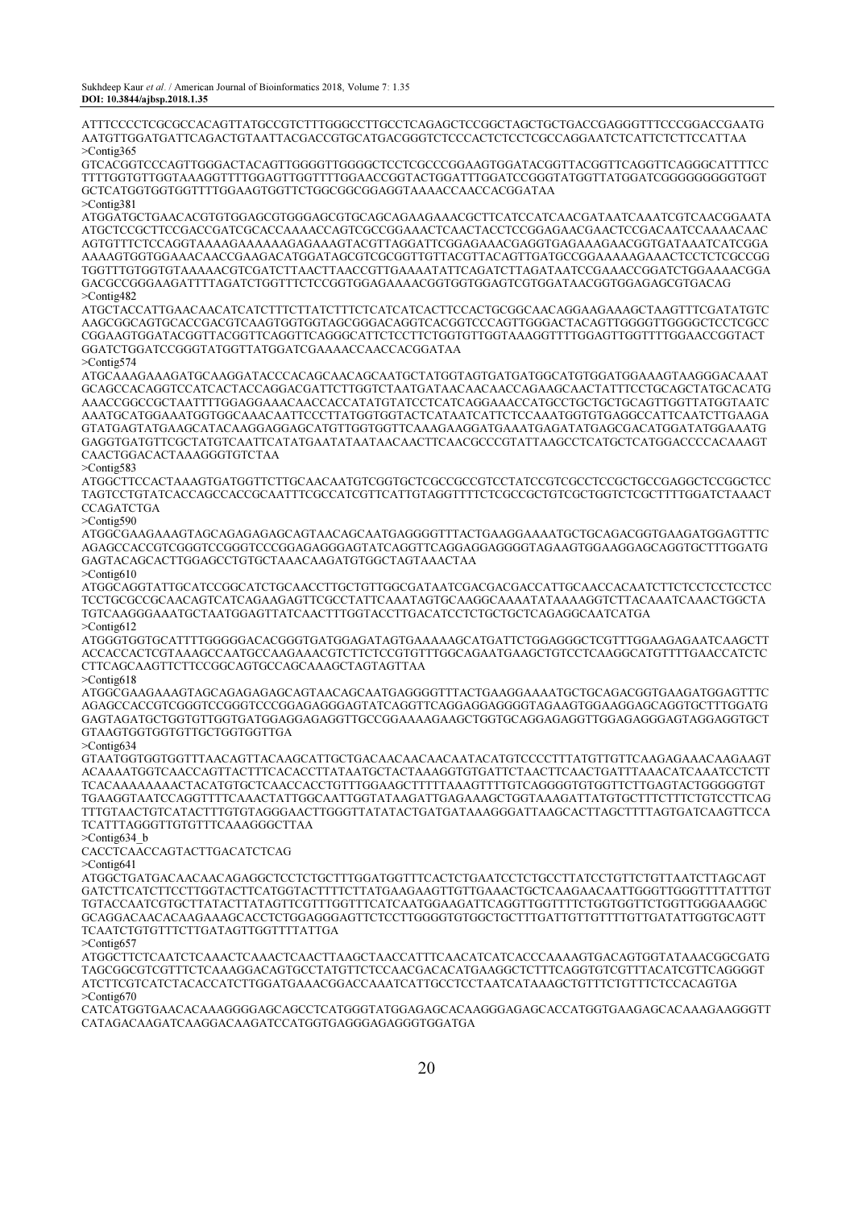ATTTCCCCTCGCGCCACAGTTATGCCGTCTTTGGGCCTTGCCTCAGAGCTCCGGCTAGCTGCTGACCGAGGGTTTCCCGGACCGAATG
AATGTTGGATGATTCAGACTGTAATTACGACCGTGCATGACGGGTCTCCCACTCTCCTCGCCAGGAATCTCATTCTCTTCCATTAA

>Contig365

GTCACGGTCCCAGTTGGGACTACAGTTGGGGTTGGGGCTCCTCGCCCGGAAGTGGATACGGTTACGGTTCAGGTTCAGGGCATTTTCC
TTTTGGTGTTGGTAAAGGTTTTGGAGTTGGTTTTGGAACCGGTACTGGATTTGGATCCGGGTATGGTTATGGATCGGGGGGGGGTGGT
GCTCATGGTGGTGGTTTTGGAAGTGGTTCTGGCGGCGGAGGTAAAACCAACCACGGATAA

>Contig381

ATGGATGCTGAACACGTGTGGAGCGTGGGAGCGTGCAGCAGAAGAAACGCTTCATCCATCAACGATAATCAAATCGTCAACGGAATA
ATGCTCCGCTTCCGACCGATCGCACCAAAACCAGTCGCCGGAAACTCAACTACCTCCGGAGAACGAACTCCGACAATCCAAAACAAC
AGTGTTTCTCCAGGTAAAAGAAAAAAGAGAAAGTACGTTAGGATTCGGAGAAACGAGGTGAGAAAGAACGGTGATAAATCATCGGA
AAAAGTGGTGGAAACAACCGAAGACATGGATAGCGTCGCGGTTGTTACGTTACAGTTGATGCCGGAAAAAGAAACTCCTCTCGCCGG
TGGTTTGTGGTGTAAAAACGTCGATCTTAACTTAACCGTTGAAAATATTCAGATCTTAGATAATCCGAAACCGGATCTGGAAAACGGA
GACGCCGGGAAGATTTTAGATCTGGTTTCTCCGGTGGAGAAAACGGTGGTGGAGTCGTGGATAACGGTGGAGAGCGTGACAG

>Contig482

ATGCTACCATTGAACAACATCATCTTTCTTATCTTTCTCATCATCACTTCCACTGCGGCAACAGGAAGAAAGCTAAGTTTCGATATGTC
AAGCGGCAGTGCACCGACGTCAAGTGGTGGTAGCGGGACAGGTCACGGTCCCAGTTGGGACTACAGTTGGGGTTGGGGCTCCTCGCC
CGGAAGTGGATACGGTTACGGTTCAGGTTCAGGGCATTCTCCTTCTGGTGTTGGTAAAGGTTTTGGAGTTGGTTTTGGAACCGGTACT
GGATCTGGATCCGGGTATGGTTATGGATCGAAAACCAACCACGGATAA

>Contig574

ATGCAAAGAAAGATGCAAGGATACCCACAGCAACAGCAATGCTATGGTAGTGATGATGGCATGTGGATGGAAAGTAAGGGACAAAT
GCAGCCACAGGTCCATCACTACCAGGACGATTCTTGGTCTAATGATAACAACAACCAGAAGCAACTATTTCCTGCAGCTATGCACATG
AAACCGGCCGCTAATTTTGGAGGAAACAACCACCATATGTATCCTCATCAGGAAACCATGCCTGCTGCTGCAGTTGGTTATGGTAATC
AAATGCATGGAAATGGTGGCAAACAATTCCCTTATGGTGGTACTCATAATCATTCTCCAAATGGTGTGAGGCCATTCAATCTTGAAGA
GTATGAGTATGAAGCATACAAGGAGGAGCATGTTGGTGGTTCAAAGAAGGATGAAATGAGATATGAGCGACATGGATATGGAAATG
GAGGTGATGTTCGCTATGTCAATTCATATGAATATAATAACAACTTCAACGCCCGTATTAAGCCTCATGCTCATGGACCCCACAAAGT
CAACTGGACACTAAAGGGTGTCTAA

>Contig583

ATGGCTTCCACTAAAGTGATGGTTCTTGCAACAATGTCGGTGCTCGCCGCCGTCCTATCCGTCGCCTCCGCTGCCGAGGCTCCGGCTCC
TAGTCCTGTATCACCAGCCACCGCAATTTCGCCATCGTTCATTGTAGGTTTTCTCGCCGCTGTCGCTGGTCTCGCTTTTGGATCTAAACT
CCAGATCTGA

>Contig590

ATGGCGAAGAAAGTAGCAGAGAGAGCAGTAACAGCAATGAGGGGTTTACTGAAGGAAAATGCTGCAGACGGTGAAGATGGAGTTTC
AGAGCCACCGTCGGGTCCGGGTCCCGGAGAGGGAGTATCAGGTTCAGGAGGAGGGGTAGAAGTGGAAGGAGCAGGTGCTTTGGATG
GAGTACAGCACTTGGAGCCTGTGCTAAACAAGATGTGGCTAGTAAACTAA

>Contig610

ATGGCAGGTATTGCATCCGGCATCTGCAACCTTGCTGTTGGCGATAATCGACGACGACCATTGCAACCACAATCTTCTCCTCCTCCTCC
TCCTGCGCCGCAACAGTCATCAGAAGAGTTCGCCTATTCAAATAGTGCAAGGCAAAATATAAAAGGTCTTACAAATCAAACTGGCTA
TGTCAAGGGAAATGCTAATGGAGTTATCAACTTTGGTACCTTGACATCCTCTGCTGCTCAGAGGCAATCATGA

>Contig612

ATGGGTGGTGCATTTTGGGGGACACGGGTGATGGAGATAGTGAAAAAGCATGATTCTGGAGGGCTCGTTTGGAAGAGAATCAAGCTT
ACCACCACTCGTAAAGCCAATGCCAAGAAACGTCTTCTCCGTGTTTGGCAGAATGAAGCTGTCCTCAAGGCATGTTTTGAACCATCTC
CTTCAGCAAGTTCTTCCGGCAGTGCCAGCAAAGCTAGTAGTTAA

>Contig618

ATGGCGAAGAAAGTAGCAGAGAGAGCAGTAACAGCAATGAGGGGTTTACTGAAGGAAAATGCTGCAGACGGTGAAGATGGAGTTTC
AGAGCCACCGTCGGGTCCGGGTCCCGGAGAGGGAGTATCAGGTTCAGGAGGAGGGGTAGAAGTGGAAGGAGCAGGTGCTTTGGATG
GAGTAGATGCTGGTGTTGGTGATGGAGGAGAGGTTGCCGGAAAAGAAGCTGGTGCAGGAGAGGTTGGAGAGGGAGTAGGAGGTGCT
GTAAGTGGTGGTGTTGCTGGTGGTTGA

>Contig634

GTAATGGTGGTGGTTTAACAGTTACAAGCATTGCTGACAACAACAACAATACATGTCCCCTTTATGTTGTTCAAGAGAAACAAGAAGT
ACAAAATGGTCAACCAGTTACTTTCACACCTTATAATGCTACTAAAGGTGTGATTCTAACTTCAACTGATTTAAACATCAAATCCTCTT
TCACAAAAAAAACTACATGTGCTCAACCACCTGTTTGGAAGCTTTTAAAGTTTTGTCAGGGGTGTGGTTCTTGAGTACTGGGGGTGT
TGAAGGTAATCCAGGTTTTCAAACTATTGGCAATTGGTATAAGATTGAGAAAGCTGGTAAAGATTATGTGCTTTCTTTCTGTCCTTCAG
TTTGTAACTGTCATACTTTGTGTAGGGAACTTGGGTTATATACTGATGATAAAGGGATTAAGCACTTAGCTTTTAGTGATCAAGTTCCA
TCATTTAGGGTTGTGTTTCAAAGGGCTTAA

>Contig634_b

CACCTCAACCAGTACTTGACATCTCAG

>Contig641

ATGGCTGATGACAACAACAGAGGCTCCTCTGCTTTGGATGGTTTCACTCTGAATCCTCTGCCTTATCCTGTTCTGTTAATCTTAGCAGT
GATCTTCATCTTCCTTGGTACTTCATGGTACTTTTCTTATGAAGAAGTTGTTGAAACTGCTCAAGAACAATTGGGTTGGGTTTTATTTGT
TGTACCAATCGTGCTTATACTTATAGTTCGTTTGGTTTCATCAATGGAAGATTCAGGTTGGTTTTCTGGTGGTTCTGGTTGGGAAAGGC
GCAGGACAACACAAGAAAGCACCTCTGGAGGGAGTTCTCCTTGGGGTGTGGCTGCTTTGATTGTTGTTTTGTTGATATTGGTGCAGTT
TCAATCTGTGTTTCTTGATAGTTGGTTTTATTGA

>Contig657

ATGGCTTCTCAATCTCAAACTCAACTCAACTTAAGCTAACCATTTCAACATCATCACCCAAAAGTGACAGTGGTATAAACGGCGATG
TAGCGGCGTCGTTTCTCAAAGGACAGTGCCTATGTTCTCCAACGACACATGAAGGCTCTTTCAGGTGTCGTTTACATCGTTCAGGGGT
ATCTTCGTCATCTACACCATCTTGGATGAAACGGACCAAATCATTGCCTCCTAATCATAAAGCTGTTTCTGTTCTCCACAGTGA

>Contig670

CATCATGGTGAACACAAAGGGGAGCAGCCTCATGGGTATGGAGAGCACAAGGGAGAGCACCATGGTGAAGAGCACAAAGAAGGGTT
CATAGACAAGATCAAGGACAAGATCCATGGTGAGGGAGAGGGTGGATGA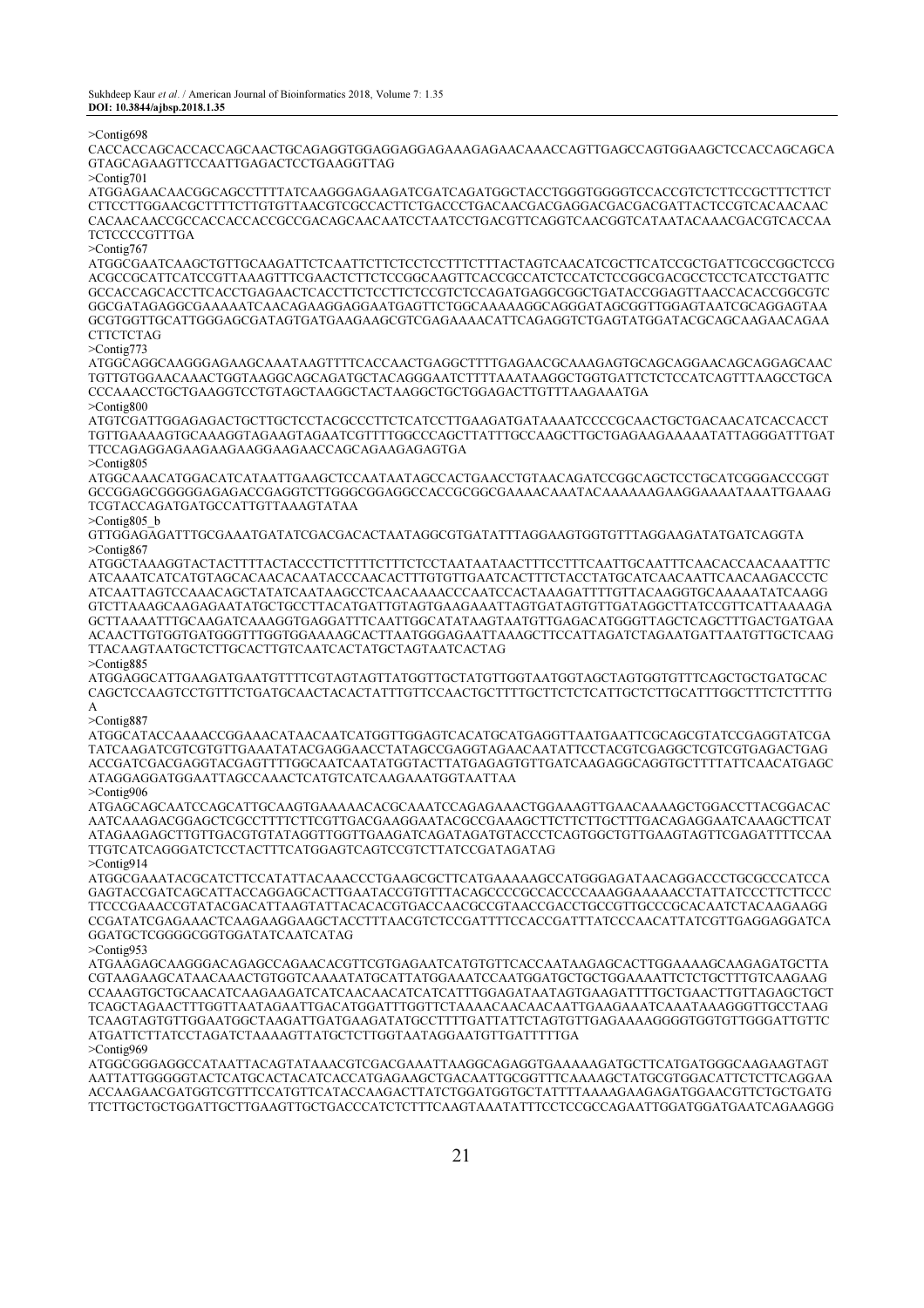>Contig698

CACCACCAGCACCACCAGCAACTGCAGAGGTGGAGGAGGAGAAAGAGAACAAACCAGTTGAGCCAGTGGAAGCTCCACCAGCAGCA
GTAGCAGAAGTTCCAATTGAGACTCCTGAAGGTTAG

>Contig701

ATGGAGAACAACGGCAGCCTTTTATCAAGGGAGAAGATCGATCAGATGGCTACCTGGGTGGGGTCCACCGTCTCTTCCGCTTTCTTCT
CTTCCTTGGAACGCTTTTCTTGTGTTAACGTCGCCACTTCTGACCCTGACAACGACGAGGACGACGACGATTACTCCGTCACAACAAC
CACAACAACCGCCACCACCACCGCCGACAGCAACAATCCTAATCCTGACGTTCAGGTCAACGGTCATAATACAAACGACGTCACCAA
TCTCCCCGTTTGA

>Contig767

ATGGCGAATCAAGCTGTTGCAAGATTCTCAATTCTTCTCCTCCTTTCTTTACTAGTCAACATCGCTTCATCCGCTGATTCGCCGGCTCCG
ACGCCGCATTCATCCGTTAAAGTTTCGAACTCTTCTCCGGCAAGTTCACCGCCATCTCCATCTCCGGCGACGCCTCCTCATCCTGATTC
GCCACCAGCACCTTCACCTGAGAACTCACCTTCTCCTTCTCCGTCTCCAGATGAGGCGGCTGATACCGGAGTTAACCACACCGGCGTC
GGCGATAGAGGCGAAAAATCAACAGAAGGAGGAATGAGTTCTGGCAAAAAGGCAGGGATAGCGGTTGGAGTAATCGCAGGAGTAA
GCGTGGTTGCATTGGGAGCGATAGTGATGAAGAAGCGTCGAGAAAACATTCAGAGGTCTGAGTATGGATACGCAGCAAGAACAGAA
CTTCTCTAG

>Contig773

ATGGCAGGCAAGGGAGAAGCAAATAAGTTTTCACCAACTGAGGCTTTTGAGAACGCAAAGAGTGCAGCAGGAACAGCAGGAGCAAC
TGTTGTGGAACAAACTGGTAAGGCAGCAGATGCTACAGGGAATCTTTTAAATAAGGCTGGTGATTCTCTCCATCAGTTTAAGCCTGCA
CCCAAACCTGCTGAAGGTCCTGTAGCTAAGGCTACTAAGGCTGCTGGAGACTTGTTTAAGAAATGA

>Contig800

ATGTCGATTGGAGAGACTGCTTGCTCCTACGCCCTTCTCATCCTTGAAGATGATAAAATCCCCGCAACTGCTGACAACATCACCACCT
TGTTGAAAAGTGCAAAGGTAGAAGTAGAATCGTTTTGGCCCAGCTTATTTGCCAAGCTTGCTGAGAAGAAAAATATTAGGGATTTGAT
TTCCAGAGGAGAAGAAGAAGGAAGAACCAGCAGAAGAGAGTGA

>Contig805

ATGGCAAACATGGACATCATAATTGAAGCTCCAATAATAGCCACTGAACCTGTAACAGATCCGGCAGCTCCTGCATCGGGACCCGGT
GCCGGAGCGGGGGAGAGACCGAGGTCTTGGGCGGAGGCCACCGCGGCGAAAACAAATACAAAAAAGAAGGAAAATAAATTGAAAG
TCGTACCAGATGATGCCATTGTTAAAGTATAA

>Contig805_b

GTTGGAGAGATTTGCGAAATGATATCGACGACACTAATAGGCGTGATATTTAGGAAGTGGTGTTTAGGAAGATATGATCAGGTA

>Contig867

ATGGCTAAAGGTACTACTTTTACTACCCTTCTTTTCTTTCTCCTAATAATAACTTTCCTTTCAATTGCAATTTCAACACCAACAAATTTC
ATCAAATCATCATGTAGCACAACACAATACCCAACACTTTGTGTTGAATCACTTTCTACCTATGCATCAACAATTCAACAAGACCCTC
ATCAATTAGTCCAAACAGCTATATCAATAAGCCTCAACAAAACCCAATCCACTAAAGATTTTGTTACAAGGTGCAAAAATATCAAGG
GTCTTAAAGCAAGAGAATATGCTGCCTTACATGATTGTAGTGAAGAAATTAGTGATAGTGTTGATAGGCTTATCCGTTCATTAAAAGA
GCTTAAAATTTGCAAGATCAAAGGTGAGGATTTCAATTGGTCATATAAGTAATGTTGAGACATGGGTTAGCTCAGCTTTGACTGATGAA
ACAACTTGTGGTGATGGGTTTGGTGGAAAAGCACTTAATGGGAGAATTAAAGCTTCCATTAGATCTAGAATGATTAATGTTGCTCAAG
TTACAAGTAATGCTCTTGCACTTGTCAATCACTATGCTAGTAATCACTAG

>Contig885

ATGGAGGCATTGAAGATGAATGTTTTCGTAGTAGTTATGGTTGCTATGTTGGTAATGGTAGCTAGTGGTGTTTCAGCTGCTGATGCAC
CAGCTCCAAGTCCTGTTTCTGATGCAACTACACTATTTGTTCCAACTGCTTTTGCTTCTCTCATTGCTCTTGCATTTGGCTTTCTCTTTTG
A

>Contig887

ATGGCATACCAAAACCGGAAACATAACAATCATGGTTGGAGTCACATGCATGAGGTTAATGAATTCGCAGCGTATCCGAGGTATCGA
TATCAAGATCGTCGTGTTGAAATATACGAGGAACCTATAGCCGAGGTAGAACAATATTCCTACGTCGAGGCTCGTCGTGAGACTGAG
ACCGATCGACGAGGTACGAGTTTTGGCAATCAATATGGTACTTATGAGAGTGTTGATCAAGAGGCAGGTGCTTTTATTCAACATGAGC
ATAGGAGGATGGAATTAGCCAAACTCATGTCATCAAGAAATGGTAATTAA

>Contig906

ATGAGCAGCAATCCAGCATTGCAAGTGAAAAACACGCAAATCCAGAGAAACTGGAAAGTTGAACAAAAGCTGGACCTTACGGACAC
AATCAAAGACGGAGCTCGCCTTTTCTTCGTTGACGAAGGAATACGCCGAAAGCTTCTTCTTGCTTTGACAGAGGAATCAAAGCTTCAT
ATAGAAGAGCTTGTTGACGTGTATAGGTTGGTTGAAGATCAGATAGATGTACCCTCAGTGGCTGTTGAAGTAGTTCGAGATTTTCCAA
TTGTCATCAGGGATCTCCTACTTTCATGGAGTCAGTCCGTCTTATCCGATAGATAG

>Contig914

ATGGCGAAATACGCATCTTCCATATTACAAACCCTGAAGCGCTTCATGAAAAAGCCATGGGAGATAACAGGACCCTGCGCCCATCCA
GAGTACCGATCAGCATTACCAGGAGCACTTGAATACCGTGTTTACAGCCCCGCCACCCCAAAGGAAAAACCTATTATCCCTTCTTCCC
TTCCCGAAACCGTATACGACATTAAGTATTACACACGTGACCAACGCCGTAACCGACCTGCCGTTGCCCGCACAATCTACAAGAAGG
CCGATATCGAGAAACTCAAGAAGGAAGCTACCTTTAACGTCTCCGATTTTCCACCGATTTATCCCAACATTATCGTTGAGGAGGATCA
GGATGCTCGGGGCGGTGGATATCAATCATAG

>Contig953

ATGAAGAGCAAGGGACAGAGCCAGAACACGTTCGTGAGAATCATGTGTTCACCAATAAGAGCACTTGGAAAAGCAAGAGATGCTTA
CGTAAGAAGCATAACAAACTGTGGTCAAAATATGCATTATGGAAATCCAATGGATGCTGCTGGAAAATTCTCTGCTTTGTCAAGAAG
CCAAAGTGCTGCAACATCAAGAAGATCATCAACAACATCATCATTTGGAGATAATAGTGAAGATTTTGCTGAACTTGTTAGAGCTGCT
TCAGCTAGAACTTTGGTTAATAGAATTGACATGGATTTGGTTCTAAAACAACAACAATTGAAGAAATCAAATAAAGGGTTGCCTAAG
TCAAGTAGTGTTGGAATGGCTAAGATTGATGAAGATATGCCTTTTGATTATTCTAGTGTTGAGAAAAGGGGTGGTGTTGGGATTGTTC
ATGATTCTTATCCTAGATCTAAAAGTTATGCTCTTGGTAATAGGAATGTTGATTTTTGA

>Contig969

ATGGCGGGAGGCCATAATTACAGTATAAACGTCGACGAAATTAAGGCAGAGGTGAAAAAGATGCTTCATGATGGGCAAGAAGTAGT
AATTATTGGGGGTACTCATGCACTACATCACCATGAGAAGCTGACAATTGCGGTTTCAAAAGCTATGCGTGGACATTCTCTTCAGGAA
ACCAAGAACGATGGTCGTTTCCATGTTCATACCAAGACTTATCTGGATGGTGCTATTTTAAAAGAAGAGATGGAACGTTCTGCTGATG
TTCTTGCTGCTGGATTGCTTGAAGTTGCTGACCCATCTCTTTCAAGTAAATATTTCCTCCGCCAGAATTGGATGGATGAATCAGAAGGG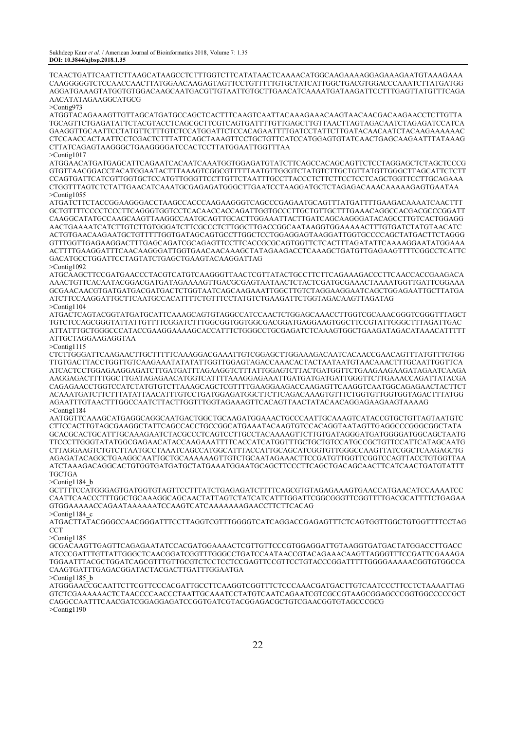TCAACTGATTCAATTCTTAAGCATAAGCCTCTTTGGTCTTCATATAACTCAAAACATGGCAAGAAAAGGAGAAAGAATGTAAAGAAA
CAAGGGGGTCTCCAACCAACTTATGGAACAAGAGTAGTTCCTGTTTTTGTGCTATCATTGGCTGACGTGGACCCAAATCTTATGATGG
AGGATGAAAGTATGGTGTGGACAAGCAATGACGTTGTAATTGTGCTTGAACATCAAAATGATAAGATTCCTTTGAGTTATGTTTCAGA
AACATATAGAAGGCATGCG

>Contig973

ATGGTACAGAAAGTTGTTAGCATGATGCCAGCTCACTTTCAAGTCAATTACAAAGAAACAAGTAACAACGACAAGAACCTCTTGTTA
TGCAGTTCTGAGATATTCTACGTACCTCAGCGCTTCGTCAGTGATTTTGTTGAGCTTGTTAACTTAGTAGACAATCTAGAGATCCATCA
GAAGGTTGCAATTCCTATGTTCTTTGTCTCCATGGATTCTCCACAGAATTTTGATCCTATTCTTGATACAACAATCTACAAGAAAAAAC
CTCCAACCACTAATTCCTCGACTCTTTATTCAGCTAAAGTTCCTGCTGTTCATCCATGGAGTGTATCAACTGAGCAAGAATTTATAAAG
CTTATCAGAGTAAGGGCTGAAGGGGATCCACTCCTTATGGAATTGGTTTAA

>Contig1017

ATGGAACATGATGAGCATTCAGAATCACAATCAAATGGTGGAGATGTATCTTCAGCCACAGCAGTTCTCCTAGGAGCTCTAGCTCCCG
GTGTTAACGGACCTACATGGAATACTTTAAAGTCGGCGTTTTTAATGTTGGGTCTATGTCTTGCTGTTATGTTGGGCTTAGCATTCTCTT
CCAGTGATTCATCGTTGGTGCTCCATGTTGGGTTCCTTGTTCTAATTTGCCTTACCCTCTTCTTCCTCCTCAGCTGGTTCCTTGCAGAAA
CTGGTTTAGTCTCTATTGAACATCAAATGCGAGAGATGGGCTTGAATCCTAAGGATGCTCTAGAGACAAACAAAAAGAGTGAATAA

>Contig1055

ATGATCTTCTACCGGAAGGGACCTAAGCCACCCAAGAAGGGTCAGCCCGAGAATGCAGTTTATGATTTTGAAGACAAAATCAACTTT
GCTGTTTTCCCTCCCTTCAGGGTGGTCCTCACAACCACCAGATTGGTGCCCTTGCTGTTGCTTTGAAACAGGCCACGACGCCCGGATT
CAAGGCATATGCCAAGCAAGTTAAGGCCAATGCAGTTGCACTTGGAAATTACTTGATCAGCAAGGGATACAGCCTTGTCACTGGAGG
AACTGAAAATCATCTTGTCTTGTGGGATCTTCGCCCTCTTGGCTTGACCGGCAATAAGGTGGAAAAACTTGTGATCTATGTAACATC
ACTGTGAACAAGAATGCTGTTTTTGGTGATAGCAGTGCCTTGGCTCCTGGAGGAGTAAGGATTGGTGCCCCAGCTATGACTTCTAGGG
GTTTGGTTGAGAAGGACTTTGAGCAGATCGCAGAGTTCCTTCACCGCGCAGTGGTCTCACTTTAGATATTCAAAAGGAATATGGAAA
ACTTTTGAAGGATTTCAACAAGGGATTGGTGAACAACAAAGCTATAGAAGACCTCAAAGCTGATGTTGAGAAGTTTTCGGCCTCATTC
GACATGCCTGGATTCCTAGTATCTGAGCTGAAGTACAAGGATTAG

>Contig1092

ATGCAAGCTTCCGATGAACCCTACGTCATGTCAAGGGTTAACTCGTTATACTGCCTTCTTCAGAAAGACCCTTCAACCACCGAAGACA
AAACTGTTCACAATACGGACGATGATAGAAAAGTTGACGCGAGTAATAACTCTACTCGATGCGAAACTAAAATGGTTGATTCGGAAA
GCGAACAACGTGATGATGACGATGACTCTGGTAATCAGCAAGAAATTGGCTTGTCTAGGAAGGAATCAGCTGGAGAATTGCTTATGA
ATCTTCCAAGGATTGCTTCAATGCCACATTTTCTGTTTCCTATGTCTGAAGATTCTGGTAGACAAGTTAGATAG

>Contig1104

ATGACTCAGTACGGTATGATGCATTCAAAGCAGTGTAGGCCATCCAACTCTGGAGCAAACCTTGGTCGCAAACGGGTCGGGTTTAGCT
TGTCTCCAGCGGGTATTATTGTTTTCGGATCTTTGGCGGTGGTGGCGACGGATGAGGAAGTGGCTTCCGTATTGGGCTTTAGATTGAC
ATTATTTGCTGGGCCCATACCGAAGGAAAAGCACCATTTCTGGGCCTGCGAGATCTCAAAGTGGCTGAAGATAGACATAAACATTTTT
ATTGCTAGGAAGAGGTAA

>Contig1115

CTCTTGGGATTCAAGAACTTGCTTTTTCAAAGGACGAAATTGTCGGAGCTTGGAAAGACAATCACAACCGAACAGTTTATGTTTGTGG
TTGTGACTTACCTGGTTGTCAAGAAATATATATTGGTTGGAGTAGACCAAACACTACTAATAATGTAACAAACTTTGCAATTGGTTCA
ATCACTCCTGGAGAAGGAGATCTTGATGATTTAGAAGGTCTTATTGGAGTCTTACTGATGGTTCTGAAGAAGAAGATAGAATCAAGA
AAGGAGACTTTTGGCTTGATAGAGAACATGGTCATTTTAAAGGAGAAATTGATGATGATGATGATTGGGTTCTTGAAACCAGATTATACGA
CAGAGAACCTGGTCCATCTATGTGTCTTTAAAGCAGCTCGTTTTGAAGGAAGACCAAGAGTTCAAGGTCAATGGCAGAGAACTACTTCT
ACAAATGATCTTCTTTATATTAACATTTGTCCTGATGGAGATGGCTTCTTCAGACAAAGTGTTTCTGGTGTTGGTGGTAGACTTTATGG
AGAATTTGTAACTTTGGCCAATCTTACTTGGTTTGGTAGAAAGTTCACAGTTAACTATACAACAGGAGAAGAAGTAAAAG

>Contig1184

AATGGTTCAAAGCATGAGGCAGGCAATGACTGGCTGCAAGATGGAAACTGCCCAATTGCAAAGTCATACCGTGCTGTTAGTAATGTC
CTTCCACTTGTAGCGAAGGCTATTCAGCCACCTGCCGGCATGAAATACAAGTGTCCACAGGTAATAGTTGAGGCCCGGGCGGCTATA
GCACGCACTGCATTTGCAAAGAATCTACGCCCTCAGTCCTTGCCTACAAAAGTTCTTGTGATAGGGATGATGGGGATGGCAGCTAATG
TTCCCTTGGGTATATGGCGAGAACATACCAAGAAATTTTCACCATCATGGTTTGCTGCTGTCCATGCCGCTGTTCCATTCATAGCAATG
CTTAGGAAGTCTGTCTTAATGCCTAAATCAGCCATGGCATTTACCATTGCAGCATCGGTGTTGGGCCAAGTTATCGGCTCAAGAGCTG
AGAGATACAGGCTGAAGGCAATTGCTGCAAAAAAAGTTGTCTGCAATAGAAACTTCCGATGTTGGTTCGGTCCAGTTACCTGTGGTAA
ATCTAAAGACAGGCACTGTGGTGATGATGCTATGAAATGGAATGCAGCTTCCCTTCAGCTGACAGCAACTTCATCAACTGATGTATTT
TGCTGA

>Contig1184_b

GCTTTTCCATGGGAGTGATGGTGTAGTTCCTTTATCTGAGAGATCTTTTCAGCGTGTAGAGAAAGTGAACCATGAACATCCAAAATCC
CAATTCAACCCTTTGGCTGCAAAGGCAGCAACTATTAGTCTATCATCATTTGGATTCGGCGGGTTCGGTTTTGACGCATTTTCTGAGAA
GTGGAAAAACCAGAATAAAAAATCCAAGTCATCAAAAAAAGAACCTTCTTCACAG

>Contig1184_c

ATGACTTATACGGGCCAACGGGATTTCCTTAGGTCGTTTGGGGTCATCAGGACCGAGAGTTTCTCAGTGGTTGGCTGTGGTTTTCCTAG
CCT

>Contig1185

GCGACAAGTTGAGTTCAGAGAATATCCACGATGGAAAACTCGTTGTTCCCGTGGAGGATTGTAAGGTGATGACTATGGACCTTGACC
ATCCCGATTTGTTATTGGGCTCAACGGATCGGTTTGGGCCTGATCCAATAACCGTACAGAAACAAGTTAGGGTTTCCGATTCGAAAGA
TGGAATTTACGCTGGATCAGCGTTTGTTGCGTCTCCTCCTCCGAGTTCCGTTCCTGTACCCGGATTTTTGGGGAAAAACGGTGTGGCCA
CAAGTGATTTGAGACGGATACTACGACTTGATTTGGAATGA

>Contig1185_b

ATGGGAACCGCAATTCTTCGTTCCCACGATTGCCTTCAAGGTCGGTTTCTCCCAAACGATGACTTGTCAATCCCTTCCTCTAAAATTAG
GTCTCGAAAAAACTCTAACCCCAACCCTAATTGCAAATCCTATGTCAATCAGAATCGTCGCCGTAAGCGGAGCCCGGTGGCCCCCGCT
CAGGCCAATTTCAACGATCGGAGGAGATCCGGTGATCGTACGGAGACGCTGTCGAACGGTGTAGCCCGCG

>Contig1190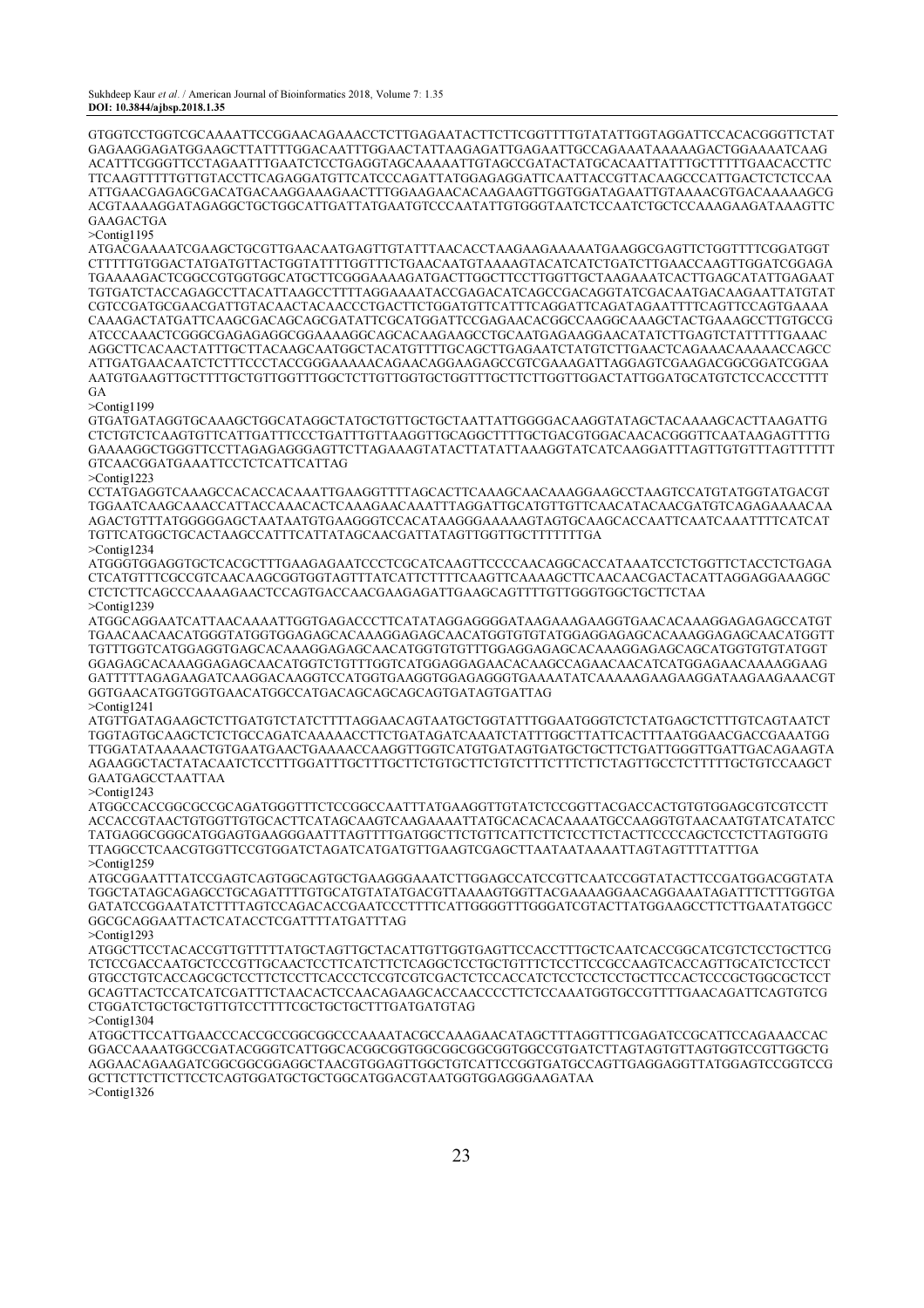GTGGTCCTGGTCGCAAAATTCCGGAACAGAAACCTCTTGAGAATACTTCTTCGGTTTTGTATATTGGTAGGATTCCACACGGGTTCTAT
GAGAAGGAGATGGAAGCTTATTTTGGACAATTTGGAACTATTAAGAGATTGAGAATTGCCAGAAATAAAAAGACTGGAAAATCAAG
ACATTTCGGGTTCCTAGAATTTGAATCTCCTGAGGTAGCAAAAATTGTAGCCGATACTATGCACAATTATTTGCTTTTTGAACACCTTC
TTCAAGTTTTTGTTGTACCTTCAGAGGATGTTCATCCCAGATTATGGAGAGGATTCAATTACCGTTACAAGCCCATTGACTCTCTCCAA
ATTGAACGAGAGCGACATGACAAGGAAAGAACTTTGGAAGAACACAAGAAGTTGGTGGATAGAATTGTAAAACGTGACAAAAAGCG
ACGTAAAAGGATAGAGGCTGCTGGCATTGATTATGAATGTCCCAATATTGTGGGTAATCTCCAATCTGCTCCAAAGAAGATAAAGTTC
GAAGACTGA

>Contig1195

ATGACGAAAATCGAAGCTGCGTTGAACAATGAGTTGTATTTAACACCTAAGAAGAAAAATGAAGGCGAGTTCTGGTTTTCGGATGGT
CTTTTTGTGGACTATGATGTTACTGGTATTTGGTTTCTGAACAATGTAAAAGTACATCATCTGATCTTGAACCAAGTTGGATCGGAGA
TGAAAAGACTCGGCCGTGGTGGCATGCTTCGGGAAAAAGATGACTTGGCTTCCTTGGTTGCTAAGAAATCACTTGAGCATATTGAGAAT
TGTGATCTACCAGAGCCTTACATTAAGCCTTTTAGGAAAATACCGAGACATCAGCCGACAGGTATCGACAATGACAAGAATTATGTAT
CGTCCGATGCGAACGATTGTACAACTACAACCCTGACTTCTGGATGTTCATTTCAGGATTCAGATAGAATTTTCAGTTCCAGTGAAAA
CAAAGACTATGATTCAAGCGACAGCAGCGATATTCGCATGGATTCCGAGAACACGGCCAAGGCAAAGCTACTGAAAGCCTTGTGCCG
ATCCCAAACTCGGGCGAGAGAGGCGGAAAAGGCAGCACAAGAAGCTGCAATGAGAAGGAACATATCTTGAGTCTATTTTTGAAAC
AGGCTTCACAACTATTTGCTTACAAGCAATGGCTACATGTTTTGCAGCTTGAGAATCTATGTCTTGAACTCAGAAACAAAAACCAGCC
ATTGATGAACAATCTCTTTCCCTACCGGGAAAAACAGAACAGGAAGAGCCGTCGAAAGATTAGGAGTCGAAGACGGCGGATCGGAA
AATGTGAAGTTGCTTTTGCTGTTGGTTTGGCTCTTGTTGGTGCTGGTTTGCTTCTTGGTTGGACTATTGGATGCATGTCTCCACCCTTTT
GA

>Contig1199

GTGATGATAGGTGCAAAGCTGGCATAGGCTATGCTGTTGCTGCTAATTATTGGGGACAAGGTATAGCTACAAAAGCACTTAAGATTG
CTCTGTCTCAAGTGTTCATTGATTTCCCTGATTTGTTAAGGTTGCAGGCTTTTGCTGACGTGGACAACACGGGTTCAATAAGAGTTTTG
GAAAAGGCTGGGTTCCTTAGAGAGGGAGTTCTTAGAAAGTATACTTATATTAAAGGTATCATCAAGGATTTAGTTGTGTTTAGTTTTTT
GTCAACGGATGAAATTCCTCTCATTCATTAG

>Contig1223

CCTATGAGGTCAAAGCCACACCACAAATTGAAGGTTTTAGCACTTCAAAGCAACAAAGGAAGCCTAAGTCCATGTATGGTATGACGT
TGGAATCAAGCAAACCATTACCAAACACTCAAAGAACAAATTTAGGATTGCATGTTGTTCAACATACAACGATGTCAGAGAAAACAA
AGACTGTTTATGGGGGAGCTAATAATGTGAAGGGTCCACATAAGGGAAAAAGTAGTGCAAGCACCAATTCAATCAAATTTTCATCAT
TGTTCATGGCTGCACTAAGCCATTTCATTATAGCAACGATTATAGTTGGTTGCTTTTTTTGA

>Contig1234

ATGGGTGGAGGTGCTCACGCTTTGAAGAGAATCCCTCGCATCAAGTTCCCCAACAGGCACCATAAATCCTCTGGTTCTACCTCTGAGA
CTCATGTTTCGCCGTCAACAAGCGGTGGTAGTTTATCATTCTTTTCAAGTTCAAAAGCTTCAACAACGACTACATTAGGAGGAAAGGC
CTCTCTTCAGCCCAAAAGAACTCCAGTGACCAACGAAGAGATTGAAGCAGTTTTGTTGGGTGGCTGCTTCTAA

>Contig1239

ATGGCAGGAATCATTAACAAAATTGGTGAGACCCTTCATATAGGAGGGGATAAGAAAGAAGGTGAACACAAAGGAGAGAGCCATGT
TGAACAACAACATGGGTATGGTGGAGAGCACAAAGGAGAGCAACATGGTGTGTATGGAGGAGAGCACAAAGGAGAGCAACATGGTT
TGTTTGGTCATGGAGGTGAGCACAAAGGAGAGCAACATGGTGTGTTTGGAGGAGAGCACAAAGGAGAGCAGCATGGTGTGTATGGT
GGAGAGCACAAAGGAGAGCAACATGGTCTGTTTGGTCATGGAGGAGAGAACACAAGCCAGAACAACATCATGGAGAACAAAGGAAG
GATTTTTAGAGAAGATCAAGGACAAGGTCCATGGTGAAGGTGGAGAGGGTGAAAATATCAAAAAGAAGAAGGATAAGAAGAAACGT
GGTGAACATGGTGGTGAACATGGCCATGACAGCAGCAGCAGTGATAGTGATTAG

>Contig1241

ATGTTGATAGAAGCTCTTGATGTCTATCTTTTAGGAACAGTAATGCTGGTATTTGGAATGGGTCTCTATGAGCTCTTTGTCAGTAATCT
TGGTAGTGCAAGCTCTCTGCCAGATCAAAAACCTTCTGATAGATCAAATCTATTTGGCTTATTCACTTTAATGGAACGACCGAAATGG
TTGGATATAAAAACTGTGAATGAACTGAAAACCAAGGTTGGTCATGTGATAGTGATGCTGCTTCTGATTGGGTTGATTGACAGAAGTA
AGAAGGCTACTATACAATCTCCTTTGGATTTGCTTTGCTTCTGTGCTTCTGTCTTTCTTTCTTCTAGTTGCCTCTTTTTGCTGTCCAAGCT
GAATGAGCCTAATTAA

>Contig1243

ATGGCCACCGGCGCCGCAGATGGGTTTCTCCGGCCAATTTATGAAGGTTGTATCTCCGGTTACGACCACTGTGTGGAGCGTCGTCCTT
ACCACCGTAACTGTGGTTGTGCACTTCATAGCAAGTCAAGAAAATTATGCACACACAAAATGCCAAGGTGTAACAATGTATCATATCC
TATGAGGCGGGCATGGAGTGAAGGGAATTTAGTTTTGATGGCTTCTGTTCATTCTTCTCCTTCTACTTCCCCAGCTCCTCTTAGTGGTG
TTAGGCCTCAACGTGGTTCCGTGGATCTAGATCATGATGTTGAAGTCGAGCTTAATAATAAAATTAGTAGTTTTATTTGA

>Contig1259

ATGCGGAATTTATCCGAGTCAGTGGCAGTGCTGAAGGGAAATCTTGGAGCCATCCGTTCAATCCGGTATACTTCCGATGGACGGTATA
TGGCTATAGCAGAGCCTGCAGATTTTGTGCATGTATATGACGTTAAAAGTGGTTACGAAAAGGAACAGGAAATAGATTTCTTTGGTGA
GATATCCGGAATATCTTTTAGTCCAGACACCGAATCCCTTTTCATTGGGGTTTGGGATCGTACTTATGGAAGCCTTCTTGAATATGGCC
GGCGCAGGAATTACTCATACCTCGATTTTATGATTTAG

>Contig1293

ATGGCTTCCTACACCGTTGTTTTTATGCTAGTTGCTACATTGTTGGTGAGTTCCACCTTTGCTCAATCACCGGCATCGTCTCCTGCTTCG
TCTCCGACCAATGCTCCCGTTGCAACTCCTTCATCTTCTCAGGCTCCTGCTGTTTCTCCTTCCGCCAAGTCACCAGTTGCATCTCCTCCT
GTGCCTGTCACCAGCGCTCCTTCTCCTTCACCCTCCGTCGTCGACTCTCCACCATCTCCTCCTCCTGCTTCCACTCCCGCTGGCGCTCCT
GCAGTTACTCCATCATCGATTTCTAACACTCCAACAGAAGCACCAACCCCTTCTCCAAATGGTGCCGTTTTGAACAGATTCAGTGTCG
CTGGATCTGCTGCTGTTGTCCTTTTCGCTGCTGCTTTGATGATGTAG

>Contig1304

ATGGCTTCCATTGAACCCACCGCCGGCGGCCCAAAATACGCCAAAGAACATAGCTTTAGGTTTCGAGATCCGCATTCCAGAAACCAC
GGACCAAAATGGCCGATACGGGTCATTGGCACGGCGGTGGCGGCGGCGGTGGCCGTGATCTTAGTAGTGTTAGTGGTCCGTTGGCTG
AGGAACAGAAGATCGGCGGCGGAGGCTAACGTGGAGTTGGCTGTCATTCCGGTGATGCCAGTTGAGGAGGTTATGGAGTCCGGTCCG
GCTTCTTCTTCTTCCTCAGTGGATGCTGCTGGCATGGACGTAATGGTGGAGGGAAGATAA

>Contig1326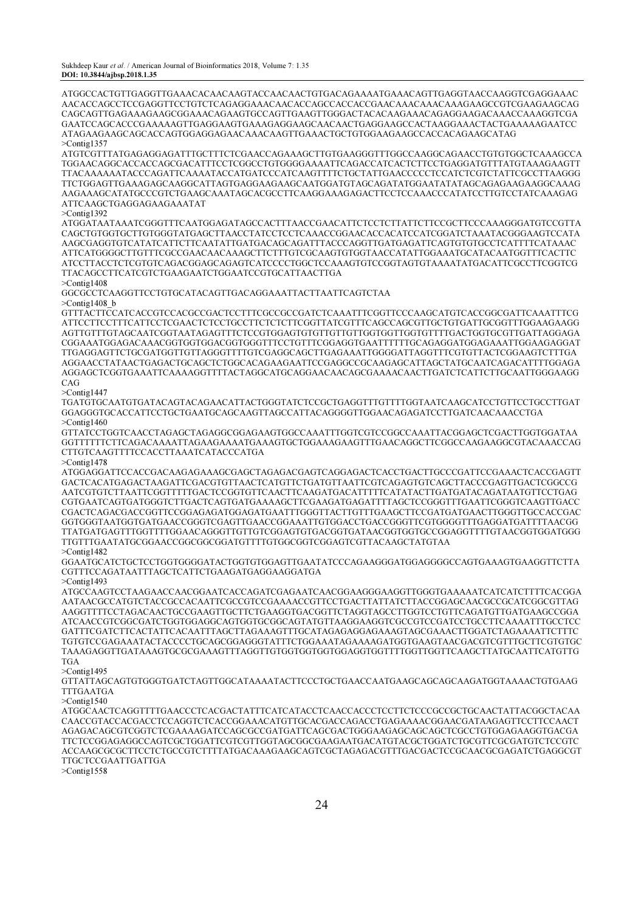ATGGCCACTGTTGAGGTTGAAACACAACAAGTACCAACAACTGTGACAGAAAATGAAACAGTTGAGGTAACCAAGGTCGAGGAAAC
AACACCAGCCTCCGAGGTTCCTGTCTCAGAGGAAACAACACCAGCCACCACCGAACAAACAAACAAAGAAGCCGTCGAAGAAGCAG
CAGCAGTTGAGAAAGAAGCGGAAACAGAAGTGCCAGTTGAAGTTGGGACTACACAAGAAACAGAGGAAGACAAACCAAAGGTCGA
GAATCCAGCACCCGAAAAAGTTGAGGAAGTGAAAGAGGAAGCAACAACTGAGGAAGCCACTAAGGAAACTACTGAAAAAGAATCC
ATAGAAGAAGCAGCACCAGTGGAGGAGAACAAACAAGTTGAAACTGCTGTGGAAGAAGCCACCACAGAAGCATAG

>Contig1357

ATGTCGTTTATGAGAGGAGATTTGCTTTCTCGAACCAGAAAGCTTGTGAAGGGTTTGGCCAAGGCAGAACCTGTGTGGCTCAAAGCCA
TGGAACAGGCACCACCAGCGACATTTCCTCGGCCTGTGGGGAAAATTCAGACCATCACTCTTCCTGAGGATGTTTATGTAAAGAAGTT
TTACAAAAAATACCCAGATTCAAAATACCATGATCCCATCAAGTTTTCTGCTATTGAACCCCCTCCATCTCGTCTATTCGCCTTAAGGG
TTCTGGAGTTGAAAGAGCAAGGCATTAGTGAGGAAGAAGCAATGGATGTAGCAGATATGGAATATATAGCAGAGAAGAAGGCAAAG
AAGAAAGCATATGCCCGTCTGAAGCAAATAGCACGCCTTCAAGGAAAGAGACTTCCTCCAAACCCATATCCTTGTCCTATCAAAGAG
ATTCAAGCTGAGGAGAAGAAATAT

>Contig1392

ATGGATAATAAATCGGGTTTCAATGGAGATAGCCACTTTAACCGAACATTCTCCTCTTATTCTTCCGCTTCCCAAAGGGATGTCCGTTA
CAGCTGTGGTGCTTGTGGGTATGAGCTTAACCTATCCTCCTCAAACCGGAACACCACATCCATCGGATCTAAATACGGGAAGTCCATA
AAGCGAGGTGTCATATCATTCTTCAATATTGATGACAGCAGATTTACCCAGGTTGATGAGATTCAGTGTGTGCCTCATTTTCATAAAC
ATTCATGGGGCTTGTTTCGCCGAACAACAAAGCTTCTTTGTCGCAAGTGTGGTAACCATATTGGAAATGCATACAATGGTTTCACTTC
ATCCTTACCTCTCGTGTCAGACGGAGCAGAGTCATCCCCTGGCTCCAAAGTGTCCGGTAGTGTAAAATATGACATTCGCCTTCGGTCG
TTACAGCCTTCATCGTCTGAAGAATCTGGAATCCGTGCATTAACTTGA

>Contig1408

GGCGCCTCAAGGTTCCTGTGCATACAGTTGACAGGAAATTACTTAATTCAGTCTAA

>Contig1408_b

GTTTACTTCCATCACCGTCCACGCCGACTCCTTTCGCCGCCGATCTCAAATTTCGGTTCCCAAGCATGTCACCGGCGATTCAAATTTCG
ATTCCTTCCTTTCATTCCTCGAACTCTCCTGCCTTCTCTCTTCGGTTATCGTTTCAGCCAGCGTTGCTGTGATTGCGGTTTGGAAGAAGG
AGTTGTTTGTAGCAATCGGTAATAGAGTTTCTCCGTGGAGTGTGTTGTTGTTGGTGGTTGGTGTTTTGACTGGTGCGTTGATTAGGAGA
CGGAAATGGAGACAAACGGTGGTGGACGGTGGGTTTCCTGTTTCGGAGGTGAATTTTTTGCAGAGGATGGAGAAATTGGAAGAGGAT
TTGAGGAGTTCTGCGATGGTTGTTAGGGTTTTGTCGAGGCAGCTTGAGAAATTGGGGATTAGGTTTCGTGTTACTCGGAAGTCTTTGA
AGGAACCTATAACTGAGACTGCAGCTCTGGCACAGAAGAATTCCGAGGCCGCAAGAGCATTAGCTATGCAATCAGACATTTTGGAGA
AGGAGCTCGGTGAAATTCAAAAGGTTTTACTAGGCATGCAGGAACAACAGCGAAAACAACTTGATCTCATTCTTGCAATTGGGAAGG
CAG

>Contig1447

TGATGTGCAATGTGATACAGTACAGAACATTACTGGGTATCTCCGCTGAGGTTTGTTTTGGTAATCAAGCATCCTGTTCCTGCCTTGAT
GGAGGGTGCACCATTCCTGCTGAATGCAGCAAGTTAGCCATTACAGGGGTTGGAACAGAGATCCTTGATCAACAAACCTGA

>Contig1460

GTTATCCTGGTCAACCTAGAGCTAGAGGCGGAGAAGTGGCCAAATTTGGTCGTCCGGCCAAATTACGGAGCTCGACTTGGTGGATAA
GGTTTTTTCTTCAGACAAAATTAGAAGAAAATGAAAGTGCTGGAAAGAAGTTTGAACAGGCTTCGGCCAAGAAGGCGTACAAACCAG
CTTGTCAAGTTTTCCACCTTAAATCATACCCATGA

>Contig1478

ATGGAGGATTCCACCGACAAGAGAAAGCGAGCTAGAGACGAGTCAGGAGACTCACCTGACTTGCCCGATTCCGAAACTCACCGAGTT
GACTCACATGAGACTAAGATTCGACGTGTTAACTCATGTTCTGATGTTAATTCGTCAGAGTGTCAGCTTACCCGAGTTGACTCGGCCG
AATCGTGTCTTAATTCGGTTTTTGACTCCGGTGTTCAACTTCAAGATGACATTTTTCATATACTTGATGATACAGATAATGTTCCTGAG
CGTGAATCAGTGATGGGTCTTGACTCAGTGATGAAAAGCTTCGAAGATGAGATTTTAGCTCCGGGTTTGAATTCGGGTCAAGTTGACC
CGACTCAGACGACCGGTTCCGGAGAGATGGAGATGAATTTGGGTTACTTGTTTGAAGCTTCCGATGATGAACTTGGGTTGCCACCGAC
GGTGGGTAATGGTGATGAACCGGGTCGAGTTGAACCGGAAATTGTGGACCTGACCGGGTTCGTGGGGTTTGAGGATGATTTTAACGG
TTATGATGAGTTTGGTTTTGGAACAGGGTTGTTGTCGGAGTGTGACGGTGATAACGGTGGTGCCGGAGGTTTTGTAACGGTGGATGGG
TTGTTTGAATATGCGGAACCGGCGGCGGATGTTTTGTGGCGGTCGGAGTCGTTACAAGCTATGTAA

>Contig1482

GGAATGCATCTGCTCCTGGTGGGGATACTGGTGTGGAGTTGAATATCCCAGAAGGGATGGAGGGGCCAGTGAAAGTGAAGGTTCTTA
CGTTTCCAGATAATTTAGCTCATTCTGAAGATGAGGAAGGATGA

>Contig1493

ATGCCAAGTCCTAAGAACCAACGGAATCACCAGATCGAGAATCAACGGAAGGGAAGGTTGGGTGAAAAATCATCATCTTTTCACGGA
AATAACGCCATGTCTACCGCCACAATTCGCCGTCCGAAAACCGTTCCTGACTTATTATCTTACCGGAGCAACGCCGCATCGGCGTTAG
AAGGTTTTCCTAGACAACTGCCGAAGTTGCTTCTGAAGGTGACGGTTCTAGGTAGCCTTGGTCCTGTTCAGATGTTGATGAAGCCGGA
ATCAACCGTCGGCGATCTGGTGGAGGCAGTGGTGCGGCAGTATGTTAAGGAAGGTCGCCGTCCGATCCTGCCTTCAAAATTTGCCTCC
GATTTCGATCTTCACTATTCACAATTTAGCTTAGAAAGTTTGCATAGAGAGGAGAAAGTAGCGAAACTTGGATCTAGAAAATTCTTTC
TGTGTCCGAGAAATACTACCCCTGCAGCGGAGGGTATTTCTGGAAATAGAAAAGATGGTGAAGTAACGACGTCGTTTGCTTCGTGTGC
TAAAGAGGTTGATAAAGTGCGCGAAAGTTTAGGTTGTGGTGGTGGTGGAGGTGGTTTTGGTTGGTTCAAGCTTATGCAATTCATGTTG
TGA

>Contig1495

GTTATTAGCAGTGTGGGTGATCTAGTTGGCATAAAATACTTCCCTGCTGAACCAATGAAGCAGCAGCAAGATGGTAAAACTGTGAAG
TTTGAATGA

>Contig1540

ATGGCAACTCAGGTTTTGAACCCTCACGACTATTTCATCATACCTCAACCACCCTCCTTCTCCCGCCGCTGCAACTATTACGGCTACAA
CAACCGTACCACGACCTCCAGGTCTCACCGGAAACATGTTGCACGACCAGACCTGAGAAAACGGAACGATAAGAGTTCCTTCCAACT
AGAGACAGCGTCGGTCTCGAAAAGATCCAGCGCCGATGATTCAGCGACTGGGAAGAGCAGCAGCTCGCCTGTGGAGAAGGTGACGA
TTCTCCGGAGAGGCCAGTCGCTGGATTCGTCGTTGGTAGCGGCGAAGAATGACATGTACGCTGGATCTGCGTTCGCGATGTCTCCGTC
ACCAAGCGCGCTTCCTCTGCCGTCTTTTATGACAAAGAAGCAGTCGCTAGAGACGTTTGACGACTCCGCAACGCGAGATCTGAGGCGT
TTGCTCCGAATTGATTGA

>Contig1558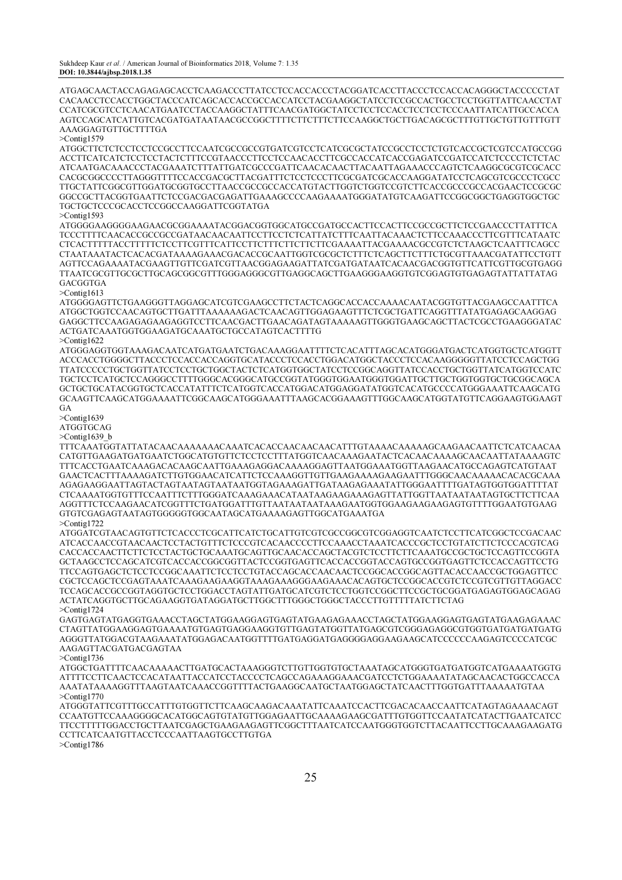ATGAGCAACTACCAGAGAGCACCTCAAGACCCTTATCCTCCACCACCCTACGGATCACCTTACCCTCCACCACAGGGCTACCCCCTAT
CACAACCTCCACCTGGCTACCCATCAGCACCACCGCCACCATCCTACGAAGGCTATCCTCCGCCACTGCCTCCTGGTTATTCAACCTAT
CCATCGCGTCCTCAACATGAATCCTACCAAGGCTATTTCAACGATGGCTATCCTCCTCCACCTCCTCCTCCCAATTATCATTGCCACCA
AGTCCAGCATCATTGTCACGATGATAATAACGCCGGCTTTTCTTCTTTCTTCCAAGGCTGCTTGACAGCGCTTTGTTGCTGTTGTTTGTT
AAAGGAGTGTTGCTTTTGA

>Contig1579

ATGGCTTCTCTCCTCCTCCGCCTTCCAATCGCCGCCGTGATCGTCCTCATCGCGCTATCCGCCTCCTCTGTCACCGCTCGTCCATGCCGG
ACCTTCATCATCTCCTCCTACTCTTTCCGTAACCCTTCCTCCAACACCTTCGCCACCATCACCGAGATCCGATCCATCTCCCCTCTCTAC
ATCAATGACAAACCCTACGAAATCTTTATTGATCGCCCGATTCAACACAACTTACAATTAGAAACCCAGTCTCAAGGCGCGTCGCACC
CACGCGGCCCCTTAGGGTTTTCCACCGACGCTTACGATTTCTCCTCCCTTCGCGATCGCACCAAGGATATCCTCAGCGTCGCCCTCGCC
TTGCTATTCGGCGTTGGATGCGGTGCCTTAACCGCCGCCACCATGTACTTGGTCTGGTCCGTCTTCACCGCCCGCCACGAACTCCGCGC
GGCCGCTTACGGTGAATTCTCCGACGACGAGATTGAAAGCCCCAAGAAAATGGGATATGTCAAGATTCCGGCGGCTGAGGTGGCTGC
TGCTGCTCCCGCACCTCCGGCCAAGGATTCGGTATGA

>Contig1593

ATGGGGAAGGGGAAGAACGCGGAAAATACGGACGGTGGCATGCCGATGCCACTTCCACTTCCGCCGCTTCTCCGAACCCTTATTTCA
TCCCTTTTCAACACCGCCGCCGATAACAACAATTCCTTCCTCTCATTATCTTCAATTACAAACTCTTCCAAACCCTTCGTTTCATAATC
CTCACTTTTTACCTTTTTCTCCTTCGTTTCATTCCTTCTTTCTTCTTCTTCGAAAATTACGAAAACGCCGTCTCTAAGCTCAATTTCAGCC
CTAATAAATACTCACACGATAAAAGAAACGACACCGCAATTGGTCGCGCTCTTTCTCAGCTTCTTTCTGCGTTAAACGATATTCCTTGTT
AGTTCCAGAAAATACGAAGTTGTTCGATCGTTAACGGAGAAGATTATCGATGATAATCACAACGACGGTGTTCATTCGTTCGTGAGG
TTAATCGCGTTGCGCTTGCAGCGGCGTTTGGGAGGGCGTTGAGGCAGCTTGAAGGGAAGGTGTCGGAGTGTGAGAGTATTATTATAG
GACGGTGA

>Contig1613

ATGGGGAGTTCTGAAGGGTTAGGAGCATCGTCGAAGCCTTCTACTCAGGCACCACCAAAACAATACGGTGTTACGAAGCCAATTTCA
ATGGCTGGTCCAACAGTGCTTGATTTAAAAAAGACTCAACAGTTGGAGAAGTTTCTCGCTGATTCAGGTTTATATGAGAGCAAGGAG
GAGGCTTCCAAGAGAGAAGAGGTCCTTCAACGACTTGAACAGATAGTAAAAAGTTGGGTGAAGCAGCTTACTCGCCTGAAGGGATAC
ACTGATCAAATGGTGGAAGATGCAAATGCTGCCATAGTCACTTTTG

>Contig1622

ATGGGAGGTGGTAAAGACAATCATGATGAATCTGACAAAGGAATTTTCTCACATTTAGCACATGGGATGACTCATGGTGCTCATGGTT
ACCCACCTGGGGCTTACCCTCCACCACCAGGTGCATACCCTCCACCTGGACATGGCTACCCTCCACAAGGGGGTTATCCTCCAGCTGG
TTATCCCCCTGCTGGTTATCCTCCTGCTGGCTACTCTCATGGTGGCTATCCTCCGGCAGGTTATCCACCTGCTGGTTATCATGGTCCATC
TGCTCCTCATGCTCCAGGGCCTTTTGGGCACGGGCATGCCGGTATGGGTGGAATGGGTGGATTGCTTGCTGGTGGTGCTGCGGCAGCA
GCTGCTGCATACGGTGCTCACCATATTTCTCATGGTCACCATGGACATGGAGGATATGGTCACATGCCCCATGGGAAATTCAAGCATG
GCAAGTTCAAGCATGGAAAATTCGGCAAGCATGGGAAATTTAAGCACGGAAAGTTTGGCAAGCATGGTATGTTCAGGAAGTGGAAGT
GA

>Contig1639

ATGGTGCAG

>Contig1639_b

TTTCAAATGGTATTATACAACAAAAAAACAAATCACACCAACAACAACATTTGTAAAACAAAAAGCAAGAACAATTCTCATCAACAA
CATGTTGAAGATGATGAATCTGGCATGTGTTCTCCTCCTTTATGGTCAACAAAGAATACTCACAACAAAAGCAACAATTATAAAAGTC
TTTCACCTGAATCAAAGACACAAGCAATTGAAAGAGGACAAAAGGAGTTAATGGAAATGGTTAAGAACATGCCAGAGTCATGTAAT
GAACTCACTTTAAAAGATCTTGTGGAACATCATTCTCCAAAGGTTGTTGAAGAAAAGAAGAATTTGGGCAACAAAAACACACGCAAA
AGAGAAGGAATTAGTACTAGTAATAGTAATAATGGTAGAAAGATTGATAAGAGAAATATTGGGAATTTTGATAGTGGTGGATTTTAT
CTCAAAATGGTGTTTCCAATTTCTTTGGGATCAAAGAAACATAATAAGAAGAAAGAGTTATTGGTTAATAATAATAGTGCTTCTTCAA
AGGTTTCTCCAAGAACATCGGTTTCTGATGGATTTGTTAATAATAATAAAGAATGGTGGAAGAAGAAGAGTGTTTTGGAATGTGAAG
GTGTCGAGAGTAATAGTGGGGGTGGCAATAGCATGAAAAGAGTTGGCATGAAATGA

>Contig1722

ATGGATCGTAACAGTGTTCTCACCCTCGCATTCATCTGCATTGTCGTCGCCGGCGTCGGAGGTCAATCTCCTTCATCGGCTCCGACAAC
ATCACCAACCGTAACAACTCCTACTGTTTCTCCCGTCACAACCCCTTCCTCCAAACCTAAATCACCCGCTCCTGTATCTTCTCCCACGTCAG
CACCACCAACTTCTTCTCCTACTGCTGCAAATGCAGTTGCAACACCAGCTACGTCTCCTTCTTCAAATGCCGCTGCTCCAGTTCCGGTA
GCTAAGCCTCCAGCATCGTCACCACCGGCGGTTACTCCGGTGAGTTCACCACCGGTACCAGTGCCGGTGAGTTCTCCACCAGTTCCTG
TTCCAGTGAGCTCTCCTCCGGCAAATTCTCCTCCTGTACCAGCACCAACAACTCCGGCACCGGCAGTTACACCAACCGCTGGAGTTCC
CGCTCCAGCTCCGAGTAAATCAAAGAAGAAGGTAAAGAAAGGGAAGAAACACAGTGCTCCGGCACCGTCTCCGTCGTTGTTAGGACC
TCCAGCACCGCCGGTAGGTGCTCCTGGACCTAGTATTGATGCATCGTCTCCTGGTCCGGCTTCCGCTGCGGATGAGAGTGGAGCAGAG
ACTATCAGGTGCTTGCAGAAGGTGATAGGATGCTTGGCTTTGGGCTGGGCTACCCTTGTTTTTATCTTCTAG

>Contig1724

GAGTGAGTATGAGGTGAAACCTAGCTATGGAAGGAGTGAGTATGAAGAGAAACCTAGCTATGGAAGGAGTGAGTATGAAGAGAAAC
CTAGTTATGGAAGGAGTGAAAATGTGAGTGAGGAAGGTGTTGAGTATGGTTATGAGCGTCGGGAGAGGCGTGGTGATGATGATGATG
AGGGTTATGGACGTAAGAAATATGGAGACAATGGTTTTGATGAGGATGAGGGGAGGAAGAAGCATCCCCCCAAGAGTCCCCATCGC
AAGAGTTACGATGACGAGTAA

>Contig1736

ATGGCTGATTTTCAACAAAAACTTGATGCACTAAAGGGTCTTGTTGGTGTGCTAAATAGCATGGGTGATGATGGTCATGAAAATGGTG
ATTTTCCTTCAACTCCACATAATTACCATCCTACCCCTCAGCCAGAAAGGAAACGATCCTCTGGAAAATATAGCAACACTGGCCACCA
AAATATAAAAGGTTTAAGTAATCAAACCGGTTTTACTGAAGGCAATGCTAATGGAGCTATCAACTTTGGTGATTTAAAAATGGTAA

>Contig1770

ATGGGTATTCGTTTGCCATTTGTGGTTCTTCAAGCAAGACAAATATTCAAATCCACTTCGACACAACCAATTCATAGTAGAAAACAGT
CCAATGTTCCAAAGGGGCACATGGCAGTGTATGTTGGAGAATTGCAAAAGAAGCGATTTGTGGTTCCAATATCATACTTGAATCATCC
TTCCTTTTGGACCTGCTTAATCGAGCTGAAGAAGAGTTCGGCTTTAATCATCCAATGGGTGGTCTTACAATTCCTTGCAAAGAAGATG
CCTTCATCAATGTTACCTCCCAATTAAGTGCCTTGTGA

>Contig1786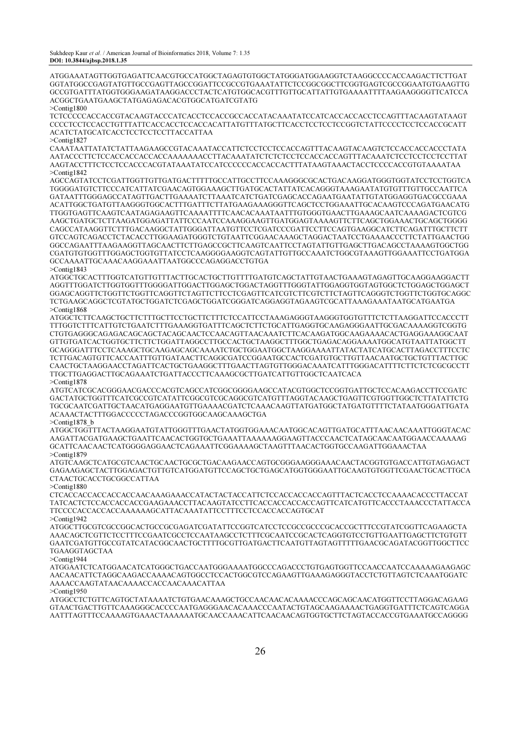ATGGAAATAGTTGGTGAGATTCAACGTGCCATGGCTAGAGTGTGGCTATGGGATGGAAGGTCTAAGGCCCCACCAAGACTTCTTGAT
GGTATGGCCGAGTATGTTGCCGAGTTAGCCGGATTCCGCCGTGAAATATTCTCCGGCGGCTTCGGTGAGTCGCCGGAATGTGAAGTTG
GCCGTGATTTATGGTGGGAAGATAAGGACCCTACTCATGTGGCACGTTTGTTGCATTATTGTGAAAATTTTAAGAAGGGGTTCATCCA
ACGGCTGAATGAAGCTATGAGAGACACGTGGCATGATCGTATG

>Contig1800

TCTCCCCCACCACCGTACAAGTACCCATCACCTCCACCGCCACCATACAAATATCCATCACCACCACCTCCAGTTTACAAGTATAAGT
CCCCTCCTCCACCTGTTTATTCACCACCTCCACCACATTATGTTTATGCTTCACCTCCTCCTCCGGTCTATTCCCCTCCTCCACCGCATT
ACATCTATGCATCACCTCCTCCTCCTTACCATTAA

>Contig1827

CAAATAATTATATCTATTAAGAAGCCGTACAAATACCATTCTCCTCCTCCACCAGTTTACAAGTACAAGTCTCCACCACCACCCTATA
AATACCCTTCTCCACCACCACCACCAAAAAAACCTTACAAATATCTCTCTCCTCCACCACCAGTTTACAAATCTCCTCCTCCTCCTTAT
AAGTACCTTTCTCCTCCACCCACGTATAAATATCCATCCCCCCACCACCACTTTATAAGTAAACTACCTCCCCACCGTGTAAAATAA

>Contig1842

AGCCAGTATCCTCGATTGGTTGTTGATGACTTTTTGCCATTGCCTTCCAAAGGGCGCACTGACAAGGATGGGTGGTATCCTCCTGGTCA
TGGGGATGTCTTCCCATCATTATCGAACAGTGGAAAGCTTGATGCACTATTATCACAGGGTAAAGAATATGTGTTTGTTGCCAATTCA
GATAATTTGGGAGCCATAGTTGACTTGAAAATCTTAAATCATCTGATCGAGCACCAGAATGAATATTGTATGGAGGTGACGCCGAAA
ACATTGGCTGATGTTAAGGGTGGCACTTTGATTTCTTATGAAGAAAGGGTTCAGCTCCTGGAAATTGCACAAGTCCCAGATGAACATG
TTGGTGAGTTCAAGTCAATAGAGAAGTTCAAAATTTTCAACACAAATAATTTGTGGGTGAACTTGAAAGCAATCAAAAGACTCGTCG
AAGCTGATGCTCTTAAGATGGAGATTATTCCCAATCCAAAGGAAGTTGATGGAGTAAAAGTTCTTCAGCTGGAAACTGCAGCTGGGG
CAGCCATAAGGTTCTTTGACAAGGCTATTGGGATTAATGTTCCTCGATCCCGATTCCTTCCAGTGAAGGCATCTTCAGATTTGCTTCTT
GTCCAGTCAGACCTCTACACCTTGGAAGATGGGTCTGTAATTCGGAACAAAGCTAGGACTAATCCTGAAAACCCTTCTATTGAACTGG
GGCCAGAATTTAAGAAGGTTAGCAACTTCTTGAGCCGCTTCAAGTCAATTCCTAGTATTGTTGAGCTTGACAGCCTAAAAGTGGCTGG
CGATGTGTGGTTTGGAGCTGGTGTTATCCTCAAGGGGAAGGTCAGTATTGTTGCCAAATCTGGCGTAAAGTTGGAAATTCCTGATGGA
GCCAAAATTGCAAACAAGGAAATTAATGGCCCAGAGGACCTGTGA

>Contig1843

ATGGCTGCACTTTGGTCATGTTGTTTACTTGCACTGCTTGTTTTGATGTCAGCTATTGTAACTGAAAGTAGAGTTGCAAGGAAGGACTT
AGGTTTGGATCTTGGTGGTTTGGGGATTGGACTTGGAGCTGGACTAGGTTTGGGTATTGGAGGTGGTAGTGGCTCTGGAGCTGGAGCT
GGAGCAGGTTCTGGTTCTGGTTCAGGTTCTAGTTCTTCCTCGAGTTCATCGTCTTCGTCTTCTAGTTCAGGGTCTGGTTCTGGTGCAGGC
TCTGAAGCAGGCTCGTATGCTGGATCTCGAGCTGGATCGGGATCAGGAGGTAGAAGTCGCATTAAAGAAATAATGCATGAATGA

>Contig1868

ATGGCTCTTCAAGCTGCTTCTTTGCTTCCTGCTTCTTTCTCCATTCCTAAAGAGGGTAAGGGTGGTGTTTCTCTTAAGGATTCCACCCTT
TTTGGTCTTTCATTGTCTGAATCTTTGAAAGGTGATTTCAGCTCTTCTGCATTGAGGTGCAAGAGGGAATTGCGACAAAAGGTCGGTG
CTGTGAGGGCAGAGACAGCAGCTACAGCAACTCCAGCAACAGTTAACAAATCTTCACAAGATGGCAAGAAAACACTGAGGAAAGGCAAT
GTTGTGATCACTGGTGCTTCTTCTGGATTAGGCCTTGCCACTGCTAAGGCTTTGGCTGAGACAGGAAAATGGCATGTAATTATGGCTT
GCAGGGATTTCCTCAAAGCTGCAAGAGCAGCAAAATCTGCTGGAATGGCTAAGGAAAATTATACTATCATGCACTTAGACCTTTCCTC
TCTTGACAGTGTTCACCAATTTGTTGATAACTTCAGGCGATCCGGAATGCCACTCGATGTGCTTGTTAACAATGCTGCTGTTTACTTGC
CAACTGCTAAGGAACCTAGATTCACTGCTGAAGGCTTTGAACTTAGTGTTGGGACAAATCATTTGGGACATTTTCTTCTCTCGCGCCTT
TTGCTTGAGGACTTGCAGAAATCTGATTACCCTTCAAAGCGCTTGATCATTGTTGGCTCAATCACA

>Contig1878

ATGTCATCGCACGGGAACGACCCACGTCAGCCATCGGCGGGGAAGCCATACGTGGCTCCGGTGATTGCTCCACAAGACCTTCCGATC
GACTATGCTGGTTTCATCGCCGTCATATTCGGCGTCGCAGGCGTCATGTTTAGGTACAAGCTGAGTTCGTGGTTGGCTCTTATATTCTG
TGCGCAATCGATTGCTAACATGAGGAATGTTGAAAACGATCTCAAACAAGTTATGATGGCTATGATGTTTTCTATAATGGGATTGATA
ACAAACTACTTTGGACCCCCTAGACCCGGTGGCAAGCAAAGCTGA

>Contig1878_b

ATGGCTGGTTTACTAAGGAATGTATTGGGTTTGAACTATGGTGGAAACAATGGCACAGTTGATGCATTTAACAACAAATTGGGTACAC
AAGATTACGATGAAGCTGAATTCAACACTGGTGCTGAAATTAAAAAAGGAAGTTACCCAACTCATAGCAACAATGGAACCAAAAAG
GCATTCAACAACTCATGGGGAGGAACTCAGAAATTCGGAAAAGCTAAGTTTAACACTGGTGCCAAGATTGGAAACTAA

>Contig1879

ATGTCAAGCTCATGCGTCAACTGCAACTGCGCTGACAAGAACCAGTGCGGGAAGGGAAACAACTACGGTGTGACCATTGTAGAGACT
GAGAAGAGCTACTTGGAGACTGTTGTCATGGATGTTCCAGCTGCTGAGCATGGTGGGAATTGCAAGTGTGGTTCGAACTGCACTTGCA
CTAACTGCACCTGCGGCCATTAA

>Contig1880

CTCACCACCACCACCACCAACAAAGAAACCATACTACTACCATTCTCCACCACCACCAGTTTACTCACCTCCAAAACACCCTTACCAT
TATCACTCTCCACCACCACCGAAGAAACCTTACAAGTATCCTTCACCACCACCACCAGTTCATCATGTTCACCCTAAACCCTATTACCA
TTCCCCACCACCACCAAAAAAGCATTACAAATATTCCTTCCTCCACCACCAGTGCAT

>Contig1942

ATGGCTTGCGTCGCCGGCACTGCCGCGAGATCGATATTCCGGTCATCCTCCGCCGCCCGCACCGCTTTCCGTATCGGTTCAGAAGCTA
AAACAGCTCGTTCTCCTTTCCGAATCGCCTCCAATAAGCCTCTTTCGCAATCCGCACTCAGGTGTCCTGTTGAATTGAGCTTCTGTGTT
GAATCGATGTTGCCGTATCATACGGCAACTGCTTTTGCGTTGATGACTTCAATGTTAGTAGTTTTTGAACGCAGATACGGTTGGCTTCC
TGAAGGTAGCTAA

>Contig1944

ATGGAATCTCATGGAACATCATGGGCTGACCAATGGGAAAATGGCCCAGACCCTGTGAGTGGTTCCAACCAATCCAAAAAGAAGAGC
AACAACATTCTAGGCAAGACCAAAACAGTGGCCTCCACTGGCGTCCAGAAGTTGAAAGAGGGTACCTCTGTTAGTCTCAAATGGATC
AAAACCAAGTATAACAAAACCACCAACAAACATTAA

>Contig1950

ATGGCCTCTGTTCAGTGCTATAAAATCTGTGAACAAAGCTGCCAACAACACAAAACCCAGCAGCAACATGGTTCCTTAGGACAGAAG
GTAACTGACTTGTTCAAAGGGCACCCCAATGAGGGAACACAAACCCAATACTGTAGCAAGAAAACTGAGGTGATTTCTCAGTCAGGA
AATTTAGTTTCCAAAAGTGAAACTAAAAAATGCAACCAAACATTCAACAACAGTGGTGCTTCTAGTACCACCGTGAAATGCCAGGGG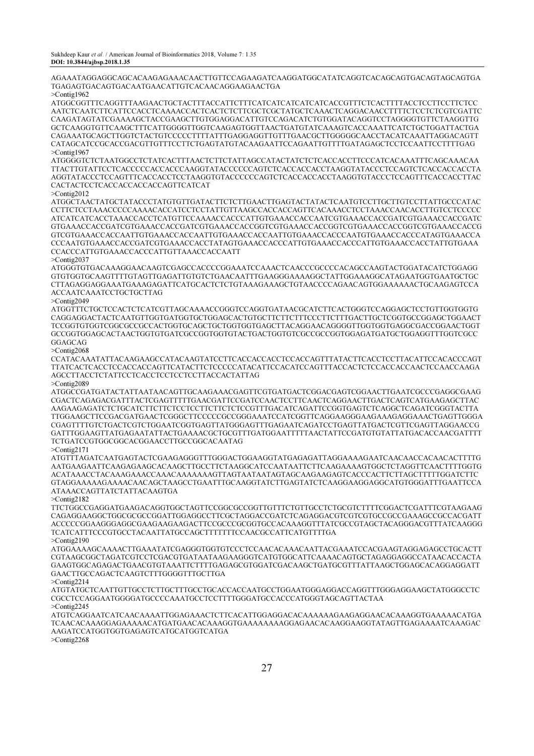AGAAATAGGAGGCAGCACAAGAGAAACAACTTGTTCCAGAAGATCAAGGATGGCATATCAGGTCACAGCAGTGACAGTAGCAGTGA
TGAGAGTGACAGTGACAATGAACATTGTCACAACAGGAAGAACTGA

>Contig1962

ATGGCGGTTTCAGGTTTAAGAACTGCTACTTTACCATTCTTTCATCATCATCATCATCACCGTTTCTCACTTTTACCTCCTTCCTTCTCC
AATCTCAATCTTCATTCCACCTCAAAACCACTCACTCTCTTCGCTCGCTATGCTCAAACTCAGGACAACCTTTTCTCCTCTCGTCGATTC
CAAGATAGTATCGAAAAGCTACCGAAGCTTGTGGAGGACATTGTCCAGACATCTGTGGATACAGGTCCTAGGGGTGTTCTAAGGTTG
GCTCAAGGTGTTCAAGCTTTCATTGGGGTTGGTCAAGAGTGGTTAACTGATGTATCAAAGTCACCAAATTCATCTGCTGGATTACTGA
CAGAAATGCAGCTTGGTCTACTGTCCCCCTTTTATTTGAGGAGGTTGTTTGAACGCTTGGGGGCAACCTACATCAAATTAGGACAGTT
CATAGCATCCGCACCGACGTTGTTTCCTTCTGAGTATGTACAAGAATTCCAGAATTGTTTTGATAGAGCTCCTCCAATTCCTTTTGAG

>Contig1967

ATGGGGTCTCTAATGGCCTCTATCACTTTAACTCTTCTATTAGCCATACTATCTCTCACCACCTTCCCATCACAAATTTCAGCAAACAA
TTACTTGTATTCCTCACCCCCACCACCCAAGGTATACCCCCAGTCTCACCACCACCTAAGGTATACCCTCCAGTCTCACCACCACCTA
AGGTATACCCTCCAGTTTCACCACCTCCTAAGGTGTACCCCCAGTCTCACCACCACCTAAGGTGTACCCTCCAGTTTCACCACCTTAC
CACTACTCCTCACCACCACCACCAGTTCATCAT

>Contig2012

ATGGCTAACTATGCTATACCCTATGTGTTGATACTTCTCTTGAACTTGAGTACTATACTCAATGTCCTTGCTTGTCCTTATTGCCCATAC
CCTTCTCCTAAACCCCCAAAACACCATCCTCCTATTGTTAAGCCACCACCAGTTCACAAACCTCCTAAACCAACACCTTGTCCTCCCCC
ATCATCATCACCTAAACCACCTCATGTTCCAAAACCACCCATTGTGAAACCACCAATCGTGAAACCACCGATCGTGAAACCACCGATC
GTGAAACCACCGATCGTGAAACCACCGATCGTGAAACCACCGGTCGTGAAACCACCGGTCGTGAAACCACCGGTCGTGAAACCACCG
GTCGTGAAACCACCAATTGTGAAACCACCAATTGTGAAACCACCAATTGTGAAACCACCCAATGTGAAACCACCCATAGTGAAACCA
CCCAATGTGAAACCACCGATCGTGAAACCACCTATAGTGAAACCACCCATTGTGAAACCACCCATTGTGAAACCACCTATTGTGAAA
CCACCCATTGTGAAACCACCCATTGTTAAACCACCAATT

>Contig2037

ATGGGTGTGACAAAGGAACAAGTCGAGCCACCCCGGAAATCCAAACTCAACCCGCCCCACAGCCAAGTACTGGATACATCTGGAGG
GTGTGGTGCAAGTTTTGTAGTTGAGATTGTGTCTGAACAATTTGAAGGGAAAAGGCTATTGGAAAGGCATAGAATGGTGAATGCTGC
CTTAGAGGAGGAAATGAAAGAGATTCATGCACTCTCTGTAAAGAAAGCTGTAACCCCAGAACAGTGGAAAAAACTGCAAGAGTCCA
ACCAATCAAATCCTGCTGCTTAG

>Contig2049

ATGGTTTCTGCTCCACTCTCATCGTTAGCAAAACCGGGTCCAGGTGATAACGCATCTTCACTGGGTCCAGGAGCTCCTGTTGGTGGTG
CAGGAGGACTACTCAATGTTGGTGATGGTGCTGGAGCACTGTGCTTCTTCTTTCCCTTCTTTGACTTGCTCGGTGCCGGAGCTGGAACT
TCCGGTGTGGTCGGCGCCGCCACTGGTGCAGCTGCTGGTGGTGAGCTTACAGGAACAGGGGTTGGTGGTGAGGCGACCGGAACTGGT
GCCGGTGGAGCACTAACTGGTGTGATCGCCGGTGGTGTACTGACTGGTGTCGCCGCCGGTGGAGATGATGCTGGAGGTTTGGTCGCC
GGAGCAG

>Contig2068

CCATACAAATATTACAAGAAGCCATACAAGTATCCTTCACCACCACCTCCACCAGTTTATACTTCACCTCCTTACATTCCACACCCAGT
TTATCACTCACCTCCACCACCAGTTCATACTTCTCCCCCATACATTCCACATCCAGTTTACCACTCTCCACCACCAACTCCAACCAAGA
AGCCTTACCTCTATTCCTCACCTCCTCCTCCTTACCACTATTAG

>Contig2089

ATGGCCGATGATACTATTAATAACAGTTGCAAGAAACGAGTTCGTGATGACTCGGACGAGTCGGAACTTGAATCGCCCGAGGCGAAG
CGACTCAGAGACGATTTACTCGAGTTTTTGAACGATTCCGATCCAACTCCTTCAACTCAGGAACTTGACTCAGTCATGAAGAGCTTAC
AAGAAGAGATCTCTGCATCTTCTTCTCCTCCTTCTTCTCTCCGTTTGACATCAGATTCCGGTGAGTCTCAGGCTCAGATCGGGTACTTA
TTGGAAGCTTCCGACGATGAACTCGGGCTTCCCCCGCCGGGAAATCCATCGGTTCAGGAAGGGAAGAAAGAGGAAACTGAGTTGGGA
CGAGTTTTGTCTGACTCGTCTGGAATCGGTGAGTTATGGGAGTTTGAGAATCAGATCCTGAGTTATGACTCGTTCGAGTTAGGAACCG
GATTTGGAAGTTATGAGAATATTACTGAAAACGCTGCGTTTGATGGAATTTTTAACTATTCCGATGTGTATTATGACACCAACGATTTT
TCTGATCCGTGGCGGCACGGAACCTTGCCGGCACAATAG

>Contig2171

ATGTTTAGATCAATGAGTACTCGAAGAGGGTTTGGGACTGGAAGGTATGAGAGATTAGGAAAAGAATCAACAACCACAACACTTTTG
AATGAAGAATTCAAGAGAAGCAACAAGCTTGCCTTCTAAGGCATCCAATAATTCTTCAAGAAAAGTGGCTCTAGGTTCAACTTTTGGTG
ACATAAACCTACAAAGAAACCAAACAAAAAAAGTTAGTAATAATAGTAGCAAGAAGAGTCACCCACTTCTTAGCTTTTGGATCTTC
GTAGGAAAAAGAAAACAACAGCTAAGCCTGAATTTGCAAGGTATCTTGAGTATCTCAAGGAAGGAGGCATGTGGGATTTGAATTCCA
ATAAACCAGTTATCTATTACAAGTGA

>Contig2182

TTCTGGCCGAGGATGAAGACAGGTGGCTAGTTCCGGCGCCGGTTGTTTCTGTTGCCTCTGCGTCTTTTCGGACTCGATTTCGTAAGAAG
CAGAGGAAGGCTGGCGCGCCGGATTGGAGGCCTTCGCTAGGACCGATCTCAGAGGACGTCGTCGTGCCGCCGAAAGCCGCCACGATT
ACCCCCGGAAGGGAGGCGAAGAAGAAGACTTCCGCCCGCGGTGCCACAAAGGTTTATCGCCGTAGCTACAGGGACGTTTATCAAGGG
TCATCATTTCCCGTGCCTACAATTATGCCAGCTTTTTTTCCAACGCCATTCATGTTTTGA

>Contig2190

ATGGAAAAGCAAAACTTGAAATATCGAGGGTGGTGTCCCTCCAACACAAACAATTACGAAATCCACGAAGTAGGAGAGCCTGCACTT
CGTAAGCGGCTAGATCGTCCTCGACGTGATAATAAGAAGGGTCATGTGGCATTCAAAACAGTGCTAGAGGAGGCCATAACACCACTA
GAAGTGGCAGAGACTGAACGTGTAAATTCTTTTGAGAGCGTGGATCGACAAGCTGATGCGTTTATTAAGCTGGAGCACAGGAGGATT
GAACTTGCCAGACTCAAGTCTTTGGGGTTTGCTTGA

>Contig2214

ATGTATGCTCAATTGTTGCCTCTTGCTTTGCCTGCACCACCAATGCCTGGAATGGGAGGACCAGGTTTGGGAGGAAGCTATGGGCCTC
CGCCTCCAGGAATGGGGATGCCCCAAATGCCTCCTTTTGGGATGCCACCCATGGGTAGCAGTTACTAA

>Contig2245

ATGTCAGGAATCATCAACAAAATTGGAGAAACTCTTCACATTGGAGGACACAAAAAAGAAGAGGAACACAAAGGTGAAAAACATGA
TCACACAAAGGAGAAAAACATGATGAACACAAAGGTGAAAAAAAAGGAGAACACAAGGAAGGTATAGTTGAGAAAATCAAAGAC
AAGATCCATGGTGGTGAGAGTCATGCATGGTCATGA

>Contig2268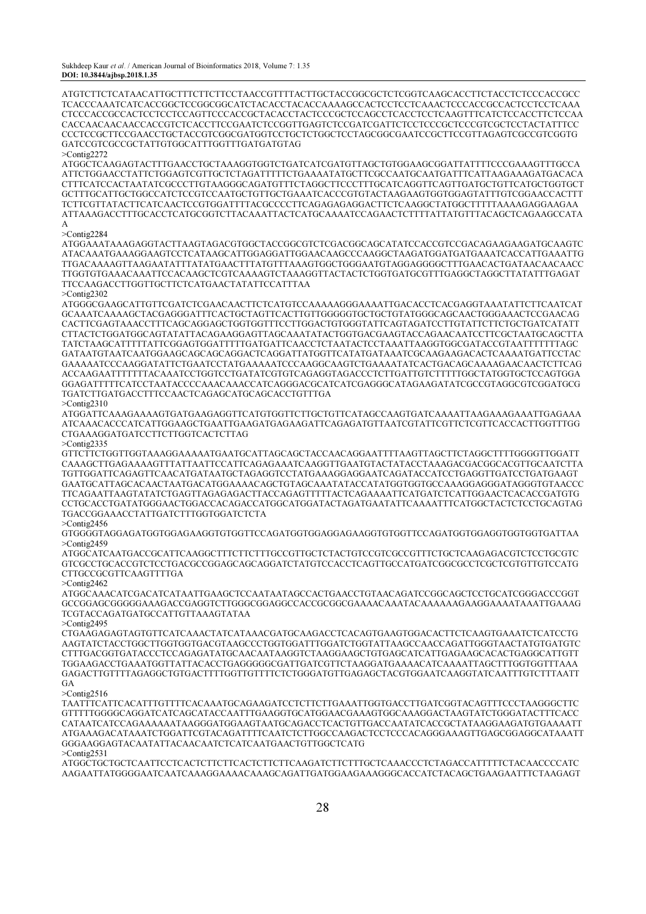ATGTCTTCTCATAACATTGCTTTCTTCTTCCTAACCGTTTTACTTGCTACCGGCGCTCTCGGTCAAGCACCTTCTACCTCTCCCACCGCC
TCACCCAAATCATCACCGGCTCCGGCGGCATCTACACCTACACCAAAAGCCACTCCTCCTCAAACTCCCACCGCCACTCCTCCTCAAA
CTCCCACCGCCACTCCTCCTCCAGTTCCCACCGCTACACCTACTCCCGCTCCAGCCTCACCTCCTCAAGTTTCATCTCCACCTTCTCCAA
CACCAACAACAACCACCGTCTCACCTTCCGAATCTCCGGTTGAGTCTCCGATCGATTCTCCTCCCGCTCCCGTCGCTCCTACTATTTCC
CCCTCCGCTTCCGAACCTGCTACCGTCGGCGATGGTCCTGCTCTGGCTCCTAGCGGCGAATCCGCTTCCGTTAGAGTCGCCGTCGGTG
GATCCGTCGCCGCTATTGTGGCATTTGGTTTGATGATGTAG

>Contig2272

ATGGCTCAAGAGTACTTTGAACCTGCTAAAGGTGGTCTGATCATCGATGTTAGCTGTGGAAGCGGATTATTTCCCGAAAGTTTGCCA
ATTCTGGAACCTATTCTGGAGTCGTTGCTCTAGATTTTTCTGAAAATATGCTTCGCCAATGCAATGATTTCATTAAGAAAGATGACACA
CTTTCATCCACTAATATCGCCCTTGTAAGGGCAGATGTTTCTAGGCTTCCCTTTGCATCAGGTTCAGTTGATGCTGTTCATGCTGGTGCT
GCTTTGCATTGCTGGCCATCTCCGTCCAATGCTGTTGCTGAAATCACCCGTGTACTAAGAAGTGGTGGAGTATTTGTCGGAACCACTTT
TCTTCGTTATACTTCATCAACTCCGTGGATTTTACGCCCCTTCAGAGAGAGGACTTCTCAAGGCTATGGCTTTTAAAAGAGGAAGAA
ATTAAAGACCTTTGCACCTCATGCGGTCTTACAAATTACTCATGCAAAATCCAGAACTCTTTTATTATGTTTACAGCTCAGAAGCCATA
A

>Contig2284

ATGGAAATAAAGAGGTACTTAAGTAGACGTGGCTACCGGCGTCTCGACGGCAGCATATCCACCGTCCGACAGAAGAAGATGCAAGTC
ATACAAATGAAAGGAAGTCCTCATAAGCATTGGAGGATTGGAACAAGCCCAAGGCTAAGATGGATGATGAAATCACCATTGAAATTG
TTGACAAAAGTTAAGAATATTTATATGAACTTTATGTTTAAAGTGGCTGGGAATGTAGGAGGGGCTTTGAACACTGATAACAACAACC
TTGGTGTGAAACAAATTCCACAAGCTCGTCAAAAGTCTAAAGGTTACTACTCTGGTGATGCGTTTGAGGCTAGGCTTATATTTGAGAT
TTCCAAGACCTTGGTTGCTTCTCATGAACTATATTCCATTTAA

>Contig2302

ATGGGCGAAGCATTGTTCGATCTCGAACAACTTCTCATGTCCAAAAAGGGAAAATTGACACCTCACGAGGTAAATATTCTTCAATCAT
GCAAATCAAAAGCTACGAGGGATTTCACTGCTAGTTCACTTGTTGGGGGTGCTGCTGTATGGGCAGCAACTGGGAAACTCCGAACAG
CACTTCGAGTAAACCTTTCAGCAGGAGCTGGTGGTTTCCTTGGACTGTGGGTATTCAGTAGATCCTTGTATTCTTCTGCTGATCATATT
CTTACTCTGGATGGCAGTATATTACAGAAGGAGTTAGCAAATATACTGGTGACGAAGTACCAGAACAATCCTTCGCTAATGCAGCTTA
TATCTAAGCATTTTTATTCGGAGTGGATTTTTGATGATTCAACCTCTAATACTCCTAAATTAAGGTGGCGATACCGTAATTTTTTTAGC
GATAATGTAATCAATGGAAGCAGCAGCAGGACTCAGGATTATGGTTCATATGATAAATCGCAAGAAGACACTCAAAATGATTCCTAC
GAAAATCCCAAGGATATTCTGAATCCTATGAAAAATCCCAAGGCAAGTCTGAAAATATCACTGACAGCAAAAGAACAACTCTTCAG
ACCAAGAATTTTTTTACAAATCCTGGTCCTGATATCGTGTCAGAGGTAGACCCTCTTGATTGTCTTTTTGGCTATGGTGCTCCAGTGGA
GGAGATTTTTCATCCTAATACCCCAAACAAACCATCAGGGACGCATCATCGAGGGCATAGAAGATATCGCCGTAGGCGTCGGATGCG
TGATCTTGATGACCTTTCCAACTCAGAGCATGCAGCACCTGTTTGA

>Contig2310

ATGGATTCAAAGAAAAGTGATGAAGAGGTTCATGTGGTTCTTGCTGTTCATAGCCAAGTGATCAAAATTAAGAAAGAAATTGAGAAA
ATCAAACACCCATCATTGGAAGCTGAATTGAAGATGAGAAGATTCAGAGATGTTAATCGTATTCGTTCTCGTTCACCACTTGGTTTGG
CTGAAAGGATGATCCTTCTTGGTCACTCTTAG

>Contig2335

GTTCTTCTGGTTGGTAAAGGAAAAATGAATGCATTAGCAGCTACCAACAGGAATTTTAAGTTAGCTTCTAGGCTTTTGGGGTTGGATT
CAAAGCTTGAGAAAAGTTTATTAATTCCATTCAGAGAAATCAAGGTTGAATGTACTATACCTAAAGACGACGGCACGTTGCAATCTTA
TGTTGGATTCAGAGTTCAACATGATAATGCTAGAGGTCCTATGAAAGGAGGAATCAGATACCATCCTGAGGTTGATCCTGATGAAGT
GAATGCATTAGCACAACTAATGACATGGAAAACAGCTGTAGCAAATATACCATATGGTGGTGCCAAAGGAGGGATAGGGTGTAACCC
TTCAGAATTAAGTATATCTGAGTTAGAGAGACTTACCAGAGTTTTTACTCAGAAAATTCATGATCTCATTGGAACTCACACCGATGTG
CCTGCACCTGATATGGGAACTGGACCACAGACCATGGCATGGATACTAGATGAATATTCAAAATTTCATGGCTACTCTCCTGCAGTAG
TGACCGGAAAACCTATTGATCTTGGTGGATCTCTA

>Contig2456

GTGGGGTAGGAGATGGTGGAGAAGGTGTGGTTCCAGATGGTGGAGGAGAAGGTGTGGTTCCAGATGGTGGAGGTGGTGGTGATTAA

>Contig2459

ATGGCATCAATGACCGCATTCAAGGCTTTCTTCTTTGCCGTTGCTCTACTGTCCGTCGCCGTTTCTGCTCAAGAGACGTCTCCTGCGTC
GTCGCCTGCACCGTCTCCTGACGCCGGAGCAGCAGGATCTATGTCCACCTCAGTTGCCATGATCGGCGCCTCGCTCGTGTTGTCCATG
CTTGCCGCGTTCAAGTTTTGA

>Contig2462

ATGGCAAACATCGACATCATAATTGAAGCTCCAATAATAGCCACTGAACCTGTAACAGATCCGGCAGCTCCTGCATCGGGACCCGGT
GCCGGAGCGGGGGAAAGACCGAGGTCTTGGGCGGAGGCCACCGCGGCGAAAACAAATACAAAAAAGAAGGAAAATAAATTGAAAG
TCGTACCAGATGATGCCATTGTTAAAGTATAA

>Contig2495

CTGAAGAGAGTAGTGTTCATCAAACTATCATAAACGATGCAAGACCTCACAGTGAAGTGGACACTTCTCAAGTGAAATCTCATCCTG
AAGTATCTACCTGGCTTGGTGGTGACGTAAGCCCTGGTGGATTTGGATCTGGTATTAAGCCAACCAGATTGGGTAACTATGTGATGTC
CTTTGACGGTGATACCCTCCAGAGATATGCAACAATAAGGTCTAAGGAAGCTGTGAGCATCATTGAGAAGCACACTGAGGCATTGTT
TGGAAGACCTGAAATGGTTATTACACCTGAGGGGGCGATTGATCGTTCTAAGGATGAAAACATCAAAATTAGCTTTGGTGGTTTAAA
GAGACTTGTTTTAGAGGCTGTGACTTTTGGTTGTTTTCTCTGGGATGTTGAGAGCTACGTGGAATCAAGGTATCAATTTGTCTTTAATT
GA

>Contig2516

TAATTTCATTCACATTTGTTTTCACAAATGCAGAAGATCCTCTTCTTGAAATTGGTGACCTTGATCGGTACAGTTTCCCTAAGGGCTTC
GTTTTGGGGCAGGATCATCAGCATACCAATTTGAAGGTGCATGGAACGAAAGTGGCAAAGGACTAAGTATCTGGGATACTTTCACC
CATAATCATCCAGAAAAAATAAGGGATGGAAGTAATGCAGACCTCACTGTTGACCAATATCACCGCTATAAGGAAGATGTGAAAATT
ATGAAAGACATAAATCTGGATTCGTACAGATTTTCAATCTCTTGGCCAAGACTCCTCCCACAGGGAAAGTTGAGCGGAGGCATAAATT
GGGAAGGAGTACAATATTACAACAATCTCATCAATGAACTGTTGGCTCATG

>Contig2531

ATGGCTGCTGCTCAATTCCTCACTCTTCTTCACTCTTCTTCAAGATCTTCTTTGCTCAAACCCTCTAGACCATTTTTCTACAACCCCATC
AAGAATTATGGGGAATCAATCAAAGGAAAACAAAGCAGATTGATGGAAGAAAGGGCACCATCTACAGCTGAAGAATTTCTAAGAGT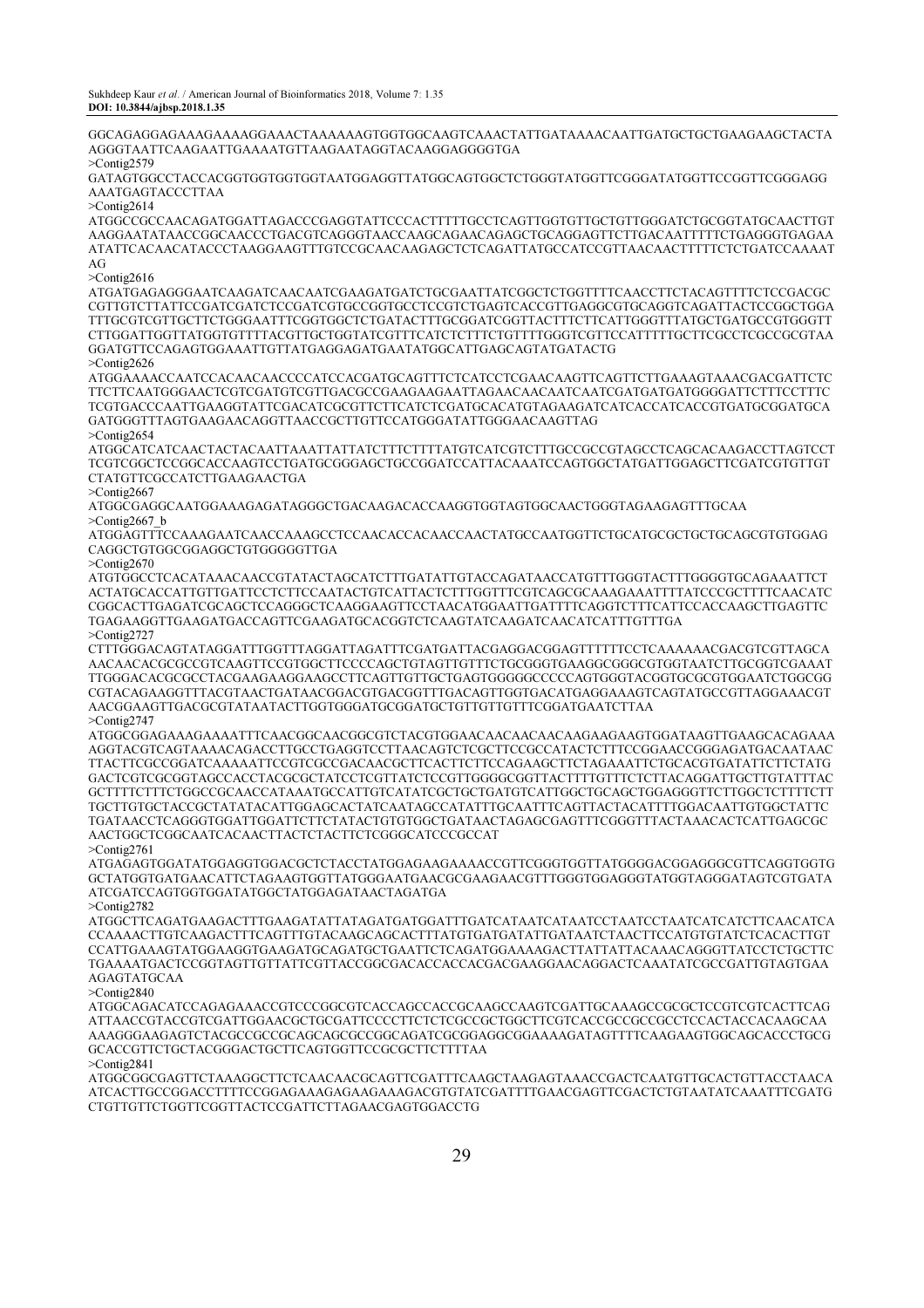GGCAGAGGAGAAAGAAAAGGAAACTAAAAAAGTGGTGGCAAGTCAAACTATTGATAAAACAATTGATGCTGCTGAAGAAGCTACTA
AGGGTAATTCAAGAATTGAAAATGTTAAGAATAGGTACAAGGAGGGGTGA

>Contig2579

GATAGTGGCCTACCACGGTGGTGGTGGTAATGGAGGTTATGGCAGTGGCTCTGGGTATGGTTCGGGATATGGTTCCGGTTCGGGAGG
AAATGAGTACCCTTAA

>Contig2614

ATGGCCGCCAACAGATGGATTAGACCCGAGGTATTCCCACTTTTTGCCTCAGTTGGTGTTGCTGTTGGGATCTGCGGTATGCAACTTGT
AAGGAATATAACCGGCAACCCTGACGTCAGGGTAACCAAGCAGAACAGAGCTGCAGGAGTTCTTGACAATTTTTCTGAGGGTGAGAA
ATATTCACAACATACCCTAAGGAAGTTTGTCCGCACAAGAGCTCTCAGATTATGCCATCCGTTAACAACTTTTTCTCTGATCCAAAAT
AG

>Contig2616

ATGATGAGAGGGAATCAAGATCAACAATCGAAGATGATCTGCGAATTATCGGCTCTGGTTTTCAACCTTCTACAGTTTTCTCCGACGC
CGTTGTCTTATTCCGATCGATCTCCGATCGTGCCGGTGCCTCCGTCTGAGTCACCGTTGAGGCGTGCAGGTCAGATTACTCCGGCTGGA
TTTGCGTCGTTGCTTCTGGGAATTTCGGTGGCTCTGATACTTTGCGGATCGGTTACTTTCTTCATTGGGTTTATGCTGATGCCGTGGGTT
CTTGGATTGGTTATGGTGTTTTACGTTGCTGGTATCGTTTCATCTCTTTCTGTTTTGGGTCGTTCCATTTTTGCTTCGCCTCGCCGCGTAA
GGATGTTCCAGAGTGGAAATTGTTATGAGGAGATGAATATGGCATTGAGCAGTATGATACTG

>Contig2626

ATGGAAAACCAATCCACAACAACCCCATCCACGATGCAGTTTCTCATCCTCGAACAAGTTCAGTTCTTGAAAGTAAACGACGATTCTC
TTCTTCAATGGGAACTCGTCGATGTCGTTGACGCCGAAGAAGAATTAGAACAACAATCAATCGATGATGATGGGGATTCTTTCCTTTC
TCGTGACCCAATTGAAGGTATTCGACATCGCGTTCTTCATCTCGATGCACATGTAGAAGATCATCACCATCACCGTGATGCGGATGCA
GATGGGTTTAGTGAAGAACAGGTTAACCGCTTGTTCCATGGGATATTGGGAACAAGTTAG

>Contig2654

ATGGCATCATCAACTACTACAATTAAATTATTATCTTTCTTTTATGTCATCGTCTTTGCCGCCGTAGCCTCAGCACAAGACCTTAGTCCT
TCGTCGGCTCCGGCACCAAGTCCTGATGCGGGAGCTGCCGGATCCATTACAAATCCAGTGGCTATGATTGGAGCTTCGATCGTGTTGT
CTATGTTCGCCATCTTGAAGAACTGA

>Contig2667

ATGGCGAGGCAATGGAAAGAGATAGGGCTGACAAGACACCAAGGTGGTAGTGGCAACTGGGTAGAAGAGTTTGCAA

>Contig2667_b

ATGGAGTTTCCAAAGAATCAACCAAAGCCTCCAACACCACAACCAACTATGCCAATGGTTCTGCATGCGCTGCTGCAGCGTGTGGAG
CAGGCTGTGGCGGAGGCTGTGGGGGTTGA

>Contig2670

ATGTGGCCTCACATAAACAACCGTATACTAGCATCTTTGATATTGTACCAGATAACCATGTTTGGGTACTTTGGGGTGCAGAAATTCT
ACTATGCACCATTGTTGATTCCTCTTCCAATACTGTCATTACTCTTTGGTTTCGTCAGCGCAAAGAAATTTTATCCCGCTTTTCAACATC
CGGCACTTGAGATCGCAGCTCCAGGGCTCAAGGAAGTTCCTAACATGGAATTGATTTTCAGGTCTTTCATTCCACCAAGCTTGAGTTC
TGAGAAGGTTGAAGATGACCAGTTCGAAGATGCACGGTCTCAAGTATCAAGATCAACATCATTTGTTTGA

>Contig2727

CTTTGGGACAGTATAGGATTTGGTTTAGGATTAGATTTCGATGATTACGAGGACGGAGTTTTTTCCTCAAAAAACGACGTCGTTAGCA
AACAACACGCGCCGTCAAGTTCCGTGGCTTCCCCAGCTGTAGTTGTTTCTGCGGGTGAAGGCGGGCGTGGTAATCTTGCGGTCGAAAT
TTGGGACACGCGCCTACGAAGAAGGAAGCCTTCAGTTGTTGCTGAGTGGGGGCCCCCAGTGGGTACGGTGCGCGTGGAATCTGGCGG
CGTACAGAAGGTTTACGTAACTGATAACGGACGTGACGGTTTGACAGTTGGTGACATGAGGAAAGTCAGTATGCCGTTAGGAAACGT
AACGGAAGTTGACGCGTATAATACTTGGTGGGATGCGGATGCTGTTGTTGTTTCGGATGAATCTTAA

>Contig2747

ATGGCGGAGAAAGAAAATTTCAACGGCAACGGCGTCTACGTGGAACAACAACAACAAGAAGAAGTGGATAAGTTGAAGCACAGAAA
AGGTACGTCAGTAAAACAGACCTTGCCTGAGGTCCTTAACAGTCTCGCTTCCGCCATACTCTTTCCGGAACCGGGAGATGACAATAAC
TTACTTCGCCGGATCAAAAATTCCGTCGCCGACAACGCTTCACTTCTTCCAGAAGCTTCTAGAAATTCTGCACGTGATATTCTTCTATG
GACTCGTCGCGGTAGCCACCTACGCGCTATCCTCGTTATCTCCGTTGGGGCGGTTACTTTTGTTTCTCTTACAGGATTGCTTGTATTTAC
GCTTTTCTTTCTGGCCGCAACCATAAATGCCATTGTCATATCGCTGCTGATGTCATTGGCTGCAGCTGGAGGGTTCTTGGCTCTTTTCTT
TGCTTGTGCTACCGCTATATACATTGGAGCACTATCAATAGCCATATTTGCAATTTCAGTTACTACATTTTGGACAATTGTGGCTATTC
TGATAACCTCAGGGTGGATTGGATTCTTCTATACTGTGTGGCTGATAACTAGAGCGAGTTTCGGGTTTACTAAACACTCATTGAGCGC
AACTGGCTCGGCAATCACAACTTACTCTACTTCTCGGGCATCCCGCCAT

>Contig2761

ATGAGAGTGGATATGGAGGTGGACGCTCTACCTATGGAGAAGAAAACCGTTCGGGTGGTTATGGGGACGGAGGGCGTTCAGGTGGTG
GCTATGGTGATGAACATTCTAGAAGTGGTTATGGGAATGAACGCGAAGAACGTTTGGGTGGAGGGTATGGTAGGGATAGTCGTGATA
ATCGATCCAGTGGTGGATATGGCTATGGAGATAACTAGATGA

>Contig2782

ATGGCTTCAGATGAAGACTTTGAAGATATTATAGATGATGGATTTGATCATAATCATAATCCTAATCCTAATCATCATCTTCAACATCA
CCAAAACTTGTCAAGACTTTCAGTTTGTACAAGCAGCACTTTATGTGATGATATTGATAATCTAACTTCCATGTGTATCTCACACTTGT
CCATTGAAAGTATGGAAGGTGAAGATGCAGATGCTGAATTCTCAGATGGAAAAGACTTATTATTACAAACAGGGTTATCCTCTGCTTC
TGAAAATGACTCCGGTAGTTGTTATTCGTTACCGGCGACACCACCACGACGAAGGAACAGGACTCAAATATCGCCGATTGTAGTGAA
AGAGTATGCAA

>Contig2840

ATGGCAGACATCCAGAGAAACCGTCCCGGCGTCACCAGCCACCGCAAGCCAAGTCGATTGCAAAGCCGCGCTCCGTCGTCACTTCAG
ATTAACCGTACCGTCGATTGGAACGCTGCGATTCCCCTTCTCTCGCCGCTGGCTTCGTCACCGCCGCCGCCTCCACTACCACAAGCAA
AAAGGGAAGAGTCTACGCCGCCGCAGCAGCGCCGGCAGATCGCGGAGGCGGAAAAGATAGTTTTCAAGAAGTGGCAGCACCCTGCG
GCACCGTTCTGCTACGGGACTGCTTCAGTGGTTCCGCGCTTCTTTTAA

>Contig2841

ATGGCGGCGAGTTCTAAAGGCTTCTCAACAACGCAGTTCGATTTCAAGCTAAGAGTAAACCGACTCAATGTTGCACTGTTACCTAACA
ATCACTTGCCGGACCTTTTCCGGAGAAAGAGAAGAAAGACGTGTATCGATTTTGAACGAGTTCGACTCTGTAATATCAAATTTCGATG
CTGTTGTTCTGGTTCGGTTACTCCGATTCTTAGAACGAGTGGACCTG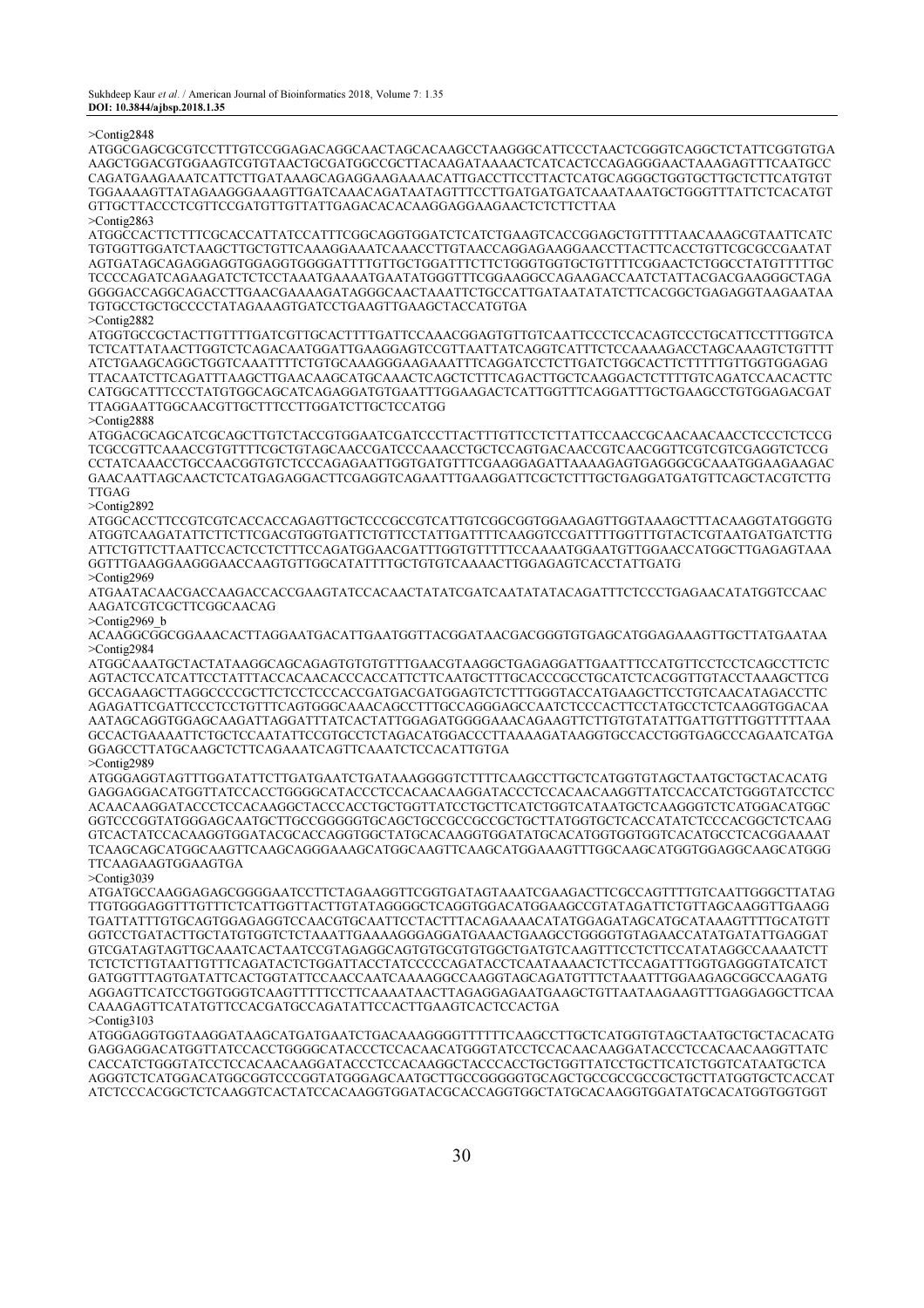>Contig2848

ATGGCGAGCGCGTCCTTTGTCCGGAGACAGGCAACTAGCACAAGCCTAAGGGCATTCCCTAACTCGGGTCAGGCTCTATTCGGTGTGA AAGCTGGACGTGGAAGTCGTGTAACTGCGATGGCCGCTTACAAGATAAAACTCATCACTCCAGAGGGAACTAAAGAGTTTCAATGCC CAGATGAAGAAATCATTCTTGATAAAGCAGAGGAAGAAAACATTGACCTTCCTTACTCATGCAGGGCTGGTGCTTGCTCTTCATGTGT TGGAAAAGTTATAGAAGGGAAAGTTGATCAAACAGATAATAGTTTCCTTGATGATGATCAAATAAATGCTGGGTTTATTCTCACATGT GTTGCTTACCCTCGTTCCGATGTTGTTATTGAGACACACAAGGAGGAAGAACTCTCTTCTTAA

>Contig2863

ATGGCCACTTCTTTCGCACCATTATCCATTTCGGCAGGTGGATCTCATCTGAAGTCACCGGAGCTGTTTTTAACAAAGCGTAATTCATC TGTGGTTGGATCTAAGCTTGCTGTTCAAAGGAAATCAAACCTTGTAACCAGGAGAAGGAACCTTACTTCACCTGTTCGCGCCGAATAT AGTGATAGCAGAGGAGGTGGAGGTGGGGATTTTGTTGCTGGATTTCTTCTGGGTGGTGCTGTTTTCGGAACTCTGGCCTATGTTTTTGC TCCCCAGATCAGAAGATCTCTCCTAAATGAAAATGAATATGGGTTTCGGAAGGCCAGAAGACCAATCTATTACGACGAAGGGCTAGA GGGGACCAGGCAGACCTTGAACGAAAAGATAGGGCAACTAAATTCTGCCATTGATAATATATCTTCACGGCTGAGAGGTAAGAATAA TGTGCCTGCTGCCCCTATAGAAAGTGATCCTGAAGTTGAAGCTACCATGTGA

>Contig2882

ATGGTGCCGCTACTTGTTTTGATCGTTGCACTTTTGATTCCAAACGGAGTGTTGTCAATTCCCTCCACAGTCCCTGCATTCCTTTGGTCA TCTCATTATAACTTGGTCTCAGACAATGGATTGAAGGAGTCCGTTAATTATCAGGTCATTTCTCCAAAAGACCTAGCAAAGTCTGTTTT ATCTGAAGCAGGCTGGTCAAATTTTCTGTGCAAAGGGAAGAAATTTCAGGATCCTCTTGATCTGGCACTTCTTTTTGTTGGTGGAGAG TTACAATCTTCAGATTTAAGCTTGAACAAGCATGCAAACTCAGCTCTTTCAGACTTGCTCAAGGACTCTTTTGTCAGATCCAACACTTC CATGGCATTTCCCTATGTGGCAGCATCAGAGGATGTGAATTTGGAAGACTCATTGGTTTCAGGATTTGCTGAAGCCTGTGGAGACGAT TTAGGAATTGGCAACGTTGCTTTCCTTGGATCTTGCTCCATGG

>Contig2888

ATGGACGCAGCATCGCAGCTTGTCTACCGTGGAATCGATCCCTTACTTTGTTCCTCTTATTCCAACCGCAACAACAACCTCCCTCTCCG TCGCCGTTCAAACCGTGTTTCGCTGTAGCAACCGATCCCAAACCTGCTCCAGTGACAACCGTCAACGGTTCGTCGTCGAGGTCTCCG CCTATCAAACCTGCCAACGGTGTCTCCCAGAGAATTGGTGATGTTTCGAAGGAGATTAAAAGAGTGAGGGCGCAAATGGAAGAAGAC GAACAATTAGCAACTCTCATGAGAGGACTTCGAGGTCAGAATTTGAAGGATTCGCTCTTTGCTGAGGATGATGTTCAGCTACGTCTTG TTGAG

>Contig2892

ATGGCACCTTCCGTCGTCACCACCAGAGTTGCTCCCGCCGTCATTGTCGGCGGTGGAAGAGTTGGTAAAGCTTTACAAGGTATGGGTG ATGGTCAAGATATTCTTCTTCGACGTGGTGATTCTGTTCCTATTGATTTTCAAGGTCCGATTTTGGTTTGTACTCGTAATGATGATCTTG ATTCTGTTCTTAATTCCACTCCTCTTTCCAGATGGAACGATTTGGTGTTTTTCCAAAATGGAATGTTGGAACCATGGCTTGAGAGTAAA GGTTTGAAGGAAGGGAACCAAGTGTTGGCATATTTTGCTGTGTCAAAACTTGGAGAGTCACCTATTGATG

>Contig2969

ATGAATACAACGACCAAGACCACCGAAGTATCCACAACTATATCGATCAATATATACAGATTTCTCCCTGAGAACATATGGTCCAAC AAGATCGTCGCTTCGGCAACAG

>Contig2969_b

ACAAGGCGGCGGAAACACTTAGGAATGACATTGAATGGTTACGGATAACGACGGGTGTGAGCATGGAGAAAGTTGCTTATGAATAA

>Contig2984

ATGGCAAATGCTACTATAAGGCAGCAGAGTGTGTGTTTGAACGTAAGGCTGAGAGGATTGAATTTCCATGTTCCTCCTCAGCCTTCTC AGTACTCCATCATTCCTATTTACCACAACACCCACCATTCTTCAATGCTTTGCACCCGCCTGCATCTCACGGTTGTACCTAAAGCTTCG GCCAGAAGCTTAGGCCCCGCTTCTCCTCCCACCGATGACGATGGAGTCTCTTTGGGTACCATGAAGCTTCCTGTCAACATAGACCTTC AGAGATTCGATTCCCTCCTGTTTCAGTGGGCAAACAGCCTTTGCCAGGGAGCCAATCTCCCACTTCCTATGCCTCTCAAGGTGGACAA AATAGCAGGTGGAGCAAGATTAGGATTTATCACTATTGGAGATGGGGAAACAGAAGTTCTTGTGTATATTGATTGTTTGGTTTTTAAA GCCACTGAAAATTCTGCTCCAATATTCCGTGCCTCTAGACATGGACCCTTAAAAGATAAGGTGCCACCTGGTGAGCCCAGAATCATGA GGAGCCTTATGCAAGCTCTTCAGAAATCAGTTCAAATCTCCACATTGTGA

>Contig2989

ATGGGAGGTAGTTTGGATATTCTTGATGAATCTGATAAAGGGGTCTTTTCAAGCCTTGCTCATGGTGTAGCTAATGCTGCTACACATG GAGGAGGACATGGTTATCCACCTGGGGCATACCCTCCACAACAAGGATACCCTCCACAACAAGGTTATCCACCATCTGGGTATCCTCC ACAACAAGGATACCCTCCACAAGGCTACCCACCTGCTGGTTATCCTGCTTCATCTGGTCATAATGCTCAAGGGTCTCATGGACATGGC GGTCCCGGTATGGGAGCAATGCTTGCCGGGGGTGCAGCTGCCGCCGCCGCTGCTTATGGTGCTCACCATATCTCCCACGGCTCTCAAG GTCACTATCCACAAGGTGGATACGCACCAGGTGGCTATGCACAAGGTGGATATGCACATGGTGGTGGTCACATGCCTCACGGAAAAT TCAAGCAGCATGGCAAGTTCAAGCAGGGAAAGCATGGCAAGTTCAAGCATGGAAAGTTTGGCAAGCATGGTGGAGGCAAGCATGGG TTCAAGAAGTGGAAGTGA

>Contig3039

ATGATGCCAAGGAGAGCGGGGAATCCTTCTAGAAGGTTCGGTGATAGTAAATCGAAGACTTCGCCAGTTTTGTCAATTGGGCTTATAG TTGTGGGAGGTTTGTTTCTCATTGGTTACTTGTATAGGGGCTCAGGTGGACATGGAAGCCGTATAGATTCTGTTAGCAAGGTTGAAGG TGATTATTTGTGCAGTGGAGAGGTCCAACGTGCAATTCCTACTTTACAGAAAACATATGGAGATAGCATGCATAAAGTTTTGCATGTT GGTCCTGATACTTGCTATGTGGTCTCTAAATTGAAAAGGGAGGATGAAACTGAAGCCTGGGGTGTAGAACCATATGATATTGAGGAT GTCGATAGTAGTTGCAAATCACTAATCCGTAGAGGCAGTGTGCGTGTGGCTGATGTCAAGTTTCCTCTTCCATATAGGCCAAAATCTT TCTCTCTTGTAATTGTTTCAGATACTCTGGATTACCTATCCCCCAGATACCTCAATAAAACTCTTCCAGATTTGGTGAGGGTATCATCT GATGGTTTAGTGATATTCACTGGTATTCCAACCAATCAAAAGGCCAAGGTAGCAGATGTTTCTAAATTTGGAAGAGCGGCCAAGATG AGGAGTTCATCCTGGTGGGTCAAGTTTTTCCTTCAAAATAACTTAGAGGAGAATGAAGCTGTTAATAAGAAGTTTGAGGAGGCTTCAA CAAAGAGTTCATATGTTCCACGATGCCAGATATTCCACTTGAAGTCACTCCACTGA

>Contig3103

ATGGGAGGTGGTAAGGATAAGCATGATGAATCTGACAAAGGGGTTTTTTCAAGCCTTGCTCATGGTGTAGCTAATGCTGCTACACATG GAGGAGGACATGGTTATCCACCTGGGGCATACCCTCCACAACATGGGTATCCTCCACAACAAGGATACCCTCCACAACAAGGTTATC CACCATCTGGGTATCCTCCACAACAAGGATACCCTCCACAAGGCTACCCACCTGCTGGTTATCCTGCTTCATCTGGTCATAATGCTCA AGGGTCTCATGGACATGGCGGTCCCGGTATGGGAGCAATGCTTGCCGGGGGTGCAGCTGCCGCCGCCGCTGCTTATGGTGCTCACCAT ATCTCCCACGGCTCTCAAGGTCACTATCCACAAGGTGGATACGCACCAGGTGGCTATGCACAAGGTGGATATGCACATGGTGGTGGT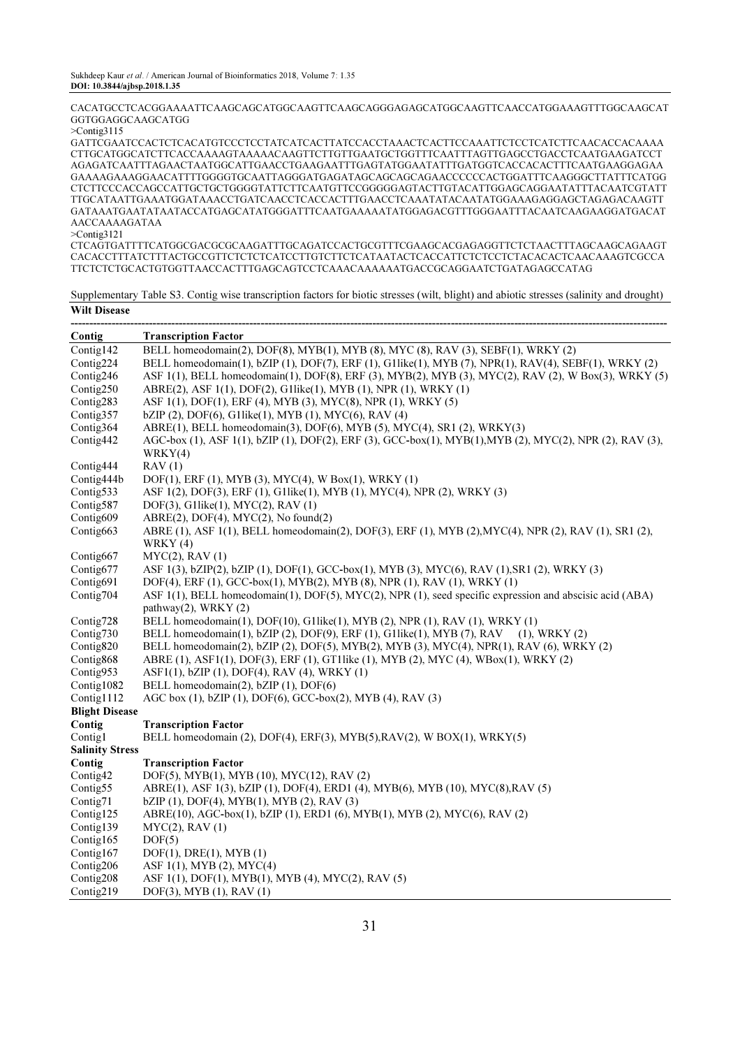CACATGCCTCACGGAAAATTCAAGCAGCATGGCAAGTTCAAGCAGGGAGAGCATGGCAAGTTCAACCATGGAAAGTTTGGCAAGCATGGTGGAGGCAAGCATGG

>Contig3115

GATTCGAATCCACTCTCACATGTCCCTCCTATCATCACTTATCCACCTAAACTCACTTCCAAATTCTCCTCATCTTCAACACCACAAAACTTGCATGGCATCTTCACCAAAAGTAAAAACAAGTTCTTGTTGAATGCTGGTTTCAATTTAGTTGAGCCTGACCTCAATGAAGATCCTAGAGATCAATTTAGAACTAATGGCATTGAACCTGAAGAATTTGAGTATGGAATATTTGATGGTCACCACACTTTCAATGAAGGAGAAGAAAAGAAAGGAACATTTTGGGGTGCAATTAGGGATGAGATAGCAGCAGCAGAACCCCCCACTGGATTTCAAGGGCTTATTTCATGGCTCTTCCCACCAGCCATTGCTGCTGGGGTATTCTTCAATGTTCCGGGGGAGTACTTGTACATTGGAGCAGGAATATTTACAATCGTATTTTGCATAATTGAAATGGATAAACCTGATCAACCTCACCACTTTGAACCTCAAATATACAATATGGAAAGAGGAGCTAGAGACAAGTTGATAAATGAATATAATACCATGAGCATATGGGATTTCAATGAAAAATATGGAGACGTTTGGGAATTTACAATCAAGAAGGATGACATAACCAAAAGATAA

>Contig3121

CTCAGTGATTTTCATGGCGACGCGCAAGATTTGCAGATCCACTGCGTTTCGAAGCACGAGAGGTTCTCTAACTTTAGCAAGCAGAAGTCACACCTTTATCTTTACTGCCGTTCTCTCTCATCCTTGTCTTCTCATAATACTCACCATTCTCTCCTCTACACACTCAACAAAGTCGCCATTCTCTCTGCACTGTGGTTAACCACTTTGAGCAGTCCTCAAACAAAAAATGACCGCAGGAATCTGATAGAGCCATAG

Supplementary Table S3. Contig wise transcription factors for biotic stresses (wilt, blight) and abiotic stresses (salinity and drought)

| Contig | Transcription Factor |
|---|---|
| **Wilt Disease** | |
| Contig142 | BELL homeodomain(2), DOF(8), MYB(1), MYB (8), MYC (8), RAV (3), SEBF(1), WRKY (2) |
| Contig224 | BELL homeodomain(1), bZIP (1), DOF(7), ERF (1), G1like(1), MYB (7), NPR(1), RAV(4), SEBF(1), WRKY (2) |
| Contig246 | ASF 1(1), BELL homeodomain(1), DOF(8), ERF (3), MYB(2), MYB (3), MYC(2), RAV (2), W Box(3), WRKY (5) |
| Contig250 | ABRE(2), ASF 1(1), DOF(2), G1like(1), MYB (1), NPR (1), WRKY (1) |
| Contig283 | ASF 1(1), DOF(1), ERF (4), MYB (3), MYC(8), NPR (1), WRKY (5) |
| Contig357 | bZIP (2), DOF(6), G1like(1), MYB (1), MYC(6), RAV (4) |
| Contig364 | ABRE(1), BELL homeodomain(3), DOF(6), MYB (5), MYC(4), SR1 (2), WRKY(3) |
| Contig442 | AGC-box (1), ASF 1(1), bZIP (1), DOF(2), ERF (3), GCC-box(1), MYB(1),MYB (2), MYC(2), NPR (2), RAV (3), WRKY(4) |
| Contig444 | RAV (1) |
| Contig444b | DOF(1), ERF (1), MYB (3), MYC(4), W Box(1), WRKY (1) |
| Contig533 | ASF 1(2), DOF(3), ERF (1), G1like(1), MYB (1), MYC(4), NPR (2), WRKY (3) |
| Contig587 | DOF(3), G1like(1), MYC(2), RAV (1) |
| Contig609 | ABRE(2), DOF(4), MYC(2), No found(2) |
| Contig663 | ABRE (1), ASF 1(1), BELL homeodomain(2), DOF(3), ERF (1), MYB (2),MYC(4), NPR (2), RAV (1), SR1 (2), WRKY (4) |
| Contig667 | MYC(2), RAV (1) |
| Contig677 | ASF 1(3), bZIP(2), bZIP (1), DOF(1), GCC-box(1), MYB (3), MYC(6), RAV (1),SR1 (2), WRKY (3) |
| Contig691 | DOF(4), ERF (1), GCC-box(1), MYB(2), MYB (8), NPR (1), RAV (1), WRKY (1) |
| Contig704 | ASF 1(1), BELL homeodomain(1), DOF(5), MYC(2), NPR (1), seed specific expression and abscisic acid (ABA) pathway(2), WRKY (2) |
| Contig728 | BELL homeodomain(1), DOF(10), G1like(1), MYB (2), NPR (1), RAV (1), WRKY (1) |
| Contig730 | BELL homeodomain(1), bZIP (2), DOF(9), ERF (1), G1like(1), MYB (7), RAV (1), WRKY (2) |
| Contig820 | BELL homeodomain(2), bZIP (2), DOF(5), MYB(2), MYB (3), MYC(4), NPR(1), RAV (6), WRKY (2) |
| Contig868 | ABRE (1), ASF1(1), DOF(3), ERF (1), GT1like (1), MYB (2), MYC (4), WBox(1), WRKY (2) |
| Contig953 | ASF1(1), bZIP (1), DOF(4), RAV (4), WRKY (1) |
| Contig1082 | BELL homeodomain(2), bZIP (1), DOF(6) |
| Contig1112 | AGC box (1), bZIP (1), DOF(6), GCC-box(2), MYB (4), RAV (3) |
| **Blight Disease** | |
| **Contig** | **Transcription Factor** |
| Contig1 | BELL homeodomain (2), DOF(4), ERF(3), MYB(5),RAV(2), W BOX(1), WRKY(5) |
| **Salinity Stress** | |
| **Contig** | **Transcription Factor** |
| Contig42 | DOF(5), MYB(1), MYB (10), MYC(12), RAV (2) |
| Contig55 | ABRE(1), ASF 1(3), bZIP (1), DOF(4), ERD1 (4), MYB(6), MYB (10), MYC(8),RAV (5) |
| Contig71 | bZIP (1), DOF(4), MYB(1), MYB (2), RAV (3) |
| Contig125 | ABRE(10), AGC-box(1), bZIP (1), ERD1 (6), MYB(1), MYB (2), MYC(6), RAV (2) |
| Contig139 | MYC(2), RAV (1) |
| Contig165 | DOF(5) |
| Contig167 | DOF(1), DRE(1), MYB (1) |
| Contig206 | ASF 1(1), MYB (2), MYC(4) |
| Contig208 | ASF 1(1), DOF(1), MYB(1), MYB (4), MYC(2), RAV (5) |
| Contig219 | DOF(3), MYB (1), RAV (1) |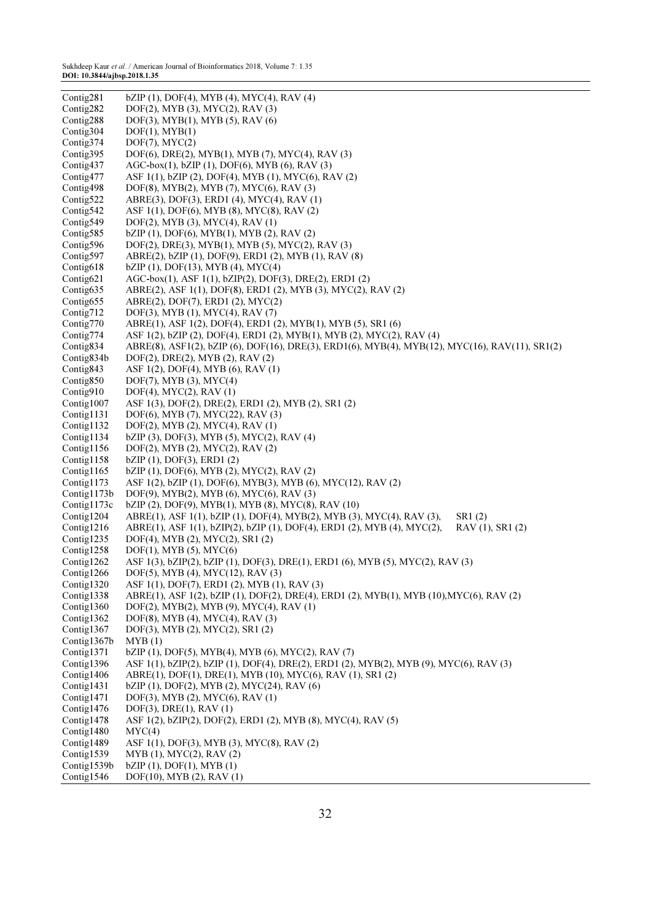| | |
|---|---|
| Contig281 | bZIP (1), DOF(4), MYB (4), MYC(4), RAV (4) |
| Contig282 | DOF(2), MYB (3), MYC(2), RAV (3) |
| Contig288 | DOF(3), MYB(1), MYB (5), RAV (6) |
| Contig304 | DOF(1), MYB(1) |
| Contig374 | DOF(7), MYC(2) |
| Contig395 | DOF(6), DRE(2), MYB(1), MYB (7), MYC(4), RAV (3) |
| Contig437 | AGC-box(1), bZIP (1), DOF(6), MYB (6), RAV (3) |
| Contig477 | ASF 1(1), bZIP (2), DOF(4), MYB (1), MYC(6), RAV (2) |
| Contig498 | DOF(8), MYB(2), MYB (7), MYC(6), RAV (3) |
| Contig522 | ABRE(3), DOF(3), ERD1 (4), MYC(4), RAV (1) |
| Contig542 | ASF 1(1), DOF(6), MYB (8), MYC(8), RAV (2) |
| Contig549 | DOF(2), MYB (3), MYC(4), RAV (1) |
| Contig585 | bZIP (1), DOF(6), MYB(1), MYB (2), RAV (2) |
| Contig596 | DOF(2), DRE(3), MYB(1), MYB (5), MYC(2), RAV (3) |
| Contig597 | ABRE(2), bZIP (1), DOF(9), ERD1 (2), MYB (1), RAV (8) |
| Contig618 | bZIP (1), DOF(13), MYB (4), MYC(4) |
| Contig621 | AGC-box(1), ASF 1(1), bZIP(2), DOF(3), DRE(2), ERD1 (2) |
| Contig635 | ABRE(2), ASF 1(1), DOF(8), ERD1 (2), MYB (3), MYC(2), RAV (2) |
| Contig655 | ABRE(2), DOF(7), ERD1 (2), MYC(2) |
| Contig712 | DOF(3), MYB (1), MYC(4), RAV (7) |
| Contig770 | ABRE(1), ASF 1(2), DOF(4), ERD1 (2), MYB(1), MYB (5), SR1 (6) |
| Contig774 | ASF 1(2), bZIP (2), DOF(4), ERD1 (2), MYB(1), MYB (2), MYC(2), RAV (4) |
| Contig834 | ABRE(8), ASF1(2), bZIP (6), DOF(16), DRE(3), ERD1(6), MYB(4), MYB(12), MYC(16), RAV(11), SR1(2) |
| Contig834b | DOF(2), DRE(2), MYB (2), RAV (2) |
| Contig843 | ASF 1(2), DOF(4), MYB (6), RAV (1) |
| Contig850 | DOF(7), MYB (3), MYC(4) |
| Contig910 | DOF(4), MYC(2), RAV (1) |
| Contig1007 | ASF 1(3), DOF(2), DRE(2), ERD1 (2), MYB (2), SR1 (2) |
| Contig1131 | DOF(6), MYB (7), MYC(22), RAV (3) |
| Contig1132 | DOF(2), MYB (2), MYC(4), RAV (1) |
| Contig1134 | bZIP (3), DOF(3), MYB (5), MYC(2), RAV (4) |
| Contig1156 | DOF(2), MYB (2), MYC(2), RAV (2) |
| Contig1158 | bZIP (1), DOF(3), ERD1 (2) |
| Contig1165 | bZIP (1), DOF(6), MYB (2), MYC(2), RAV (2) |
| Contig1173 | ASF 1(2), bZIP (1), DOF(6), MYB(3), MYB (6), MYC(12), RAV (2) |
| Contig1173b | DOF(9), MYB(2), MYB (6), MYC(6), RAV (3) |
| Contig1173c | bZIP (2), DOF(9), MYB(1), MYB (8), MYC(8), RAV (10) |
| Contig1204 | ABRE(1), ASF 1(1), bZIP (1), DOF(4), MYB(2), MYB (3), MYC(4), RAV (3), SR1 (2) |
| Contig1216 | ABRE(1), ASF 1(1), bZIP(2), bZIP (1), DOF(4), ERD1 (2), MYB (4), MYC(2), RAV (1), SR1 (2) |
| Contig1235 | DOF(4), MYB (2), MYC(2), SR1 (2) |
| Contig1258 | DOF(1), MYB (5), MYC(6) |
| Contig1262 | ASF 1(3), bZIP(2), bZIP (1), DOF(3), DRE(1), ERD1 (6), MYB (5), MYC(2), RAV (3) |
| Contig1266 | DOF(5), MYB (4), MYC(12), RAV (3) |
| Contig1320 | ASF 1(1), DOF(7), ERD1 (2), MYB (1), RAV (3) |
| Contig1338 | ABRE(1), ASF 1(2), bZIP (1), DOF(2), DRE(4), ERD1 (2), MYB(1), MYB (10),MYC(6), RAV (2) |
| Contig1360 | DOF(2), MYB(2), MYB (9), MYC(4), RAV (1) |
| Contig1362 | DOF(8), MYB (4), MYC(4), RAV (3) |
| Contig1367 | DOF(3), MYB (2), MYC(2), SR1 (2) |
| Contig1367b | MYB (1) |
| Contig1371 | bZIP (1), DOF(5), MYB(4), MYB (6), MYC(2), RAV (7) |
| Contig1396 | ASF 1(1), bZIP(2), bZIP (1), DOF(4), DRE(2), ERD1 (2), MYB(2), MYB (9), MYC(6), RAV (3) |
| Contig1406 | ABRE(1), DOF(1), DRE(1), MYB (10), MYC(6), RAV (1), SR1 (2) |
| Contig1431 | bZIP (1), DOF(2), MYB (2), MYC(24), RAV (6) |
| Contig1471 | DOF(3), MYB (2), MYC(6), RAV (1) |
| Contig1476 | DOF(3), DRE(1), RAV (1) |
| Contig1478 | ASF 1(2), bZIP(2), DOF(2), ERD1 (2), MYB (8), MYC(4), RAV (5) |
| Contig1480 | MYC(4) |
| Contig1489 | ASF 1(1), DOF(3), MYB (3), MYC(8), RAV (2) |
| Contig1539 | MYB (1), MYC(2), RAV (2) |
| Contig1539b | bZIP (1), DOF(1), MYB (1) |
| Contig1546 | DOF(10), MYB (2), RAV (1) |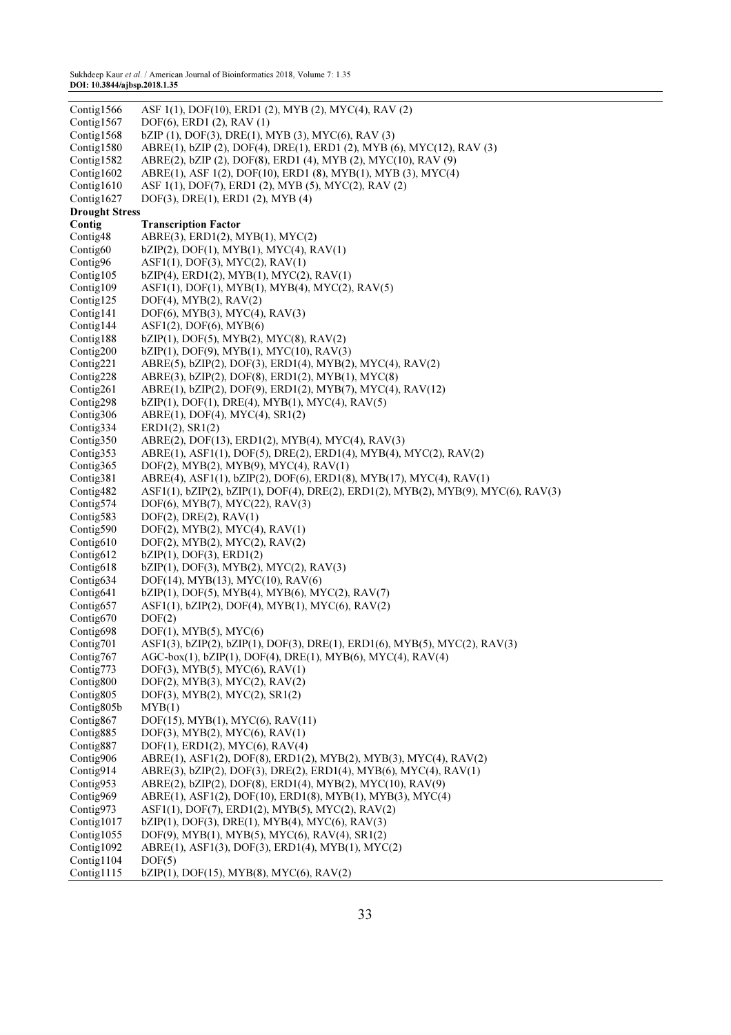| | |
|---|---|
| Contig1566 | ASF 1(1), DOF(10), ERD1 (2), MYB (2), MYC(4), RAV (2) |
| Contig1567 | DOF(6), ERD1 (2), RAV (1) |
| Contig1568 | bZIP (1), DOF(3), DRE(1), MYB (3), MYC(6), RAV (3) |
| Contig1580 | ABRE(1), bZIP (2), DOF(4), DRE(1), ERD1 (2), MYB (6), MYC(12), RAV (3) |
| Contig1582 | ABRE(2), bZIP (2), DOF(8), ERD1 (4), MYB (2), MYC(10), RAV (9) |
| Contig1602 | ABRE(1), ASF 1(2), DOF(10), ERD1 (8), MYB(1), MYB (3), MYC(4) |
| Contig1610 | ASF 1(1), DOF(7), ERD1 (2), MYB (5), MYC(2), RAV (2) |
| Contig1627 | DOF(3), DRE(1), ERD1 (2), MYB (4) |
| **Drought Stress** | |
| **Contig** | **Transcription Factor** |
| Contig48 | ABRE(3), ERD1(2), MYB(1), MYC(2) |
| Contig60 | bZIP(2), DOF(1), MYB(1), MYC(4), RAV(1) |
| Contig96 | ASF1(1), DOF(3), MYC(2), RAV(1) |
| Contig105 | bZIP(4), ERD1(2), MYB(1), MYC(2), RAV(1) |
| Contig109 | ASF1(1), DOF(1), MYB(1), MYB(4), MYC(2), RAV(5) |
| Contig125 | DOF(4), MYB(2), RAV(2) |
| Contig141 | DOF(6), MYB(3), MYC(4), RAV(3) |
| Contig144 | ASF1(2), DOF(6), MYB(6) |
| Contig188 | bZIP(1), DOF(5), MYB(2), MYC(8), RAV(2) |
| Contig200 | bZIP(1), DOF(9), MYB(1), MYC(10), RAV(3) |
| Contig221 | ABRE(5), bZIP(2), DOF(3), ERD1(4), MYB(2), MYC(4), RAV(2) |
| Contig228 | ABRE(3), bZIP(2), DOF(8), ERD1(2), MYB(1), MYC(8) |
| Contig261 | ABRE(1), bZIP(2), DOF(9), ERD1(2), MYB(7), MYC(4), RAV(12) |
| Contig298 | bZIP(1), DOF(1), DRE(4), MYB(1), MYC(4), RAV(5) |
| Contig306 | ABRE(1), DOF(4), MYC(4), SR1(2) |
| Contig334 | ERD1(2), SR1(2) |
| Contig350 | ABRE(2), DOF(13), ERD1(2), MYB(4), MYC(4), RAV(3) |
| Contig353 | ABRE(1), ASF1(1), DOF(5), DRE(2), ERD1(4), MYB(4), MYC(2), RAV(2) |
| Contig365 | DOF(2), MYB(2), MYB(9), MYC(4), RAV(1) |
| Contig381 | ABRE(4), ASF1(1), bZIP(2), DOF(6), ERD1(8), MYB(17), MYC(4), RAV(1) |
| Contig482 | ASF1(1), bZIP(2), bZIP(1), DOF(4), DRE(2), ERD1(2), MYB(2), MYB(9), MYC(6), RAV(3) |
| Contig574 | DOF(6), MYB(7), MYC(22), RAV(3) |
| Contig583 | DOF(2), DRE(2), RAV(1) |
| Contig590 | DOF(2), MYB(2), MYC(4), RAV(1) |
| Contig610 | DOF(2), MYB(2), MYC(2), RAV(2) |
| Contig612 | bZIP(1), DOF(3), ERD1(2) |
| Contig618 | bZIP(1), DOF(3), MYB(2), MYC(2), RAV(3) |
| Contig634 | DOF(14), MYB(13), MYC(10), RAV(6) |
| Contig641 | bZIP(1), DOF(5), MYB(4), MYB(6), MYC(2), RAV(7) |
| Contig657 | ASF1(1), bZIP(2), DOF(4), MYB(1), MYC(6), RAV(2) |
| Contig670 | DOF(2) |
| Contig698 | DOF(1), MYB(5), MYC(6) |
| Contig701 | ASF1(3), bZIP(2), bZIP(1), DOF(3), DRE(1), ERD1(6), MYB(5), MYC(2), RAV(3) |
| Contig767 | AGC-box(1), bZIP(1), DOF(4), DRE(1), MYB(6), MYC(4), RAV(4) |
| Contig773 | DOF(3), MYB(5), MYC(6), RAV(1) |
| Contig800 | DOF(2), MYB(3), MYC(2), RAV(2) |
| Contig805 | DOF(3), MYB(2), MYC(2), SR1(2) |
| Contig805b | MYB(1) |
| Contig867 | DOF(15), MYB(1), MYC(6), RAV(11) |
| Contig885 | DOF(3), MYB(2), MYC(6), RAV(1) |
| Contig887 | DOF(1), ERD1(2), MYC(6), RAV(4) |
| Contig906 | ABRE(1), ASF1(2), DOF(8), ERD1(2), MYB(2), MYB(3), MYC(4), RAV(2) |
| Contig914 | ABRE(3), bZIP(2), DOF(3), DRE(2), ERD1(4), MYB(6), MYC(4), RAV(1) |
| Contig953 | ABRE(2), bZIP(2), DOF(8), ERD1(4), MYB(2), MYC(10), RAV(9) |
| Contig969 | ABRE(1), ASF1(2), DOF(10), ERD1(8), MYB(1), MYB(3), MYC(4) |
| Contig973 | ASF1(1), DOF(7), ERD1(2), MYB(5), MYC(2), RAV(2) |
| Contig1017 | bZIP(1), DOF(3), DRE(1), MYB(4), MYC(6), RAV(3) |
| Contig1055 | DOF(9), MYB(1), MYB(5), MYC(6), RAV(4), SR1(2) |
| Contig1092 | ABRE(1), ASF1(3), DOF(3), ERD1(4), MYB(1), MYC(2) |
| Contig1104 | DOF(5) |
| Contig1115 | bZIP(1), DOF(15), MYB(8), MYC(6), RAV(2) |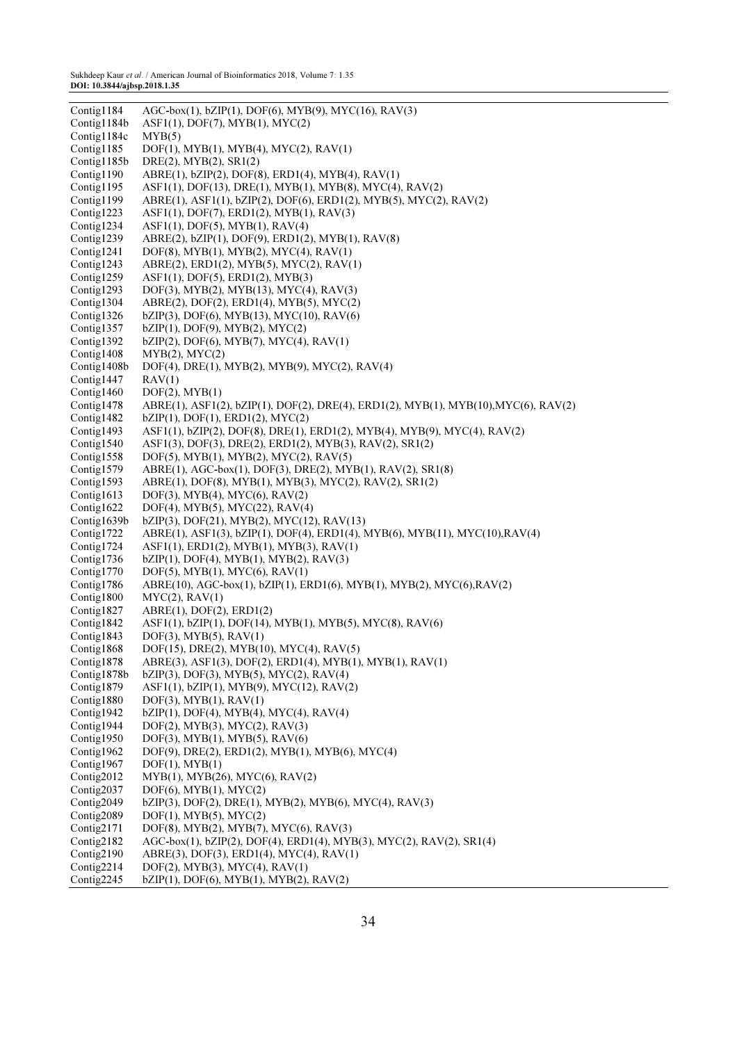| | |
|---|---|
| Contig1184 | AGC-box(1), bZIP(1), DOF(6), MYB(9), MYC(16), RAV(3) |
| Contig1184b | ASF1(1), DOF(7), MYB(1), MYC(2) |
| Contig1184c | MYB(5) |
| Contig1185 | DOF(1), MYB(1), MYB(4), MYC(2), RAV(1) |
| Contig1185b | DRE(2), MYB(2), SR1(2) |
| Contig1190 | ABRE(1), bZIP(2), DOF(8), ERD1(4), MYB(4), RAV(1) |
| Contig1195 | ASF1(1), DOF(13), DRE(1), MYB(1), MYB(8), MYC(4), RAV(2) |
| Contig1199 | ABRE(1), ASF1(1), bZIP(2), DOF(6), ERD1(2), MYB(5), MYC(2), RAV(2) |
| Contig1223 | ASF1(1), DOF(7), ERD1(2), MYB(1), RAV(3) |
| Contig1234 | ASF1(1), DOF(5), MYB(1), RAV(4) |
| Contig1239 | ABRE(2), bZIP(1), DOF(9), ERD1(2), MYB(1), RAV(8) |
| Contig1241 | DOF(8), MYB(1), MYB(2), MYC(4), RAV(1) |
| Contig1243 | ABRE(2), ERD1(2), MYB(5), MYC(2), RAV(1) |
| Contig1259 | ASF1(1), DOF(5), ERD1(2), MYB(3) |
| Contig1293 | DOF(3), MYB(2), MYB(13), MYC(4), RAV(3) |
| Contig1304 | ABRE(2), DOF(2), ERD1(4), MYB(5), MYC(2) |
| Contig1326 | bZIP(3), DOF(6), MYB(13), MYC(10), RAV(6) |
| Contig1357 | bZIP(1), DOF(9), MYB(2), MYC(2) |
| Contig1392 | bZIP(2), DOF(6), MYB(7), MYC(4), RAV(1) |
| Contig1408 | MYB(2), MYC(2) |
| Contig1408b | DOF(4), DRE(1), MYB(2), MYB(9), MYC(2), RAV(4) |
| Contig1447 | RAV(1) |
| Contig1460 | DOF(2), MYB(1) |
| Contig1478 | ABRE(1), ASF1(2), bZIP(1), DOF(2), DRE(4), ERD1(2), MYB(1), MYB(10),MYC(6), RAV(2) |
| Contig1482 | bZIP(1), DOF(1), ERD1(2), MYC(2) |
| Contig1493 | ASF1(1), bZIP(2), DOF(8), DRE(1), ERD1(2), MYB(4), MYB(9), MYC(4), RAV(2) |
| Contig1540 | ASF1(3), DOF(3), DRE(2), ERD1(2), MYB(3), RAV(2), SR1(2) |
| Contig1558 | DOF(5), MYB(1), MYB(2), MYC(2), RAV(5) |
| Contig1579 | ABRE(1), AGC-box(1), DOF(3), DRE(2), MYB(1), RAV(2), SR1(8) |
| Contig1593 | ABRE(1), DOF(8), MYB(1), MYB(3), MYC(2), RAV(2), SR1(2) |
| Contig1613 | DOF(3), MYB(4), MYC(6), RAV(2) |
| Contig1622 | DOF(4), MYB(5), MYC(22), RAV(4) |
| Contig1639b | bZIP(3), DOF(21), MYB(2), MYC(12), RAV(13) |
| Contig1722 | ABRE(1), ASF1(3), bZIP(1), DOF(4), ERD1(4), MYB(6), MYB(11), MYC(10),RAV(4) |
| Contig1724 | ASF1(1), ERD1(2), MYB(1), MYB(3), RAV(1) |
| Contig1736 | bZIP(1), DOF(4), MYB(1), MYB(2), RAV(3) |
| Contig1770 | DOF(5), MYB(1), MYC(6), RAV(1) |
| Contig1786 | ABRE(10), AGC-box(1), bZIP(1), ERD1(6), MYB(1), MYB(2), MYC(6),RAV(2) |
| Contig1800 | MYC(2), RAV(1) |
| Contig1827 | ABRE(1), DOF(2), ERD1(2) |
| Contig1842 | ASF1(1), bZIP(1), DOF(14), MYB(1), MYB(5), MYC(8), RAV(6) |
| Contig1843 | DOF(3), MYB(5), RAV(1) |
| Contig1868 | DOF(15), DRE(2), MYB(10), MYC(4), RAV(5) |
| Contig1878 | ABRE(3), ASF1(3), DOF(2), ERD1(4), MYB(1), MYB(1), RAV(1) |
| Contig1878b | bZIP(3), DOF(3), MYB(5), MYC(2), RAV(4) |
| Contig1879 | ASF1(1), bZIP(1), MYB(9), MYC(12), RAV(2) |
| Contig1880 | DOF(3), MYB(1), RAV(1) |
| Contig1942 | bZIP(1), DOF(4), MYB(4), MYC(4), RAV(4) |
| Contig1944 | DOF(2), MYB(3), MYC(2), RAV(3) |
| Contig1950 | DOF(3), MYB(1), MYB(5), RAV(6) |
| Contig1962 | DOF(9), DRE(2), ERD1(2), MYB(1), MYB(6), MYC(4) |
| Contig1967 | DOF(1), MYB(1) |
| Contig2012 | MYB(1), MYB(26), MYC(6), RAV(2) |
| Contig2037 | DOF(6), MYB(1), MYC(2) |
| Contig2049 | bZIP(3), DOF(2), DRE(1), MYB(2), MYB(6), MYC(4), RAV(3) |
| Contig2089 | DOF(1), MYB(5), MYC(2) |
| Contig2171 | DOF(8), MYB(2), MYB(7), MYC(6), RAV(3) |
| Contig2182 | AGC-box(1), bZIP(2), DOF(4), ERD1(4), MYB(3), MYC(2), RAV(2), SR1(4) |
| Contig2190 | ABRE(3), DOF(3), ERD1(4), MYC(4), RAV(1) |
| Contig2214 | DOF(2), MYB(3), MYC(4), RAV(1) |
| Contig2245 | bZIP(1), DOF(6), MYB(1), MYB(2), RAV(2) |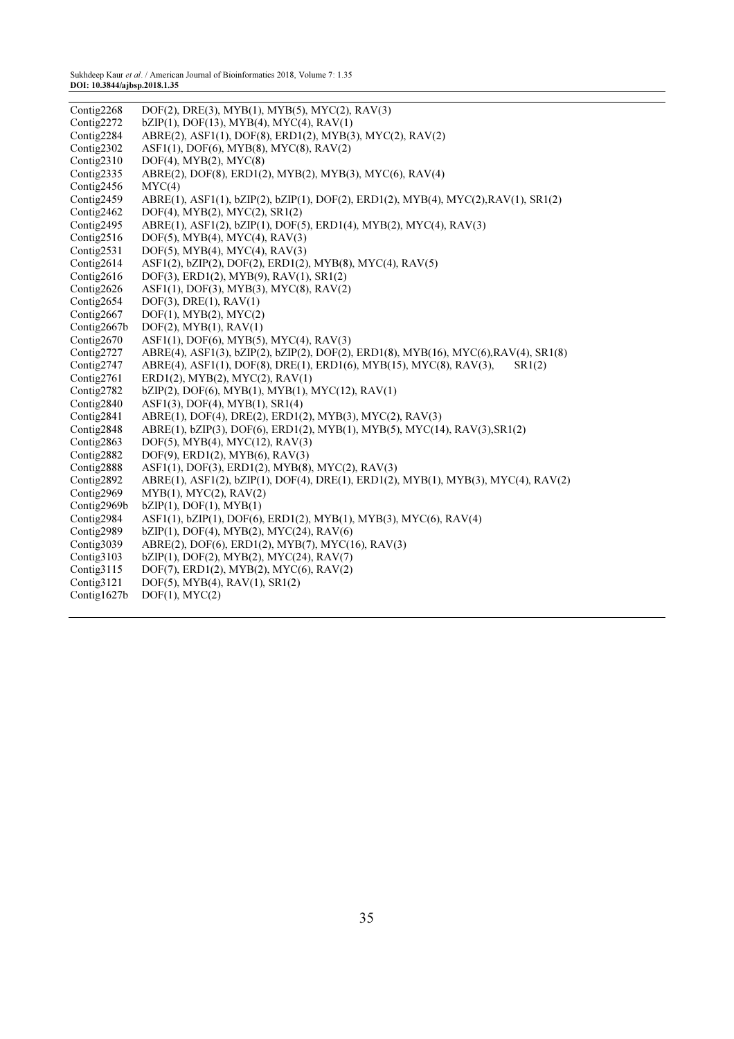| | |
|---|---|
| Contig2268 | DOF(2), DRE(3), MYB(1), MYB(5), MYC(2), RAV(3) |
| Contig2272 | bZIP(1), DOF(13), MYB(4), MYC(4), RAV(1) |
| Contig2284 | ABRE(2), ASF1(1), DOF(8), ERD1(2), MYB(3), MYC(2), RAV(2) |
| Contig2302 | ASF1(1), DOF(6), MYB(8), MYC(8), RAV(2) |
| Contig2310 | DOF(4), MYB(2), MYC(8) |
| Contig2335 | ABRE(2), DOF(8), ERD1(2), MYB(2), MYB(3), MYC(6), RAV(4) |
| Contig2456 | MYC(4) |
| Contig2459 | ABRE(1), ASF1(1), bZIP(2), bZIP(1), DOF(2), ERD1(2), MYB(4), MYC(2),RAV(1), SR1(2) |
| Contig2462 | DOF(4), MYB(2), MYC(2), SR1(2) |
| Contig2495 | ABRE(1), ASF1(2), bZIP(1), DOF(5), ERD1(4), MYB(2), MYC(4), RAV(3) |
| Contig2516 | DOF(5), MYB(4), MYC(4), RAV(3) |
| Contig2531 | DOF(5), MYB(4), MYC(4), RAV(3) |
| Contig2614 | ASF1(2), bZIP(2), DOF(2), ERD1(2), MYB(8), MYC(4), RAV(5) |
| Contig2616 | DOF(3), ERD1(2), MYB(9), RAV(1), SR1(2) |
| Contig2626 | ASF1(1), DOF(3), MYB(3), MYC(8), RAV(2) |
| Contig2654 | DOF(3), DRE(1), RAV(1) |
| Contig2667 | DOF(1), MYB(2), MYC(2) |
| Contig2667b | DOF(2), MYB(1), RAV(1) |
| Contig2670 | ASF1(1), DOF(6), MYB(5), MYC(4), RAV(3) |
| Contig2727 | ABRE(4), ASF1(3), bZIP(2), bZIP(2), DOF(2), ERD1(8), MYB(16), MYC(6),RAV(4), SR1(8) |
| Contig2747 | ABRE(4), ASF1(1), DOF(8), DRE(1), ERD1(6), MYB(15), MYC(8), RAV(3), SR1(2) |
| Contig2761 | ERD1(2), MYB(2), MYC(2), RAV(1) |
| Contig2782 | bZIP(2), DOF(6), MYB(1), MYB(1), MYC(12), RAV(1) |
| Contig2840 | ASF1(3), DOF(4), MYB(1), SR1(4) |
| Contig2841 | ABRE(1), DOF(4), DRE(2), ERD1(2), MYB(3), MYC(2), RAV(3) |
| Contig2848 | ABRE(1), bZIP(3), DOF(6), ERD1(2), MYB(1), MYB(5), MYC(14), RAV(3),SR1(2) |
| Contig2863 | DOF(5), MYB(4), MYC(12), RAV(3) |
| Contig2882 | DOF(9), ERD1(2), MYB(6), RAV(3) |
| Contig2888 | ASF1(1), DOF(3), ERD1(2), MYB(8), MYC(2), RAV(3) |
| Contig2892 | ABRE(1), ASF1(2), bZIP(1), DOF(4), DRE(1), ERD1(2), MYB(1), MYB(3), MYC(4), RAV(2) |
| Contig2969 | MYB(1), MYC(2), RAV(2) |
| Contig2969b | bZIP(1), DOF(1), MYB(1) |
| Contig2984 | ASF1(1), bZIP(1), DOF(6), ERD1(2), MYB(1), MYB(3), MYC(6), RAV(4) |
| Contig2989 | bZIP(1), DOF(4), MYB(2), MYC(24), RAV(6) |
| Contig3039 | ABRE(2), DOF(6), ERD1(2), MYB(7), MYC(16), RAV(3) |
| Contig3103 | bZIP(1), DOF(2), MYB(2), MYC(24), RAV(7) |
| Contig3115 | DOF(7), ERD1(2), MYB(2), MYC(6), RAV(2) |
| Contig3121 | DOF(5), MYB(4), RAV(1), SR1(2) |
| Contig1627b | DOF(1), MYC(2) |